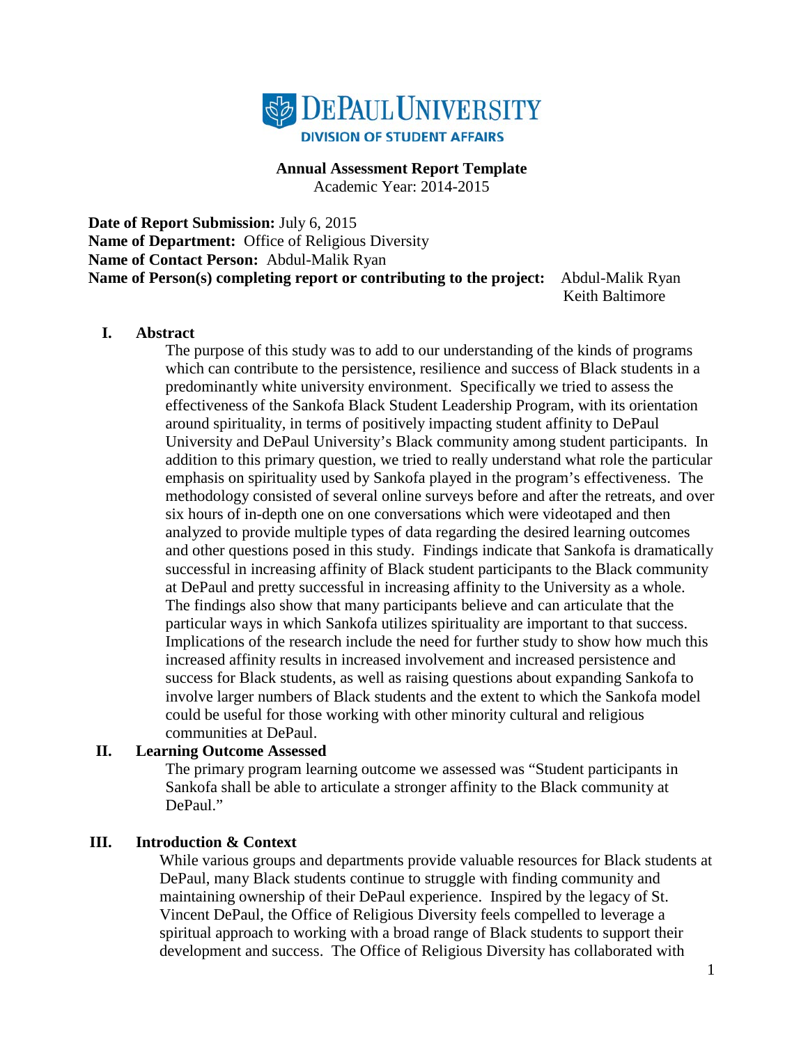DePaul University
DIVISION OF STUDENT AFFAIRS

**Annual Assessment Report Template**
Academic Year: 2014-2015

**Date of Report Submission:** July 6, 2015
**Name of Department:** Office of Religious Diversity
**Name of Contact Person:** Abdul-Malik Ryan
**Name of Person(s) completing report or contributing to the project:** Abdul-Malik Ryan, Keith Baltimore

## I. Abstract

The purpose of this study was to add to our understanding of the kinds of programs which can contribute to the persistence, resilience and success of Black students in a predominantly white university environment. Specifically we tried to assess the effectiveness of the Sankofa Black Student Leadership Program, with its orientation around spirituality, in terms of positively impacting student affinity to DePaul University and DePaul University's Black community among student participants. In addition to this primary question, we tried to really understand what role the particular emphasis on spirituality used by Sankofa played in the program's effectiveness. The methodology consisted of several online surveys before and after the retreats, and over six hours of in-depth one on one conversations which were videotaped and then analyzed to provide multiple types of data regarding the desired learning outcomes and other questions posed in this study. Findings indicate that Sankofa is dramatically successful in increasing affinity of Black student participants to the Black community at DePaul and pretty successful in increasing affinity to the University as a whole. The findings also show that many participants believe and can articulate that the particular ways in which Sankofa utilizes spirituality are important to that success. Implications of the research include the need for further study to show how much this increased affinity results in increased involvement and increased persistence and success for Black students, as well as raising questions about expanding Sankofa to involve larger numbers of Black students and the extent to which the Sankofa model could be useful for those working with other minority cultural and religious communities at DePaul.

## II. Learning Outcome Assessed

The primary program learning outcome we assessed was "Student participants in Sankofa shall be able to articulate a stronger affinity to the Black community at DePaul."

## III. Introduction & Context

While various groups and departments provide valuable resources for Black students at DePaul, many Black students continue to struggle with finding community and maintaining ownership of their DePaul experience. Inspired by the legacy of St. Vincent DePaul, the Office of Religious Diversity feels compelled to leverage a spiritual approach to working with a broad range of Black students to support their development and success. The Office of Religious Diversity has collaborated with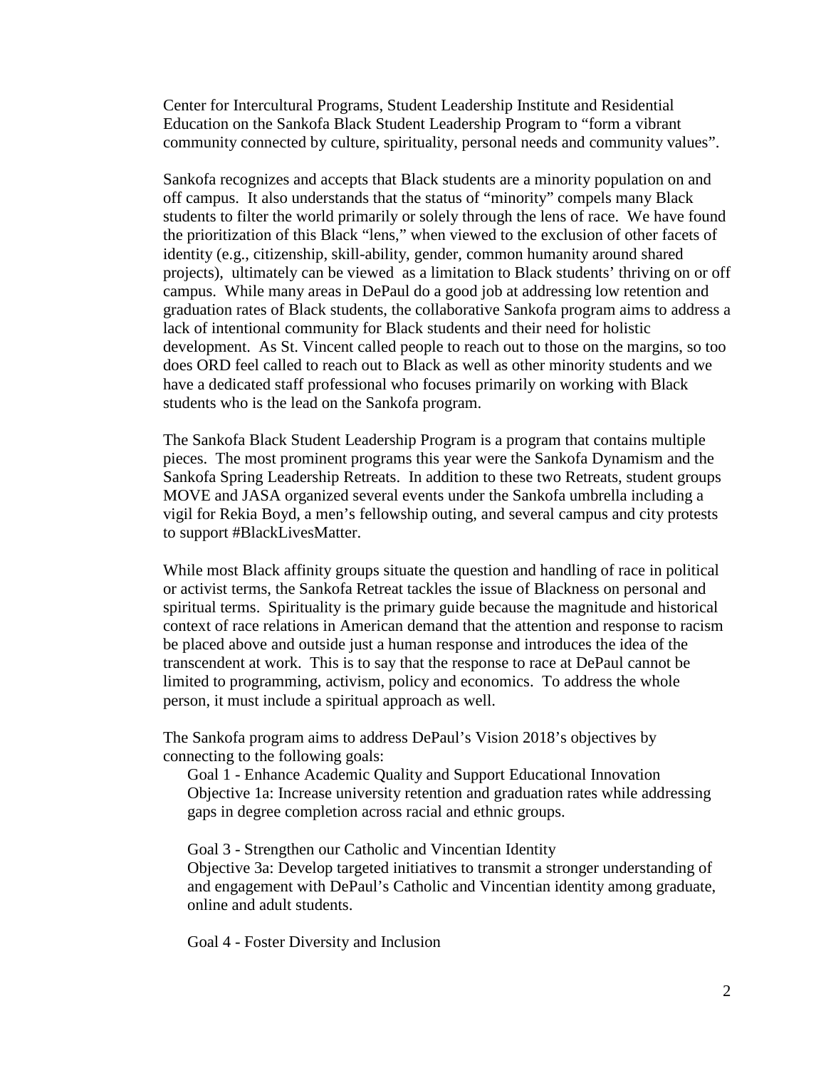Center for Intercultural Programs, Student Leadership Institute and Residential Education on the Sankofa Black Student Leadership Program to "form a vibrant community connected by culture, spirituality, personal needs and community values".

Sankofa recognizes and accepts that Black students are a minority population on and off campus. It also understands that the status of "minority" compels many Black students to filter the world primarily or solely through the lens of race. We have found the prioritization of this Black "lens," when viewed to the exclusion of other facets of identity (e.g., citizenship, skill-ability, gender, common humanity around shared projects), ultimately can be viewed as a limitation to Black students' thriving on or off campus. While many areas in DePaul do a good job at addressing low retention and graduation rates of Black students, the collaborative Sankofa program aims to address a lack of intentional community for Black students and their need for holistic development. As St. Vincent called people to reach out to those on the margins, so too does ORD feel called to reach out to Black as well as other minority students and we have a dedicated staff professional who focuses primarily on working with Black students who is the lead on the Sankofa program.

The Sankofa Black Student Leadership Program is a program that contains multiple pieces. The most prominent programs this year were the Sankofa Dynamism and the Sankofa Spring Leadership Retreats. In addition to these two Retreats, student groups MOVE and JASA organized several events under the Sankofa umbrella including a vigil for Rekia Boyd, a men's fellowship outing, and several campus and city protests to support #BlackLivesMatter.

While most Black affinity groups situate the question and handling of race in political or activist terms, the Sankofa Retreat tackles the issue of Blackness on personal and spiritual terms. Spirituality is the primary guide because the magnitude and historical context of race relations in American demand that the attention and response to racism be placed above and outside just a human response and introduces the idea of the transcendent at work. This is to say that the response to race at DePaul cannot be limited to programming, activism, policy and economics. To address the whole person, it must include a spiritual approach as well.

The Sankofa program aims to address DePaul's Vision 2018's objectives by connecting to the following goals:

Goal 1 - Enhance Academic Quality and Support Educational Innovation
Objective 1a: Increase university retention and graduation rates while addressing gaps in degree completion across racial and ethnic groups.

Goal 3 - Strengthen our Catholic and Vincentian Identity
Objective 3a: Develop targeted initiatives to transmit a stronger understanding of and engagement with DePaul's Catholic and Vincentian identity among graduate, online and adult students.

Goal 4 - Foster Diversity and Inclusion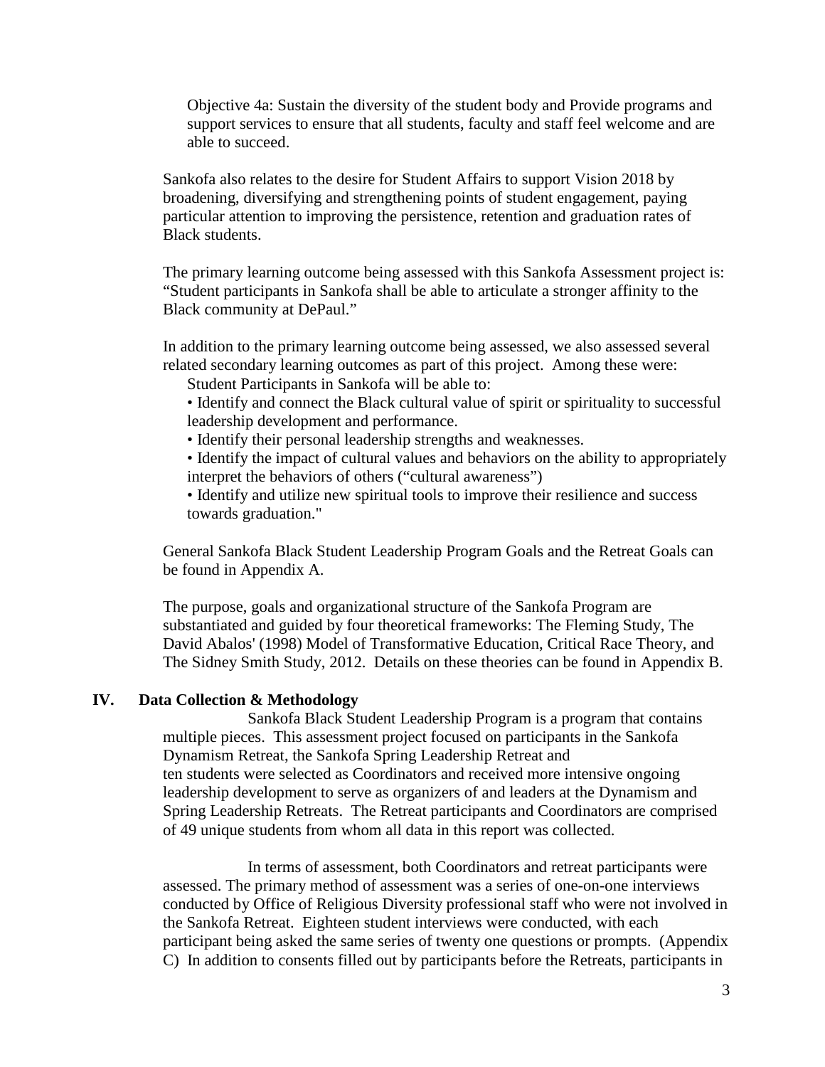Objective 4a: Sustain the diversity of the student body and Provide programs and support services to ensure that all students, faculty and staff feel welcome and are able to succeed.

Sankofa also relates to the desire for Student Affairs to support Vision 2018 by broadening, diversifying and strengthening points of student engagement, paying particular attention to improving the persistence, retention and graduation rates of Black students.

The primary learning outcome being assessed with this Sankofa Assessment project is: "Student participants in Sankofa shall be able to articulate a stronger affinity to the Black community at DePaul."

In addition to the primary learning outcome being assessed, we also assessed several related secondary learning outcomes as part of this project. Among these were:

Student Participants in Sankofa will be able to:

- Identify and connect the Black cultural value of spirit or spirituality to successful leadership development and performance.
- Identify their personal leadership strengths and weaknesses.
- Identify the impact of cultural values and behaviors on the ability to appropriately interpret the behaviors of others ("cultural awareness")
- Identify and utilize new spiritual tools to improve their resilience and success towards graduation."

General Sankofa Black Student Leadership Program Goals and the Retreat Goals can be found in Appendix A.

The purpose, goals and organizational structure of the Sankofa Program are substantiated and guided by four theoretical frameworks: The Fleming Study, The David Abalos' (1998) Model of Transformative Education, Critical Race Theory, and The Sidney Smith Study, 2012. Details on these theories can be found in Appendix B.

## IV. Data Collection & Methodology

Sankofa Black Student Leadership Program is a program that contains multiple pieces. This assessment project focused on participants in the Sankofa Dynamism Retreat, the Sankofa Spring Leadership Retreat and ten students were selected as Coordinators and received more intensive ongoing leadership development to serve as organizers of and leaders at the Dynamism and Spring Leadership Retreats. The Retreat participants and Coordinators are comprised of 49 unique students from whom all data in this report was collected.

In terms of assessment, both Coordinators and retreat participants were assessed. The primary method of assessment was a series of one-on-one interviews conducted by Office of Religious Diversity professional staff who were not involved in the Sankofa Retreat. Eighteen student interviews were conducted, with each participant being asked the same series of twenty one questions or prompts. (Appendix C) In addition to consents filled out by participants before the Retreats, participants in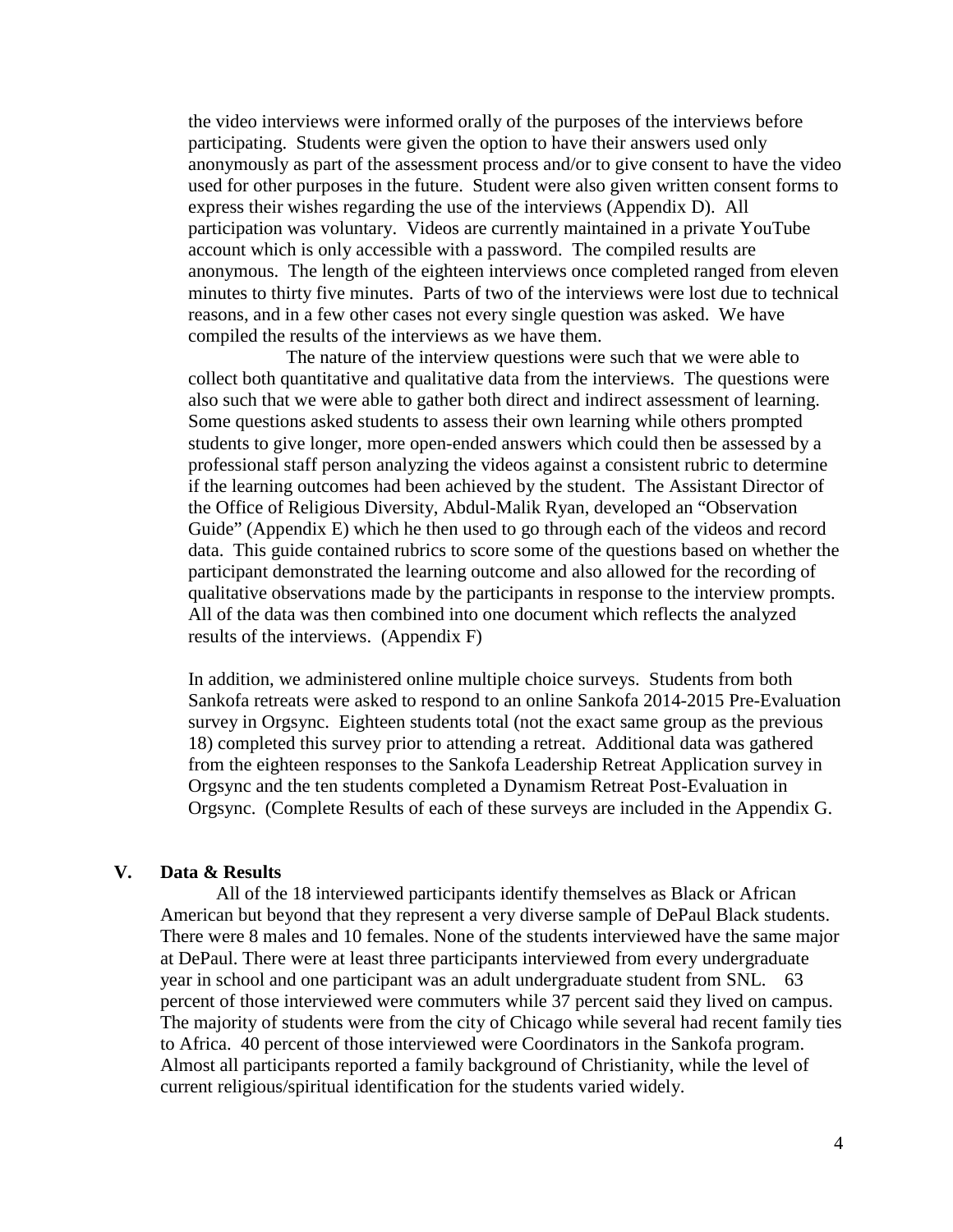the video interviews were informed orally of the purposes of the interviews before participating. Students were given the option to have their answers used only anonymously as part of the assessment process and/or to give consent to have the video used for other purposes in the future. Student were also given written consent forms to express their wishes regarding the use of the interviews (Appendix D). All participation was voluntary. Videos are currently maintained in a private YouTube account which is only accessible with a password. The compiled results are anonymous. The length of the eighteen interviews once completed ranged from eleven minutes to thirty five minutes. Parts of two of the interviews were lost due to technical reasons, and in a few other cases not every single question was asked. We have compiled the results of the interviews as we have them.

The nature of the interview questions were such that we were able to collect both quantitative and qualitative data from the interviews. The questions were also such that we were able to gather both direct and indirect assessment of learning. Some questions asked students to assess their own learning while others prompted students to give longer, more open-ended answers which could then be assessed by a professional staff person analyzing the videos against a consistent rubric to determine if the learning outcomes had been achieved by the student. The Assistant Director of the Office of Religious Diversity, Abdul-Malik Ryan, developed an "Observation Guide" (Appendix E) which he then used to go through each of the videos and record data. This guide contained rubrics to score some of the questions based on whether the participant demonstrated the learning outcome and also allowed for the recording of qualitative observations made by the participants in response to the interview prompts. All of the data was then combined into one document which reflects the analyzed results of the interviews. (Appendix F)

In addition, we administered online multiple choice surveys. Students from both Sankofa retreats were asked to respond to an online Sankofa 2014-2015 Pre-Evaluation survey in Orgsync. Eighteen students total (not the exact same group as the previous 18) completed this survey prior to attending a retreat. Additional data was gathered from the eighteen responses to the Sankofa Leadership Retreat Application survey in Orgsync and the ten students completed a Dynamism Retreat Post-Evaluation in Orgsync. (Complete Results of each of these surveys are included in the Appendix G.

## V. Data & Results

All of the 18 interviewed participants identify themselves as Black or African American but beyond that they represent a very diverse sample of DePaul Black students. There were 8 males and 10 females. None of the students interviewed have the same major at DePaul. There were at least three participants interviewed from every undergraduate year in school and one participant was an adult undergraduate student from SNL. 63 percent of those interviewed were commuters while 37 percent said they lived on campus. The majority of students were from the city of Chicago while several had recent family ties to Africa. 40 percent of those interviewed were Coordinators in the Sankofa program. Almost all participants reported a family background of Christianity, while the level of current religious/spiritual identification for the students varied widely.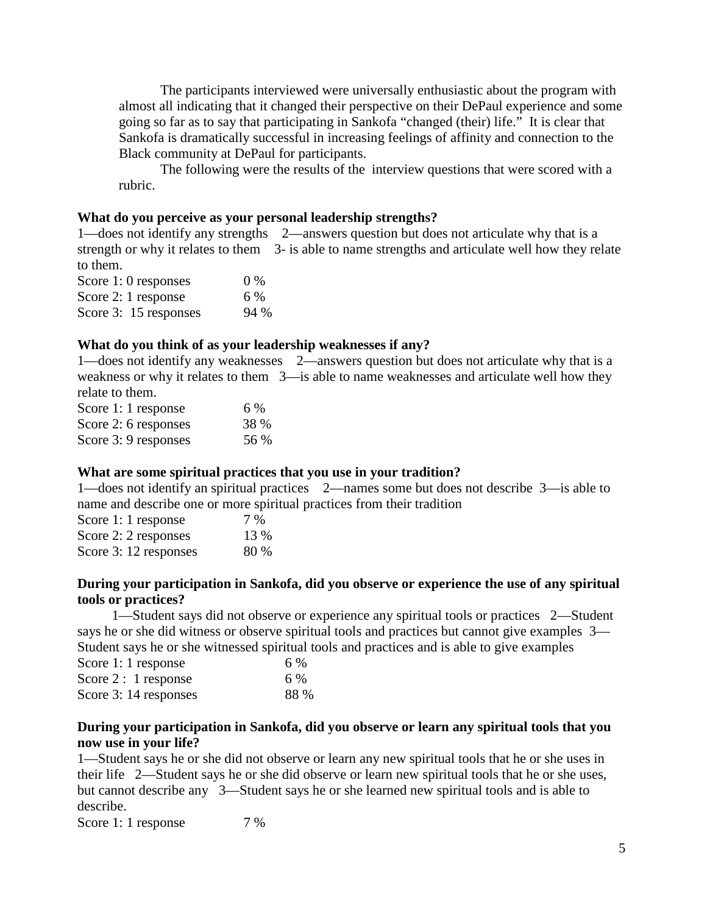The participants interviewed were universally enthusiastic about the program with almost all indicating that it changed their perspective on their DePaul experience and some going so far as to say that participating in Sankofa "changed (their) life." It is clear that Sankofa is dramatically successful in increasing feelings of affinity and connection to the Black community at DePaul for participants.

The following were the results of the interview questions that were scored with a rubric.

**What do you perceive as your personal leadership strengths?**

1—does not identify any strengths 2—answers question but does not articulate why that is a strength or why it relates to them 3- is able to name strengths and articulate well how they relate to them.

| | |
|---|---|
| Score 1: 0 responses | 0 % |
| Score 2: 1 response | 6 % |
| Score 3: 15 responses | 94 % |

**What do you think of as your leadership weaknesses if any?**

1—does not identify any weaknesses 2—answers question but does not articulate why that is a weakness or why it relates to them 3—is able to name weaknesses and articulate well how they relate to them.

| | |
|---|---|
| Score 1: 1 response | 6 % |
| Score 2: 6 responses | 38 % |
| Score 3: 9 responses | 56 % |

**What are some spiritual practices that you use in your tradition?**

1—does not identify an spiritual practices 2—names some but does not describe 3—is able to name and describe one or more spiritual practices from their tradition

| | |
|---|---|
| Score 1: 1 response | 7 % |
| Score 2: 2 responses | 13 % |
| Score 3: 12 responses | 80 % |

**During your participation in Sankofa, did you observe or experience the use of any spiritual tools or practices?**

1—Student says did not observe or experience any spiritual tools or practices 2—Student says he or she did witness or observe spiritual tools and practices but cannot give examples 3—Student says he or she witnessed spiritual tools and practices and is able to give examples

| | |
|---|---|
| Score 1: 1 response | 6 % |
| Score 2 : 1 response | 6 % |
| Score 3: 14 responses | 88 % |

**During your participation in Sankofa, did you observe or learn any spiritual tools that you now use in your life?**

1—Student says he or she did not observe or learn any new spiritual tools that he or she uses in their life 2—Student says he or she did observe or learn new spiritual tools that he or she uses, but cannot describe any 3—Student says he or she learned new spiritual tools and is able to describe.

| | |
|---|---|
| Score 1: 1 response | 7 % |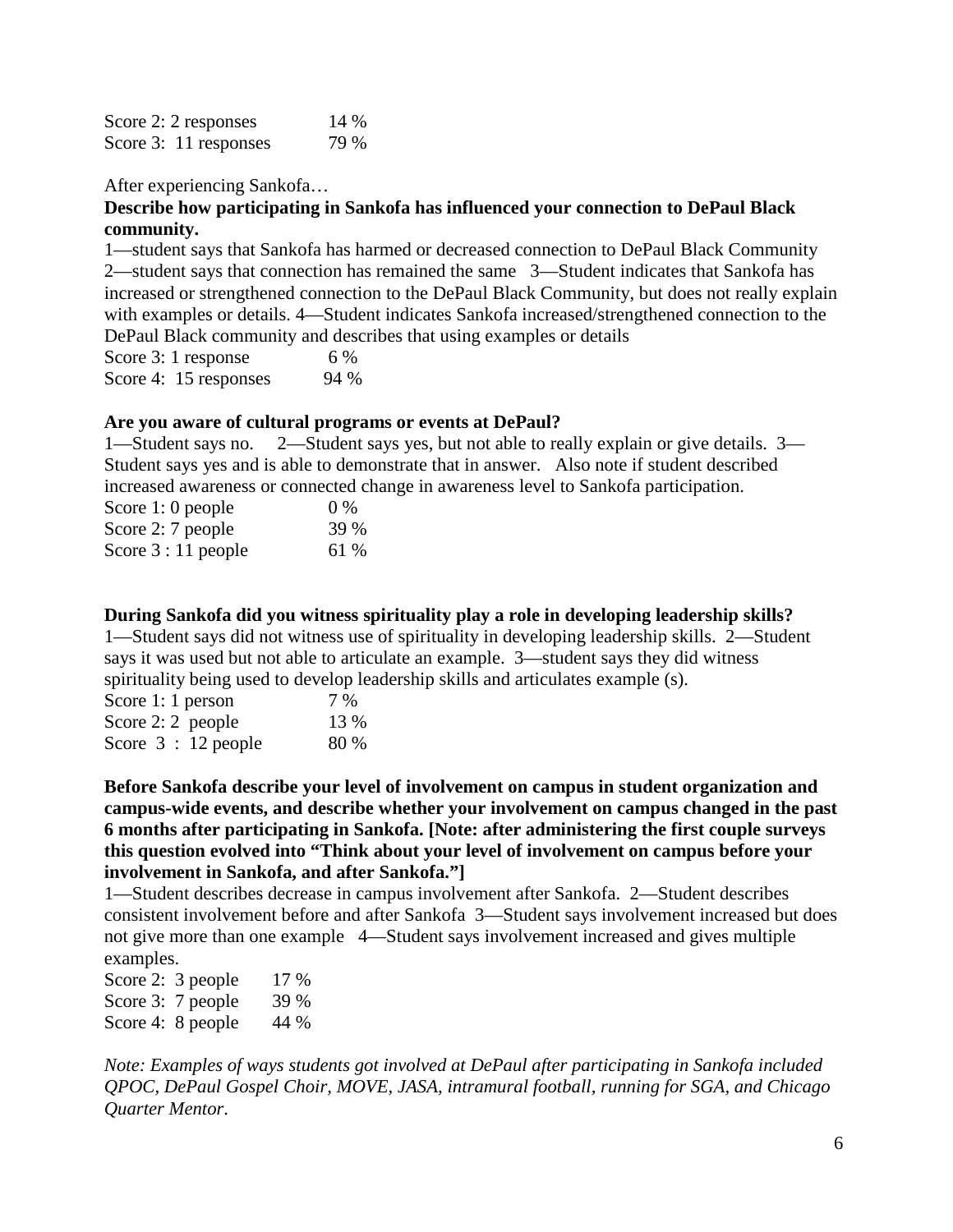Score 2: 2 responses 14 %
Score 3: 11 responses 79 %

After experiencing Sankofa…

**Describe how participating in Sankofa has influenced your connection to DePaul Black community.**

1—student says that Sankofa has harmed or decreased connection to DePaul Black Community 2—student says that connection has remained the same 3—Student indicates that Sankofa has increased or strengthened connection to the DePaul Black Community, but does not really explain with examples or details. 4—Student indicates Sankofa increased/strengthened connection to the DePaul Black community and describes that using examples or details

Score 3: 1 response 6 %
Score 4: 15 responses 94 %

**Are you aware of cultural programs or events at DePaul?**

1—Student says no. 2—Student says yes, but not able to really explain or give details. 3—Student says yes and is able to demonstrate that in answer. Also note if student described increased awareness or connected change in awareness level to Sankofa participation.

Score 1: 0 people 0 %
Score 2: 7 people 39 %
Score 3 : 11 people 61 %

**During Sankofa did you witness spirituality play a role in developing leadership skills?**

1—Student says did not witness use of spirituality in developing leadership skills. 2—Student says it was used but not able to articulate an example. 3—student says they did witness spirituality being used to develop leadership skills and articulates example (s).

Score 1: 1 person 7 %
Score 2: 2 people 13 %
Score 3 : 12 people 80 %

**Before Sankofa describe your level of involvement on campus in student organization and campus-wide events, and describe whether your involvement on campus changed in the past 6 months after participating in Sankofa. [Note: after administering the first couple surveys this question evolved into "Think about your level of involvement on campus before your involvement in Sankofa, and after Sankofa."]**

1—Student describes decrease in campus involvement after Sankofa. 2—Student describes consistent involvement before and after Sankofa 3—Student says involvement increased but does not give more than one example 4—Student says involvement increased and gives multiple examples.

Score 2: 3 people 17 %
Score 3: 7 people 39 %
Score 4: 8 people 44 %

*Note: Examples of ways students got involved at DePaul after participating in Sankofa included QPOC, DePaul Gospel Choir, MOVE, JASA, intramural football, running for SGA, and Chicago Quarter Mentor.*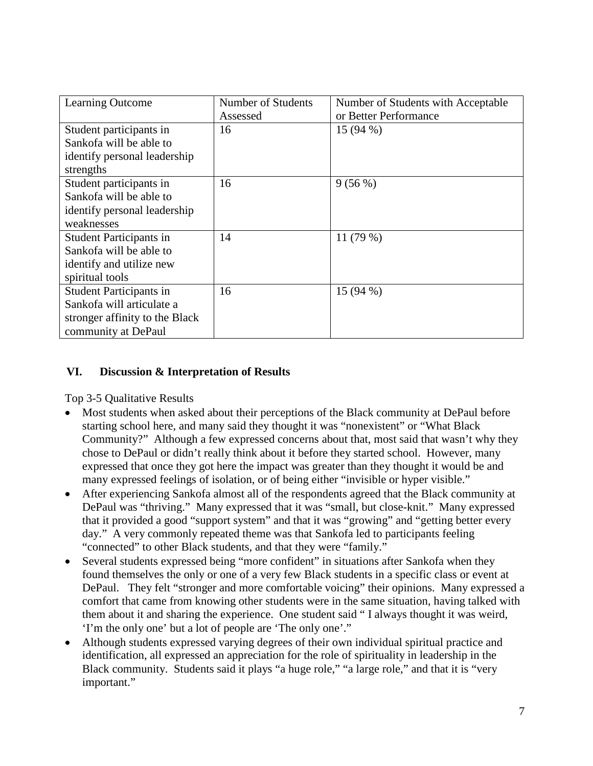| Learning Outcome | Number of Students Assessed | Number of Students with Acceptable or Better Performance |
|---|---|---|
| Student participants in Sankofa will be able to identify personal leadership strengths | 16 | 15 (94 %) |
| Student participants in Sankofa will be able to identify personal leadership weaknesses | 16 | 9 (56 %) |
| Student Participants in Sankofa will be able to identify and utilize new spiritual tools | 14 | 11 (79 %) |
| Student Participants in Sankofa will articulate a stronger affinity to the Black community at DePaul | 16 | 15 (94 %) |

## VI. Discussion & Interpretation of Results

Top 3-5 Qualitative Results

- Most students when asked about their perceptions of the Black community at DePaul before starting school here, and many said they thought it was "nonexistent" or "What Black Community?" Although a few expressed concerns about that, most said that wasn't why they chose to DePaul or didn't really think about it before they started school. However, many expressed that once they got here the impact was greater than they thought it would be and many expressed feelings of isolation, or of being either "invisible or hyper visible."
- After experiencing Sankofa almost all of the respondents agreed that the Black community at DePaul was "thriving." Many expressed that it was "small, but close-knit." Many expressed that it provided a good "support system" and that it was "growing" and "getting better every day." A very commonly repeated theme was that Sankofa led to participants feeling "connected" to other Black students, and that they were "family."
- Several students expressed being "more confident" in situations after Sankofa when they found themselves the only or one of a very few Black students in a specific class or event at DePaul. They felt "stronger and more comfortable voicing" their opinions. Many expressed a comfort that came from knowing other students were in the same situation, having talked with them about it and sharing the experience. One student said " I always thought it was weird, 'I'm the only one' but a lot of people are 'The only one'."
- Although students expressed varying degrees of their own individual spiritual practice and identification, all expressed an appreciation for the role of spirituality in leadership in the Black community. Students said it plays "a huge role," "a large role," and that it is "very important."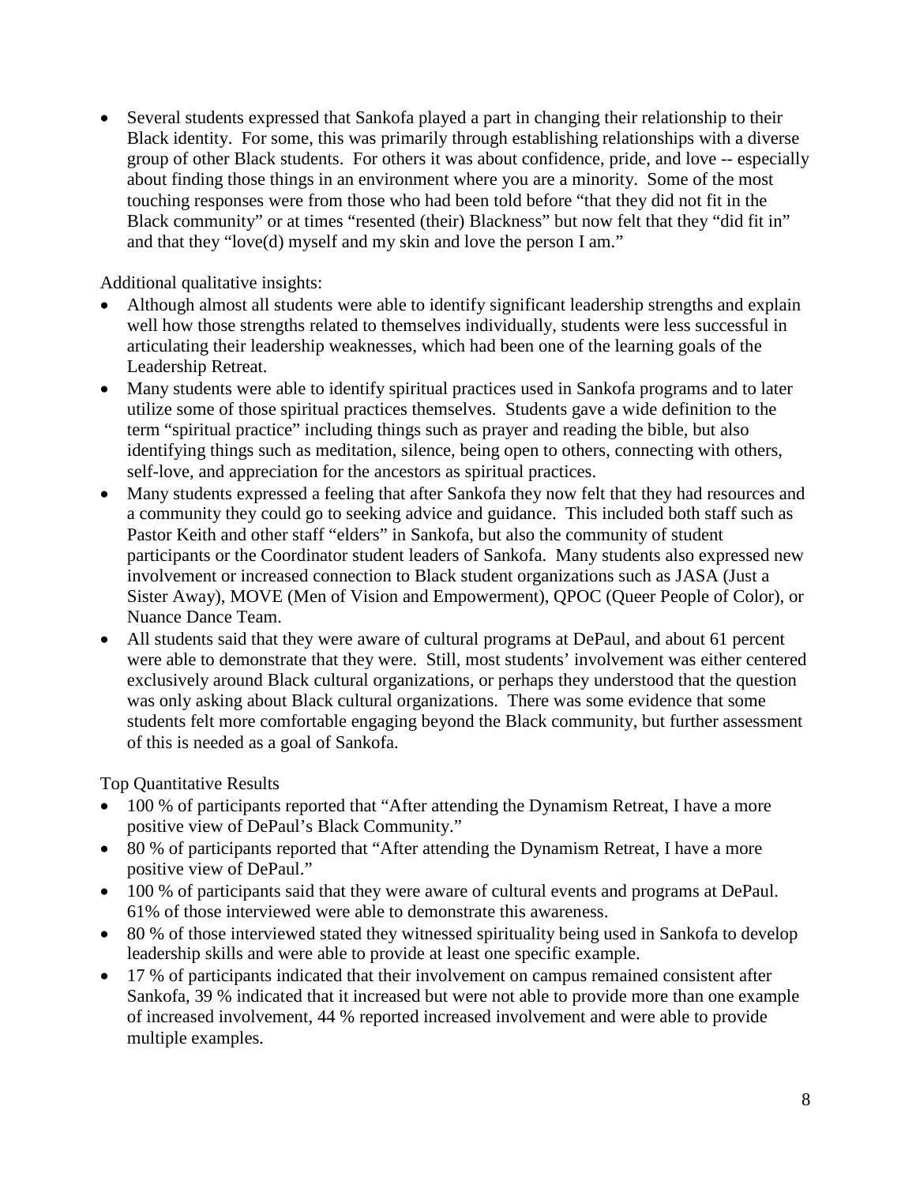- Several students expressed that Sankofa played a part in changing their relationship to their Black identity. For some, this was primarily through establishing relationships with a diverse group of other Black students. For others it was about confidence, pride, and love -- especially about finding those things in an environment where you are a minority. Some of the most touching responses were from those who had been told before "that they did not fit in the Black community" or at times "resented (their) Blackness" but now felt that they "did fit in" and that they "love(d) myself and my skin and love the person I am."

Additional qualitative insights:

- Although almost all students were able to identify significant leadership strengths and explain well how those strengths related to themselves individually, students were less successful in articulating their leadership weaknesses, which had been one of the learning goals of the Leadership Retreat.
- Many students were able to identify spiritual practices used in Sankofa programs and to later utilize some of those spiritual practices themselves. Students gave a wide definition to the term "spiritual practice" including things such as prayer and reading the bible, but also identifying things such as meditation, silence, being open to others, connecting with others, self-love, and appreciation for the ancestors as spiritual practices.
- Many students expressed a feeling that after Sankofa they now felt that they had resources and a community they could go to seeking advice and guidance. This included both staff such as Pastor Keith and other staff "elders" in Sankofa, but also the community of student participants or the Coordinator student leaders of Sankofa. Many students also expressed new involvement or increased connection to Black student organizations such as JASA (Just a Sister Away), MOVE (Men of Vision and Empowerment), QPOC (Queer People of Color), or Nuance Dance Team.
- All students said that they were aware of cultural programs at DePaul, and about 61 percent were able to demonstrate that they were. Still, most students' involvement was either centered exclusively around Black cultural organizations, or perhaps they understood that the question was only asking about Black cultural organizations. There was some evidence that some students felt more comfortable engaging beyond the Black community, but further assessment of this is needed as a goal of Sankofa.

Top Quantitative Results

- 100 % of participants reported that "After attending the Dynamism Retreat, I have a more positive view of DePaul's Black Community."
- 80 % of participants reported that "After attending the Dynamism Retreat, I have a more positive view of DePaul."
- 100 % of participants said that they were aware of cultural events and programs at DePaul. 61% of those interviewed were able to demonstrate this awareness.
- 80 % of those interviewed stated they witnessed spirituality being used in Sankofa to develop leadership skills and were able to provide at least one specific example.
- 17 % of participants indicated that their involvement on campus remained consistent after Sankofa, 39 % indicated that it increased but were not able to provide more than one example of increased involvement, 44 % reported increased involvement and were able to provide multiple examples.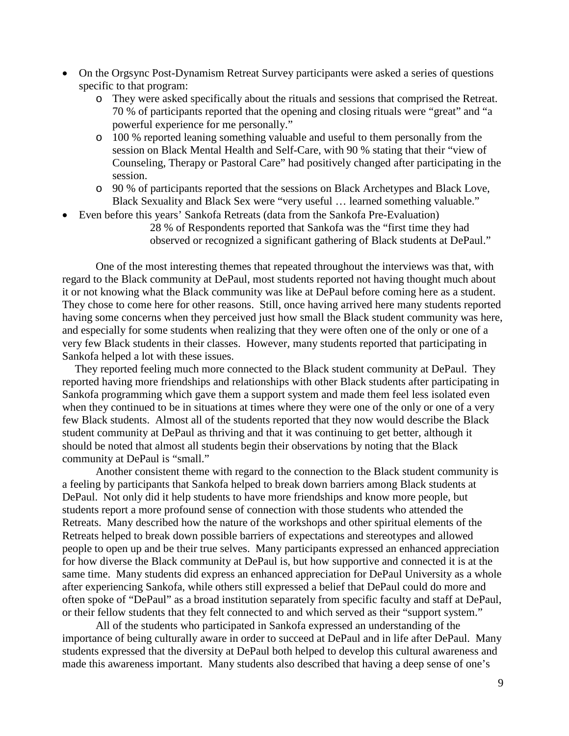- On the Orgsync Post-Dynamism Retreat Survey participants were asked a series of questions specific to that program:
  - They were asked specifically about the rituals and sessions that comprised the Retreat. 70 % of participants reported that the opening and closing rituals were "great" and "a powerful experience for me personally."
  - 100 % reported leaning something valuable and useful to them personally from the session on Black Mental Health and Self-Care, with 90 % stating that their "view of Counseling, Therapy or Pastoral Care" had positively changed after participating in the session.
  - 90 % of participants reported that the sessions on Black Archetypes and Black Love, Black Sexuality and Black Sex were "very useful … learned something valuable."
- Even before this years' Sankofa Retreats (data from the Sankofa Pre-Evaluation)

  28 % of Respondents reported that Sankofa was the "first time they had observed or recognized a significant gathering of Black students at DePaul."

One of the most interesting themes that repeated throughout the interviews was that, with regard to the Black community at DePaul, most students reported not having thought much about it or not knowing what the Black community was like at DePaul before coming here as a student. They chose to come here for other reasons. Still, once having arrived here many students reported having some concerns when they perceived just how small the Black student community was here, and especially for some students when realizing that they were often one of the only or one of a very few Black students in their classes. However, many students reported that participating in Sankofa helped a lot with these issues.

They reported feeling much more connected to the Black student community at DePaul. They reported having more friendships and relationships with other Black students after participating in Sankofa programming which gave them a support system and made them feel less isolated even when they continued to be in situations at times where they were one of the only or one of a very few Black students. Almost all of the students reported that they now would describe the Black student community at DePaul as thriving and that it was continuing to get better, although it should be noted that almost all students begin their observations by noting that the Black community at DePaul is "small."

Another consistent theme with regard to the connection to the Black student community is a feeling by participants that Sankofa helped to break down barriers among Black students at DePaul. Not only did it help students to have more friendships and know more people, but students report a more profound sense of connection with those students who attended the Retreats. Many described how the nature of the workshops and other spiritual elements of the Retreats helped to break down possible barriers of expectations and stereotypes and allowed people to open up and be their true selves. Many participants expressed an enhanced appreciation for how diverse the Black community at DePaul is, but how supportive and connected it is at the same time. Many students did express an enhanced appreciation for DePaul University as a whole after experiencing Sankofa, while others still expressed a belief that DePaul could do more and often spoke of "DePaul" as a broad institution separately from specific faculty and staff at DePaul, or their fellow students that they felt connected to and which served as their "support system."

All of the students who participated in Sankofa expressed an understanding of the importance of being culturally aware in order to succeed at DePaul and in life after DePaul. Many students expressed that the diversity at DePaul both helped to develop this cultural awareness and made this awareness important. Many students also described that having a deep sense of one's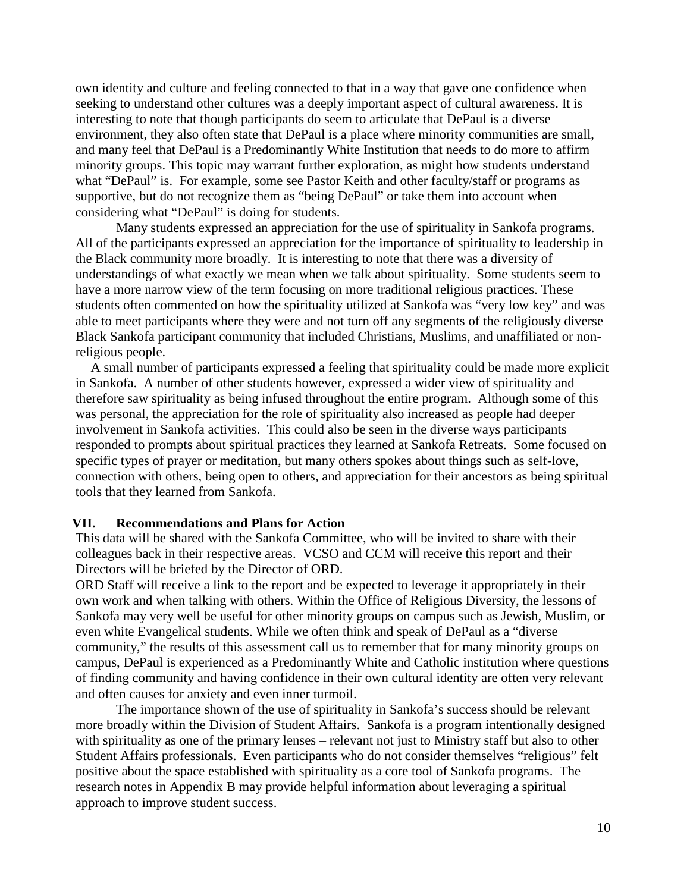own identity and culture and feeling connected to that in a way that gave one confidence when seeking to understand other cultures was a deeply important aspect of cultural awareness. It is interesting to note that though participants do seem to articulate that DePaul is a diverse environment, they also often state that DePaul is a place where minority communities are small, and many feel that DePaul is a Predominantly White Institution that needs to do more to affirm minority groups. This topic may warrant further exploration, as might how students understand what "DePaul" is. For example, some see Pastor Keith and other faculty/staff or programs as supportive, but do not recognize them as "being DePaul" or take them into account when considering what "DePaul" is doing for students.

Many students expressed an appreciation for the use of spirituality in Sankofa programs. All of the participants expressed an appreciation for the importance of spirituality to leadership in the Black community more broadly. It is interesting to note that there was a diversity of understandings of what exactly we mean when we talk about spirituality. Some students seem to have a more narrow view of the term focusing on more traditional religious practices. These students often commented on how the spirituality utilized at Sankofa was "very low key" and was able to meet participants where they were and not turn off any segments of the religiously diverse Black Sankofa participant community that included Christians, Muslims, and unaffiliated or non-religious people.

A small number of participants expressed a feeling that spirituality could be made more explicit in Sankofa. A number of other students however, expressed a wider view of spirituality and therefore saw spirituality as being infused throughout the entire program. Although some of this was personal, the appreciation for the role of spirituality also increased as people had deeper involvement in Sankofa activities. This could also be seen in the diverse ways participants responded to prompts about spiritual practices they learned at Sankofa Retreats. Some focused on specific types of prayer or meditation, but many others spokes about things such as self-love, connection with others, being open to others, and appreciation for their ancestors as being spiritual tools that they learned from Sankofa.

## VII. Recommendations and Plans for Action

This data will be shared with the Sankofa Committee, who will be invited to share with their colleagues back in their respective areas. VCSO and CCM will receive this report and their Directors will be briefed by the Director of ORD.

ORD Staff will receive a link to the report and be expected to leverage it appropriately in their own work and when talking with others. Within the Office of Religious Diversity, the lessons of Sankofa may very well be useful for other minority groups on campus such as Jewish, Muslim, or even white Evangelical students. While we often think and speak of DePaul as a "diverse community," the results of this assessment call us to remember that for many minority groups on campus, DePaul is experienced as a Predominantly White and Catholic institution where questions of finding community and having confidence in their own cultural identity are often very relevant and often causes for anxiety and even inner turmoil.

The importance shown of the use of spirituality in Sankofa's success should be relevant more broadly within the Division of Student Affairs. Sankofa is a program intentionally designed with spirituality as one of the primary lenses – relevant not just to Ministry staff but also to other Student Affairs professionals. Even participants who do not consider themselves "religious" felt positive about the space established with spirituality as a core tool of Sankofa programs. The research notes in Appendix B may provide helpful information about leveraging a spiritual approach to improve student success.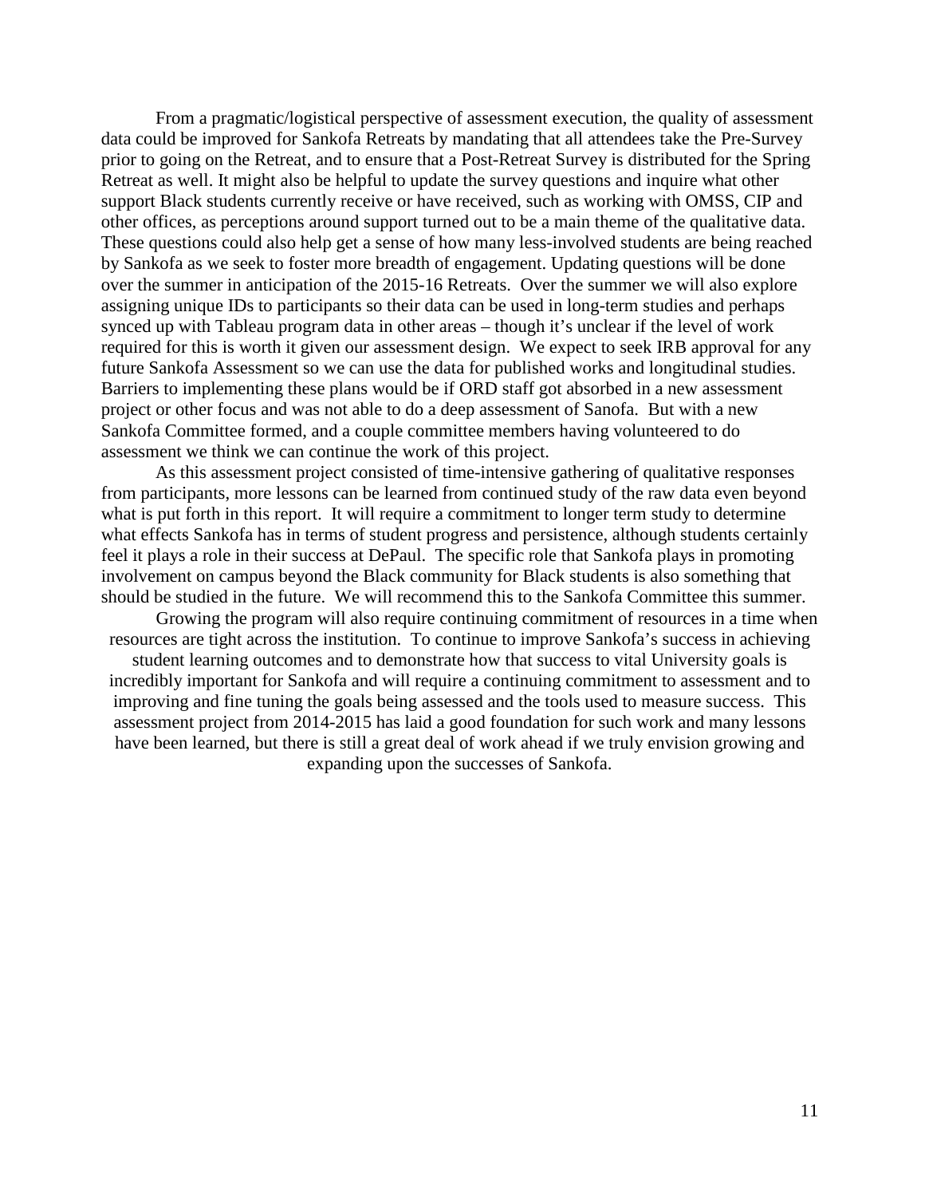From a pragmatic/logistical perspective of assessment execution, the quality of assessment data could be improved for Sankofa Retreats by mandating that all attendees take the Pre-Survey prior to going on the Retreat, and to ensure that a Post-Retreat Survey is distributed for the Spring Retreat as well. It might also be helpful to update the survey questions and inquire what other support Black students currently receive or have received, such as working with OMSS, CIP and other offices, as perceptions around support turned out to be a main theme of the qualitative data. These questions could also help get a sense of how many less-involved students are being reached by Sankofa as we seek to foster more breadth of engagement. Updating questions will be done over the summer in anticipation of the 2015-16 Retreats. Over the summer we will also explore assigning unique IDs to participants so their data can be used in long-term studies and perhaps synced up with Tableau program data in other areas – though it's unclear if the level of work required for this is worth it given our assessment design. We expect to seek IRB approval for any future Sankofa Assessment so we can use the data for published works and longitudinal studies. Barriers to implementing these plans would be if ORD staff got absorbed in a new assessment project or other focus and was not able to do a deep assessment of Sanofa. But with a new Sankofa Committee formed, and a couple committee members having volunteered to do assessment we think we can continue the work of this project.

As this assessment project consisted of time-intensive gathering of qualitative responses from participants, more lessons can be learned from continued study of the raw data even beyond what is put forth in this report. It will require a commitment to longer term study to determine what effects Sankofa has in terms of student progress and persistence, although students certainly feel it plays a role in their success at DePaul. The specific role that Sankofa plays in promoting involvement on campus beyond the Black community for Black students is also something that should be studied in the future. We will recommend this to the Sankofa Committee this summer.

Growing the program will also require continuing commitment of resources in a time when resources are tight across the institution. To continue to improve Sankofa's success in achieving student learning outcomes and to demonstrate how that success to vital University goals is incredibly important for Sankofa and will require a continuing commitment to assessment and to improving and fine tuning the goals being assessed and the tools used to measure success. This assessment project from 2014-2015 has laid a good foundation for such work and many lessons have been learned, but there is still a great deal of work ahead if we truly envision growing and expanding upon the successes of Sankofa.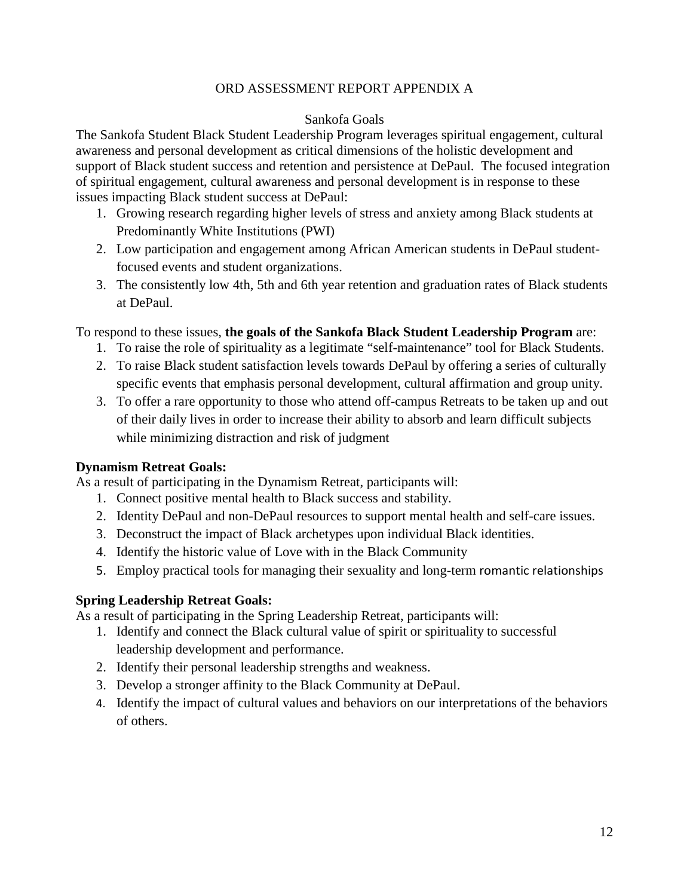ORD ASSESSMENT REPORT APPENDIX A

Sankofa Goals

The Sankofa Student Black Student Leadership Program leverages spiritual engagement, cultural awareness and personal development as critical dimensions of the holistic development and support of Black student success and retention and persistence at DePaul. The focused integration of spiritual engagement, cultural awareness and personal development is in response to these issues impacting Black student success at DePaul:

1. Growing research regarding higher levels of stress and anxiety among Black students at Predominantly White Institutions (PWI)
2. Low participation and engagement among African American students in DePaul student-focused events and student organizations.
3. The consistently low 4th, 5th and 6th year retention and graduation rates of Black students at DePaul.

To respond to these issues, **the goals of the Sankofa Black Student Leadership Program** are:

1. To raise the role of spirituality as a legitimate "self-maintenance" tool for Black Students.
2. To raise Black student satisfaction levels towards DePaul by offering a series of culturally specific events that emphasis personal development, cultural affirmation and group unity.
3. To offer a rare opportunity to those who attend off-campus Retreats to be taken up and out of their daily lives in order to increase their ability to absorb and learn difficult subjects while minimizing distraction and risk of judgment

**Dynamism Retreat Goals:**

As a result of participating in the Dynamism Retreat, participants will:

1. Connect positive mental health to Black success and stability.
2. Identity DePaul and non-DePaul resources to support mental health and self-care issues.
3. Deconstruct the impact of Black archetypes upon individual Black identities.
4. Identify the historic value of Love with in the Black Community
5. Employ practical tools for managing their sexuality and long-term romantic relationships

**Spring Leadership Retreat Goals:**

As a result of participating in the Spring Leadership Retreat, participants will:

1. Identify and connect the Black cultural value of spirit or spirituality to successful leadership development and performance.
2. Identify their personal leadership strengths and weakness.
3. Develop a stronger affinity to the Black Community at DePaul.
4. Identify the impact of cultural values and behaviors on our interpretations of the behaviors of others.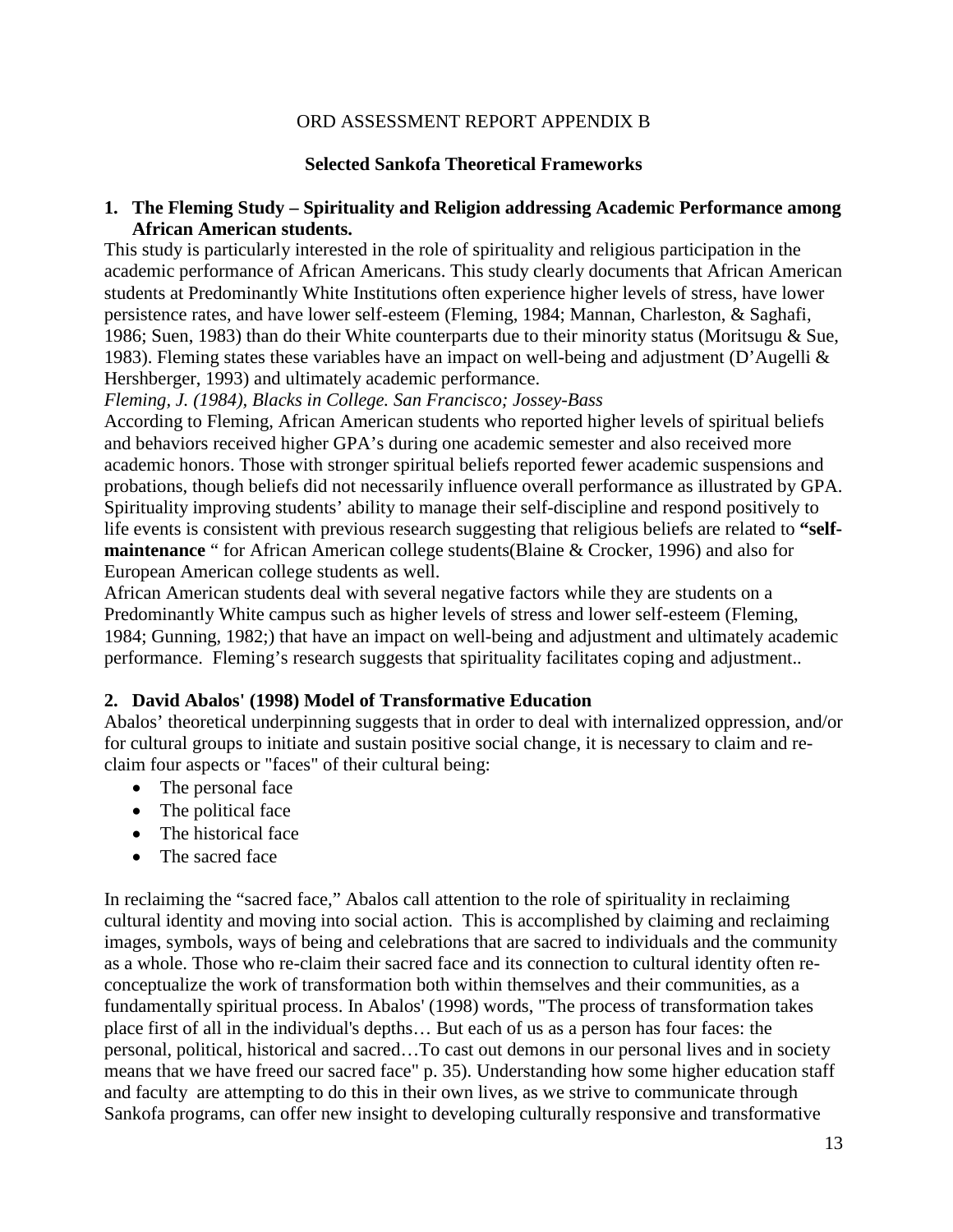ORD ASSESSMENT REPORT APPENDIX B

**Selected Sankofa Theoretical Frameworks**

1. **The Fleming Study – Spirituality and Religion addressing Academic Performance among African American students.**

This study is particularly interested in the role of spirituality and religious participation in the academic performance of African Americans. This study clearly documents that African American students at Predominantly White Institutions often experience higher levels of stress, have lower persistence rates, and have lower self-esteem (Fleming, 1984; Mannan, Charleston, & Saghafi, 1986; Suen, 1983) than do their White counterparts due to their minority status (Moritsugu & Sue, 1983). Fleming states these variables have an impact on well-being and adjustment (D'Augelli & Hershberger, 1993) and ultimately academic performance.

*Fleming, J. (1984), Blacks in College. San Francisco; Jossey-Bass*

According to Fleming, African American students who reported higher levels of spiritual beliefs and behaviors received higher GPA's during one academic semester and also received more academic honors. Those with stronger spiritual beliefs reported fewer academic suspensions and probations, though beliefs did not necessarily influence overall performance as illustrated by GPA. Spirituality improving students' ability to manage their self-discipline and respond positively to life events is consistent with previous research suggesting that religious beliefs are related to **"self-maintenance** " for African American college students(Blaine & Crocker, 1996) and also for European American college students as well.

African American students deal with several negative factors while they are students on a Predominantly White campus such as higher levels of stress and lower self-esteem (Fleming, 1984; Gunning, 1982;) that have an impact on well-being and adjustment and ultimately academic performance. Fleming's research suggests that spirituality facilitates coping and adjustment..

2. **David Abalos' (1998) Model of Transformative Education**

Abalos' theoretical underpinning suggests that in order to deal with internalized oppression, and/or for cultural groups to initiate and sustain positive social change, it is necessary to claim and re-claim four aspects or "faces" of their cultural being:

- The personal face
- The political face
- The historical face
- The sacred face

In reclaiming the "sacred face," Abalos call attention to the role of spirituality in reclaiming cultural identity and moving into social action. This is accomplished by claiming and reclaiming images, symbols, ways of being and celebrations that are sacred to individuals and the community as a whole. Those who re-claim their sacred face and its connection to cultural identity often re-conceptualize the work of transformation both within themselves and their communities, as a fundamentally spiritual process. In Abalos' (1998) words, "The process of transformation takes place first of all in the individual's depths… But each of us as a person has four faces: the personal, political, historical and sacred…To cast out demons in our personal lives and in society means that we have freed our sacred face" p. 35). Understanding how some higher education staff and faculty are attempting to do this in their own lives, as we strive to communicate through Sankofa programs, can offer new insight to developing culturally responsive and transformative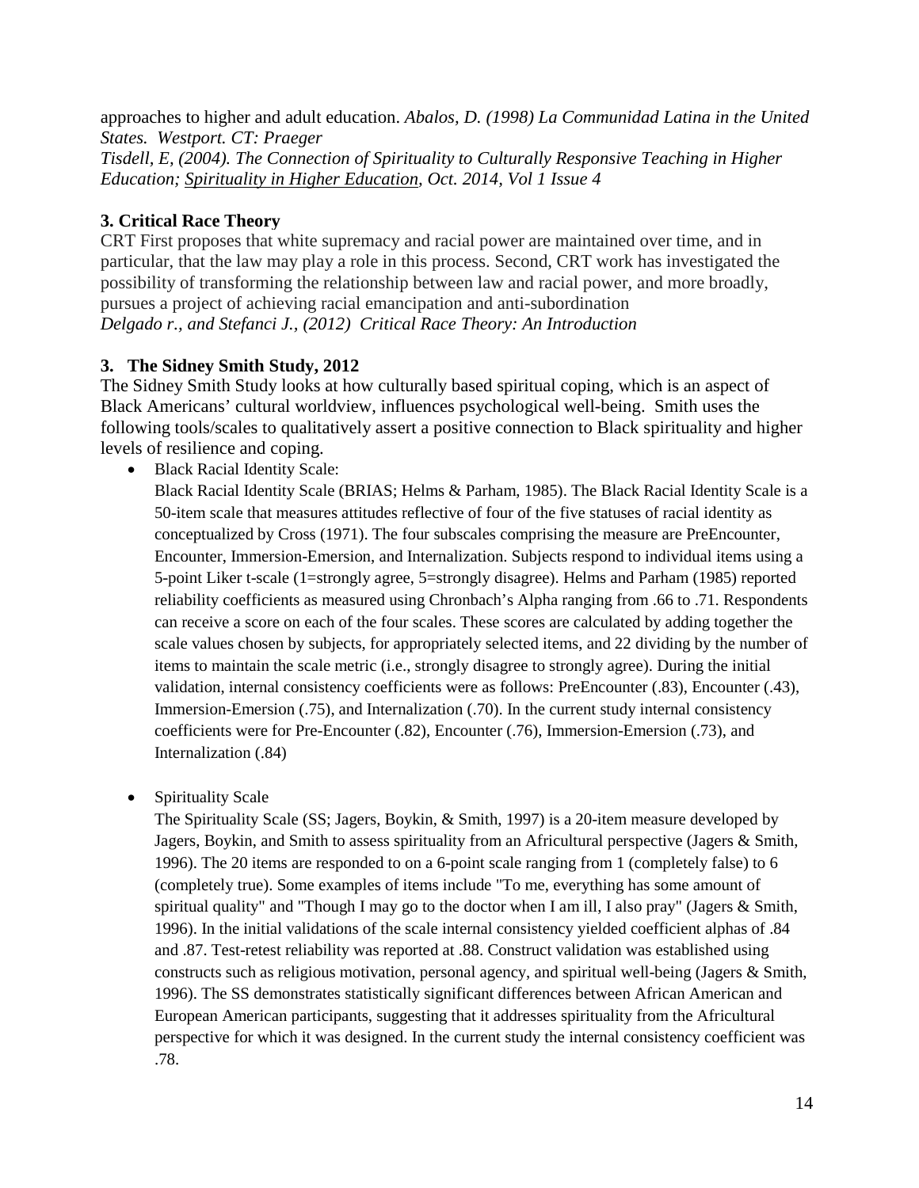approaches to higher and adult education. *Abalos, D. (1998) La Communidad Latina in the United States. Westport. CT: Praeger*
*Tisdell, E, (2004). The Connection of Spirituality to Culturally Responsive Teaching in Higher Education; Spirituality in Higher Education, Oct. 2014, Vol 1 Issue 4*

**3. Critical Race Theory**

CRT First proposes that white supremacy and racial power are maintained over time, and in particular, that the law may play a role in this process. Second, CRT work has investigated the possibility of transforming the relationship between law and racial power, and more broadly, pursues a project of achieving racial emancipation and anti-subordination
*Delgado r., and Stefanci J., (2012) Critical Race Theory: An Introduction*

**3. The Sidney Smith Study, 2012**

The Sidney Smith Study looks at how culturally based spiritual coping, which is an aspect of Black Americans' cultural worldview, influences psychological well-being. Smith uses the following tools/scales to qualitatively assert a positive connection to Black spirituality and higher levels of resilience and coping.

- Black Racial Identity Scale:
  Black Racial Identity Scale (BRIAS; Helms & Parham, 1985). The Black Racial Identity Scale is a 50-item scale that measures attitudes reflective of four of the five statuses of racial identity as conceptualized by Cross (1971). The four subscales comprising the measure are PreEncounter, Encounter, Immersion-Emersion, and Internalization. Subjects respond to individual items using a 5-point Liker t-scale (1=strongly agree, 5=strongly disagree). Helms and Parham (1985) reported reliability coefficients as measured using Chronbach's Alpha ranging from .66 to .71. Respondents can receive a score on each of the four scales. These scores are calculated by adding together the scale values chosen by subjects, for appropriately selected items, and 22 dividing by the number of items to maintain the scale metric (i.e., strongly disagree to strongly agree). During the initial validation, internal consistency coefficients were as follows: PreEncounter (.83), Encounter (.43), Immersion-Emersion (.75), and Internalization (.70). In the current study internal consistency coefficients were for Pre-Encounter (.82), Encounter (.76), Immersion-Emersion (.73), and Internalization (.84)

- Spirituality Scale
  The Spirituality Scale (SS; Jagers, Boykin, & Smith, 1997) is a 20-item measure developed by Jagers, Boykin, and Smith to assess spirituality from an Africultural perspective (Jagers & Smith, 1996). The 20 items are responded to on a 6-point scale ranging from 1 (completely false) to 6 (completely true). Some examples of items include "To me, everything has some amount of spiritual quality" and "Though I may go to the doctor when I am ill, I also pray" (Jagers & Smith, 1996). In the initial validations of the scale internal consistency yielded coefficient alphas of .84 and .87. Test-retest reliability was reported at .88. Construct validation was established using constructs such as religious motivation, personal agency, and spiritual well-being (Jagers & Smith, 1996). The SS demonstrates statistically significant differences between African American and European American participants, suggesting that it addresses spirituality from the Africultural perspective for which it was designed. In the current study the internal consistency coefficient was .78.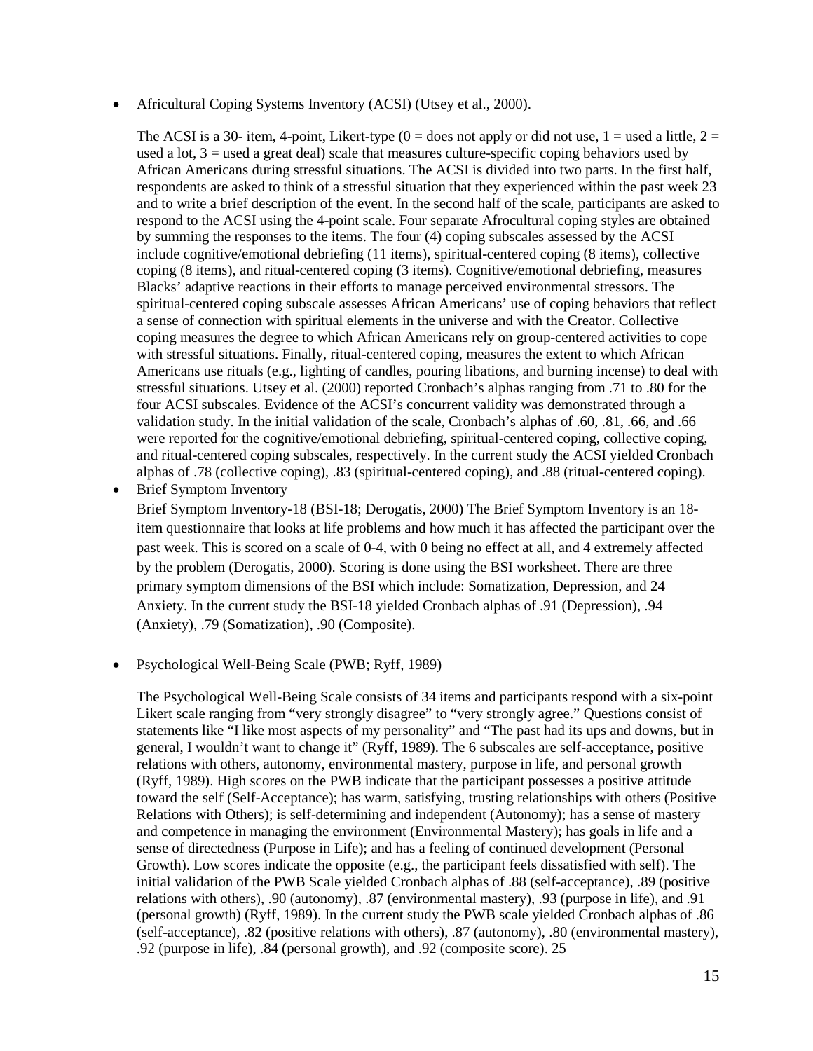- Africultural Coping Systems Inventory (ACSI) (Utsey et al., 2000).

  The ACSI is a 30- item, 4-point, Likert-type (0 = does not apply or did not use, 1 = used a little, 2 = used a lot, 3 = used a great deal) scale that measures culture-specific coping behaviors used by African Americans during stressful situations. The ACSI is divided into two parts. In the first half, respondents are asked to think of a stressful situation that they experienced within the past week 23 and to write a brief description of the event. In the second half of the scale, participants are asked to respond to the ACSI using the 4-point scale. Four separate Afrocultural coping styles are obtained by summing the responses to the items. The four (4) coping subscales assessed by the ACSI include cognitive/emotional debriefing (11 items), spiritual-centered coping (8 items), collective coping (8 items), and ritual-centered coping (3 items). Cognitive/emotional debriefing, measures Blacks' adaptive reactions in their efforts to manage perceived environmental stressors. The spiritual-centered coping subscale assesses African Americans' use of coping behaviors that reflect a sense of connection with spiritual elements in the universe and with the Creator. Collective coping measures the degree to which African Americans rely on group-centered activities to cope with stressful situations. Finally, ritual-centered coping, measures the extent to which African Americans use rituals (e.g., lighting of candles, pouring libations, and burning incense) to deal with stressful situations. Utsey et al. (2000) reported Cronbach's alphas ranging from .71 to .80 for the four ACSI subscales. Evidence of the ACSI's concurrent validity was demonstrated through a validation study. In the initial validation of the scale, Cronbach's alphas of .60, .81, .66, and .66 were reported for the cognitive/emotional debriefing, spiritual-centered coping, collective coping, and ritual-centered coping subscales, respectively. In the current study the ACSI yielded Cronbach alphas of .78 (collective coping), .83 (spiritual-centered coping), and .88 (ritual-centered coping).

- Brief Symptom Inventory

  Brief Symptom Inventory-18 (BSI-18; Derogatis, 2000) The Brief Symptom Inventory is an 18-item questionnaire that looks at life problems and how much it has affected the participant over the past week. This is scored on a scale of 0-4, with 0 being no effect at all, and 4 extremely affected by the problem (Derogatis, 2000). Scoring is done using the BSI worksheet. There are three primary symptom dimensions of the BSI which include: Somatization, Depression, and 24 Anxiety. In the current study the BSI-18 yielded Cronbach alphas of .91 (Depression), .94 (Anxiety), .79 (Somatization), .90 (Composite).

- Psychological Well-Being Scale (PWB; Ryff, 1989)

  The Psychological Well-Being Scale consists of 34 items and participants respond with a six-point Likert scale ranging from "very strongly disagree" to "very strongly agree." Questions consist of statements like "I like most aspects of my personality" and "The past had its ups and downs, but in general, I wouldn't want to change it" (Ryff, 1989). The 6 subscales are self-acceptance, positive relations with others, autonomy, environmental mastery, purpose in life, and personal growth (Ryff, 1989). High scores on the PWB indicate that the participant possesses a positive attitude toward the self (Self-Acceptance); has warm, satisfying, trusting relationships with others (Positive Relations with Others); is self-determining and independent (Autonomy); has a sense of mastery and competence in managing the environment (Environmental Mastery); has goals in life and a sense of directedness (Purpose in Life); and has a feeling of continued development (Personal Growth). Low scores indicate the opposite (e.g., the participant feels dissatisfied with self). The initial validation of the PWB Scale yielded Cronbach alphas of .88 (self-acceptance), .89 (positive relations with others), .90 (autonomy), .87 (environmental mastery), .93 (purpose in life), and .91 (personal growth) (Ryff, 1989). In the current study the PWB scale yielded Cronbach alphas of .86 (self-acceptance), .82 (positive relations with others), .87 (autonomy), .80 (environmental mastery), .92 (purpose in life), .84 (personal growth), and .92 (composite score). 25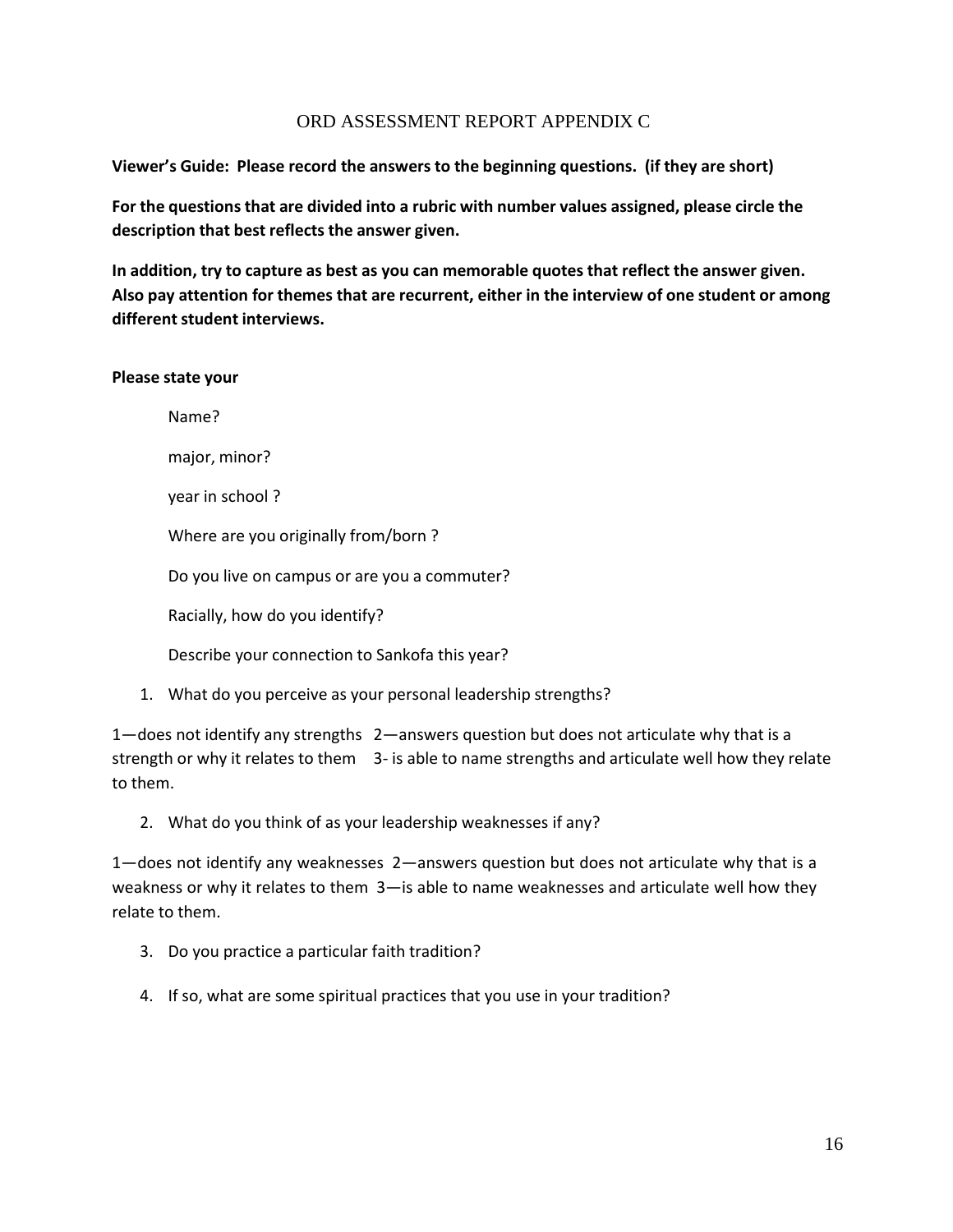# ORD ASSESSMENT REPORT APPENDIX C

**Viewer's Guide: Please record the answers to the beginning questions. (if they are short)**

**For the questions that are divided into a rubric with number values assigned, please circle the description that best reflects the answer given.**

**In addition, try to capture as best as you can memorable quotes that reflect the answer given. Also pay attention for themes that are recurrent, either in the interview of one student or among different student interviews.**

**Please state your**

Name?

major, minor?

year in school ?

Where are you originally from/born ?

Do you live on campus or are you a commuter?

Racially, how do you identify?

Describe your connection to Sankofa this year?

1. What do you perceive as your personal leadership strengths?

1—does not identify any strengths 2—answers question but does not articulate why that is a strength or why it relates to them 3- is able to name strengths and articulate well how they relate to them.

2. What do you think of as your leadership weaknesses if any?

1—does not identify any weaknesses 2—answers question but does not articulate why that is a weakness or why it relates to them 3—is able to name weaknesses and articulate well how they relate to them.

3. Do you practice a particular faith tradition?

4. If so, what are some spiritual practices that you use in your tradition?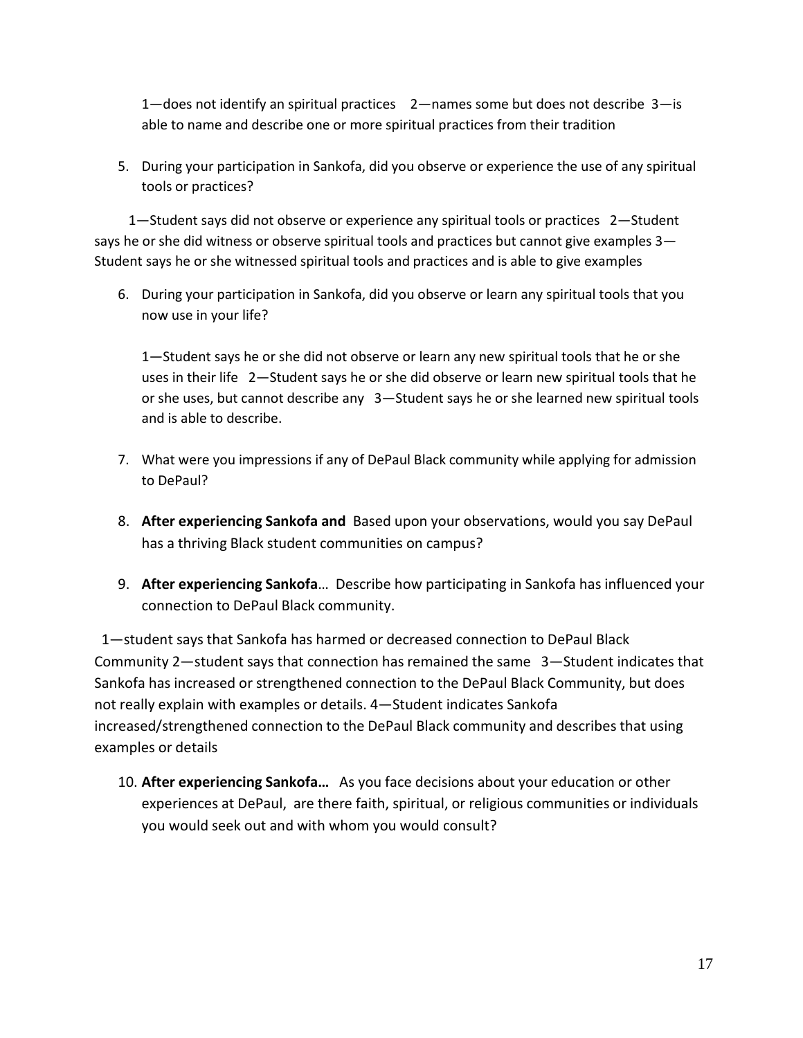1—does not identify an spiritual practices  2—names some but does not describe  3—is able to name and describe one or more spiritual practices from their tradition

5. During your participation in Sankofa, did you observe or experience the use of any spiritual tools or practices?

1—Student says did not observe or experience any spiritual tools or practices  2—Student says he or she did witness or observe spiritual tools and practices but cannot give examples 3—Student says he or she witnessed spiritual tools and practices and is able to give examples

6. During your participation in Sankofa, did you observe or learn any spiritual tools that you now use in your life?

   1—Student says he or she did not observe or learn any new spiritual tools that he or she uses in their life  2—Student says he or she did observe or learn new spiritual tools that he or she uses, but cannot describe any  3—Student says he or she learned new spiritual tools and is able to describe.

7. What were you impressions if any of DePaul Black community while applying for admission to DePaul?

8. **After experiencing Sankofa and** Based upon your observations, would you say DePaul has a thriving Black student communities on campus?

9. **After experiencing Sankofa**… Describe how participating in Sankofa has influenced your connection to DePaul Black community.

1—student says that Sankofa has harmed or decreased connection to DePaul Black Community 2—student says that connection has remained the same  3—Student indicates that Sankofa has increased or strengthened connection to the DePaul Black Community, but does not really explain with examples or details. 4—Student indicates Sankofa increased/strengthened connection to the DePaul Black community and describes that using examples or details

10. **After experiencing Sankofa…** As you face decisions about your education or other experiences at DePaul, are there faith, spiritual, or religious communities or individuals you would seek out and with whom you would consult?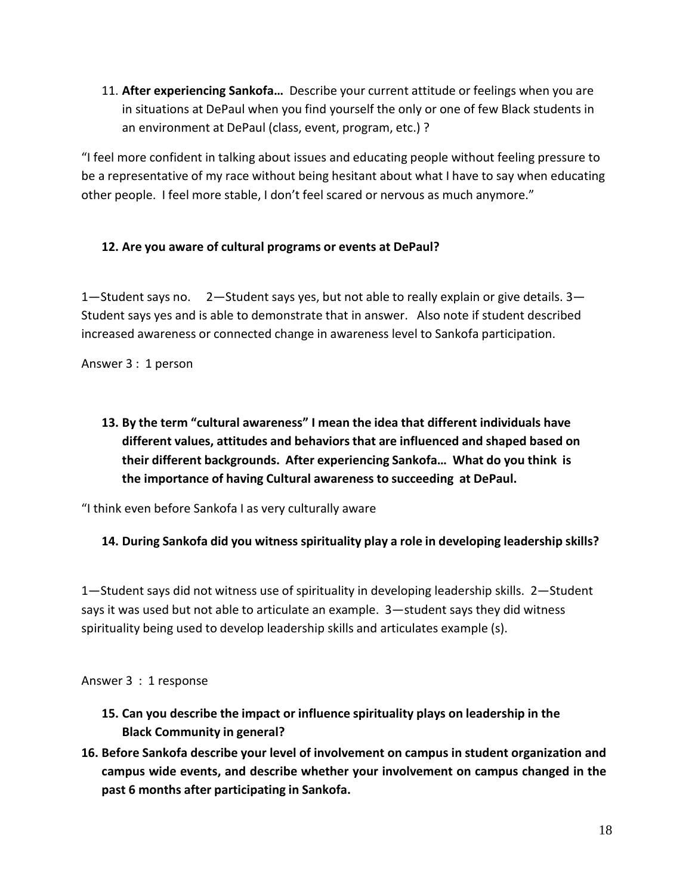11. **After experiencing Sankofa…** Describe your current attitude or feelings when you are in situations at DePaul when you find yourself the only or one of few Black students in an environment at DePaul (class, event, program, etc.) ?

"I feel more confident in talking about issues and educating people without feeling pressure to be a representative of my race without being hesitant about what I have to say when educating other people. I feel more stable, I don't feel scared or nervous as much anymore."

**12. Are you aware of cultural programs or events at DePaul?**

1—Student says no. 2—Student says yes, but not able to really explain or give details. 3—Student says yes and is able to demonstrate that in answer. Also note if student described increased awareness or connected change in awareness level to Sankofa participation.

Answer 3 : 1 person

**13. By the term "cultural awareness" I mean the idea that different individuals have different values, attitudes and behaviors that are influenced and shaped based on their different backgrounds. After experiencing Sankofa… What do you think is the importance of having Cultural awareness to succeeding at DePaul.**

"I think even before Sankofa I as very culturally aware

**14. During Sankofa did you witness spirituality play a role in developing leadership skills?**

1—Student says did not witness use of spirituality in developing leadership skills. 2—Student says it was used but not able to articulate an example. 3—student says they did witness spirituality being used to develop leadership skills and articulates example (s).

Answer 3 : 1 response

**15. Can you describe the impact or influence spirituality plays on leadership in the Black Community in general?**

**16. Before Sankofa describe your level of involvement on campus in student organization and campus wide events, and describe whether your involvement on campus changed in the past 6 months after participating in Sankofa.**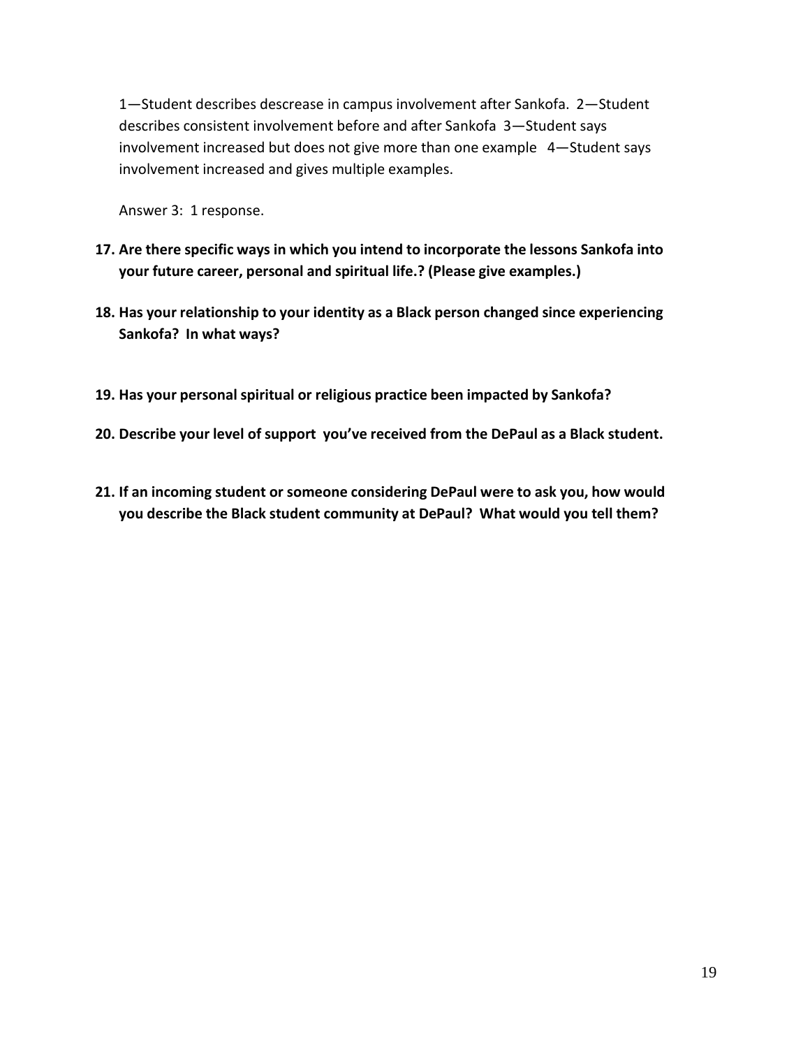1—Student describes descrease in campus involvement after Sankofa. 2—Student describes consistent involvement before and after Sankofa 3—Student says involvement increased but does not give more than one example 4—Student says involvement increased and gives multiple examples.

Answer 3: 1 response.

17. **Are there specific ways in which you intend to incorporate the lessons Sankofa into your future career, personal and spiritual life.? (Please give examples.)**

18. **Has your relationship to your identity as a Black person changed since experiencing Sankofa? In what ways?**

19. **Has your personal spiritual or religious practice been impacted by Sankofa?**

20. **Describe your level of support you've received from the DePaul as a Black student.**

21. **If an incoming student or someone considering DePaul were to ask you, how would you describe the Black student community at DePaul? What would you tell them?**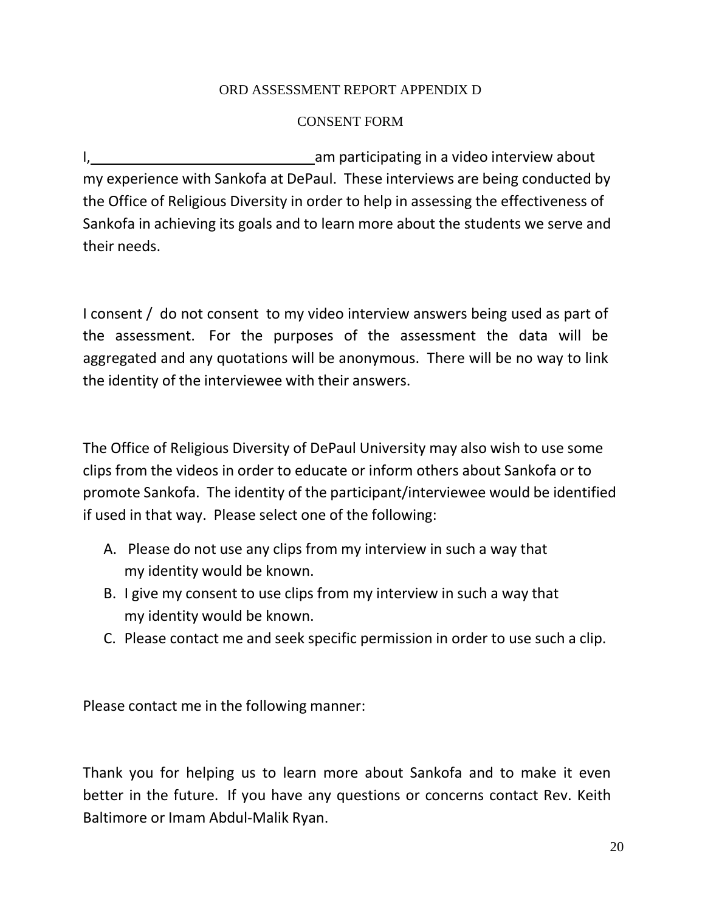ORD ASSESSMENT REPORT APPENDIX D

CONSENT FORM

I,\_\_\_\_\_\_\_\_\_\_\_\_\_\_\_\_\_\_\_\_\_\_\_\_\_\_\_\_\_\_am participating in a video interview about my experience with Sankofa at DePaul. These interviews are being conducted by the Office of Religious Diversity in order to help in assessing the effectiveness of Sankofa in achieving its goals and to learn more about the students we serve and their needs.

I consent / do not consent to my video interview answers being used as part of the assessment. For the purposes of the assessment the data will be aggregated and any quotations will be anonymous. There will be no way to link the identity of the interviewee with their answers.

The Office of Religious Diversity of DePaul University may also wish to use some clips from the videos in order to educate or inform others about Sankofa or to promote Sankofa. The identity of the participant/interviewee would be identified if used in that way. Please select one of the following:

A. Please do not use any clips from my interview in such a way that my identity would be known.
B. I give my consent to use clips from my interview in such a way that my identity would be known.
C. Please contact me and seek specific permission in order to use such a clip.

Please contact me in the following manner:

Thank you for helping us to learn more about Sankofa and to make it even better in the future. If you have any questions or concerns contact Rev. Keith Baltimore or Imam Abdul-Malik Ryan.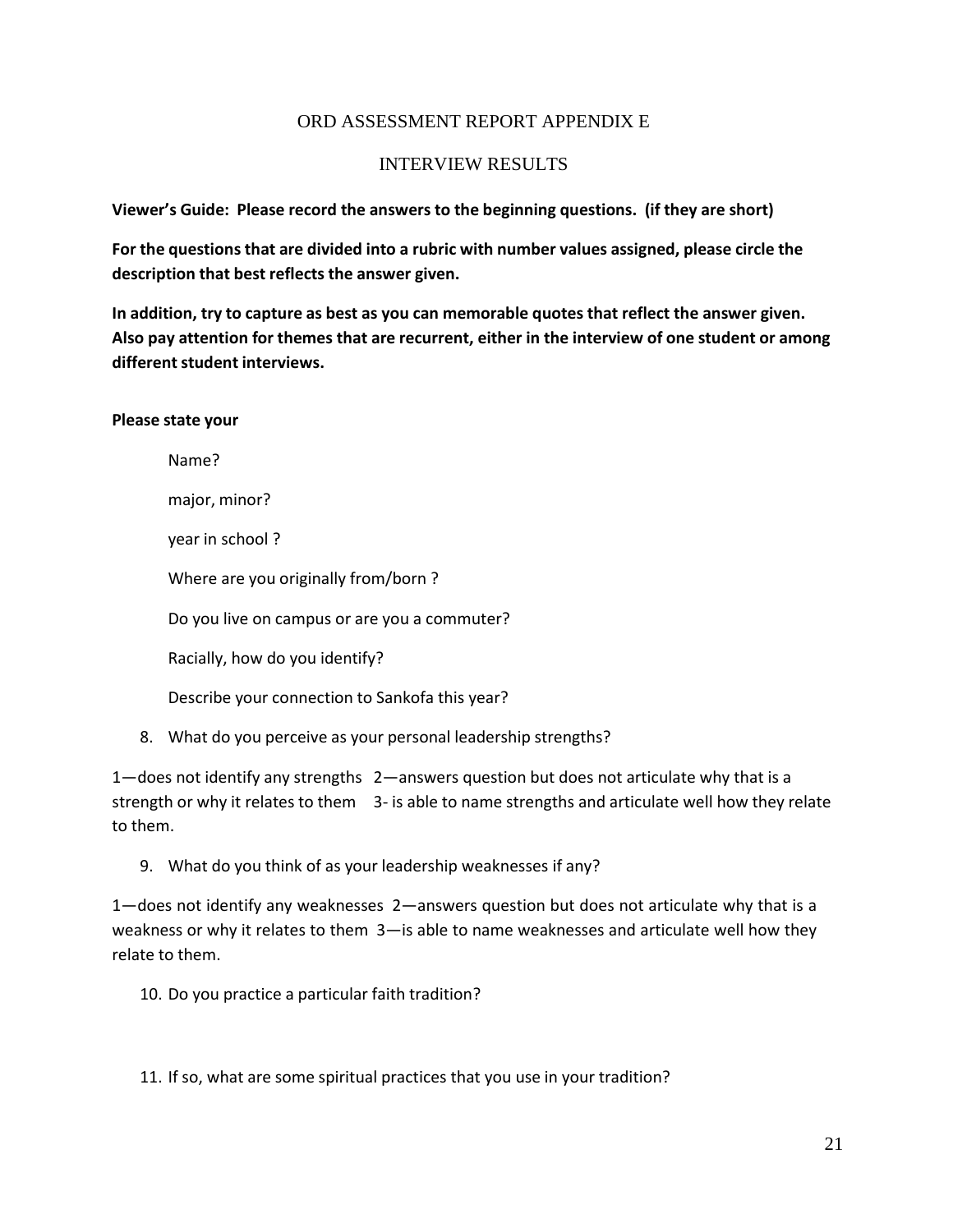# ORD ASSESSMENT REPORT APPENDIX E

## INTERVIEW RESULTS

**Viewer's Guide: Please record the answers to the beginning questions. (if they are short)**

**For the questions that are divided into a rubric with number values assigned, please circle the description that best reflects the answer given.**

**In addition, try to capture as best as you can memorable quotes that reflect the answer given. Also pay attention for themes that are recurrent, either in the interview of one student or among different student interviews.**

**Please state your**

Name?

major, minor?

year in school ?

Where are you originally from/born ?

Do you live on campus or are you a commuter?

Racially, how do you identify?

Describe your connection to Sankofa this year?

8. What do you perceive as your personal leadership strengths?

1—does not identify any strengths 2—answers question but does not articulate why that is a strength or why it relates to them 3- is able to name strengths and articulate well how they relate to them.

9. What do you think of as your leadership weaknesses if any?

1—does not identify any weaknesses 2—answers question but does not articulate why that is a weakness or why it relates to them 3—is able to name weaknesses and articulate well how they relate to them.

10. Do you practice a particular faith tradition?

11. If so, what are some spiritual practices that you use in your tradition?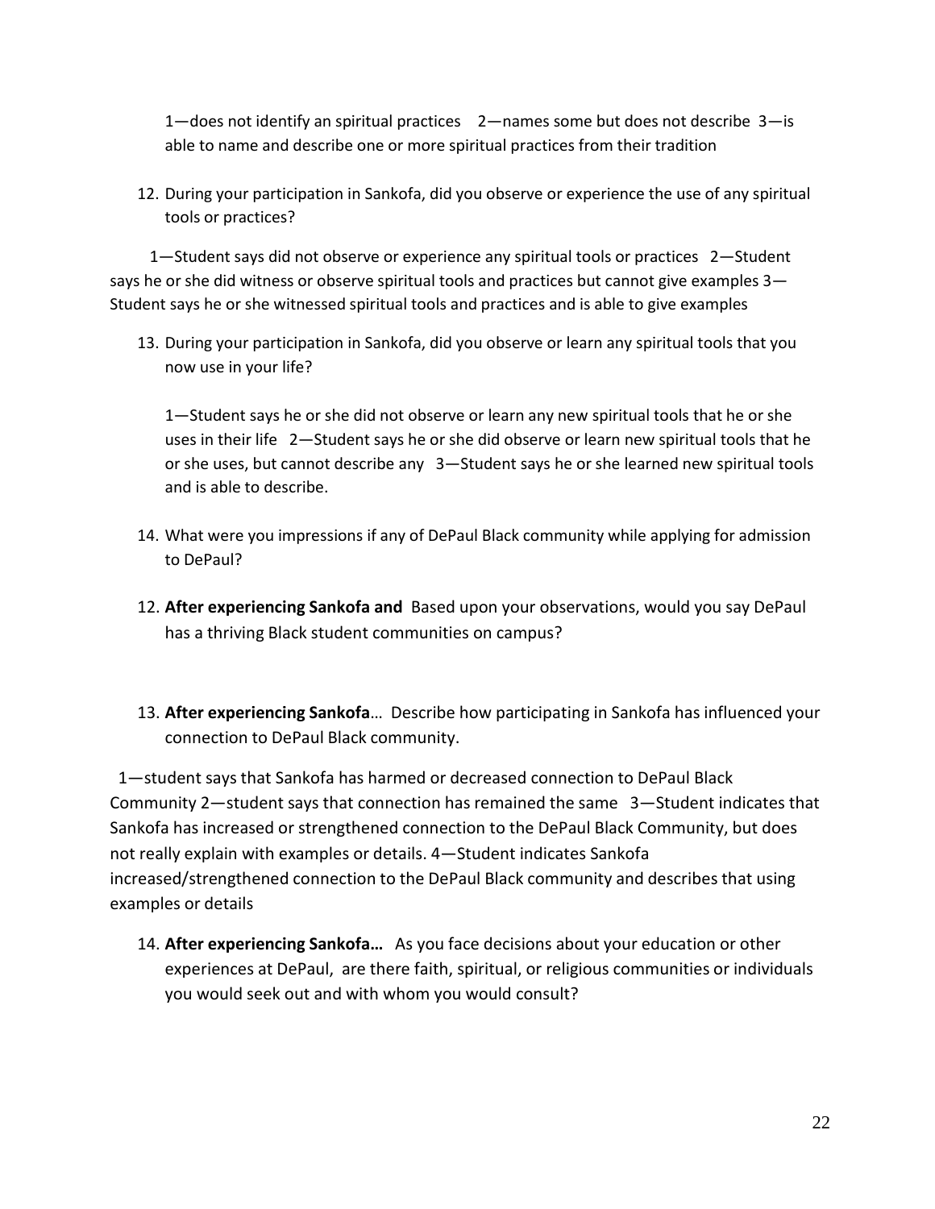1—does not identify an spiritual practices   2—names some but does not describe  3—is able to name and describe one or more spiritual practices from their tradition

12. During your participation in Sankofa, did you observe or experience the use of any spiritual tools or practices?

1—Student says did not observe or experience any spiritual tools or practices   2—Student says he or she did witness or observe spiritual tools and practices but cannot give examples 3—Student says he or she witnessed spiritual tools and practices and is able to give examples

13. During your participation in Sankofa, did you observe or learn any spiritual tools that you now use in your life?

   1—Student says he or she did not observe or learn any new spiritual tools that he or she uses in their life   2—Student says he or she did observe or learn new spiritual tools that he or she uses, but cannot describe any   3—Student says he or she learned new spiritual tools and is able to describe.

14. What were you impressions if any of DePaul Black community while applying for admission to DePaul?

12. **After experiencing Sankofa and** Based upon your observations, would you say DePaul has a thriving Black student communities on campus?

13. **After experiencing Sankofa**… Describe how participating in Sankofa has influenced your connection to DePaul Black community.

1—student says that Sankofa has harmed or decreased connection to DePaul Black Community 2—student says that connection has remained the same   3—Student indicates that Sankofa has increased or strengthened connection to the DePaul Black Community, but does not really explain with examples or details. 4—Student indicates Sankofa increased/strengthened connection to the DePaul Black community and describes that using examples or details

14. **After experiencing Sankofa…** As you face decisions about your education or other experiences at DePaul, are there faith, spiritual, or religious communities or individuals you would seek out and with whom you would consult?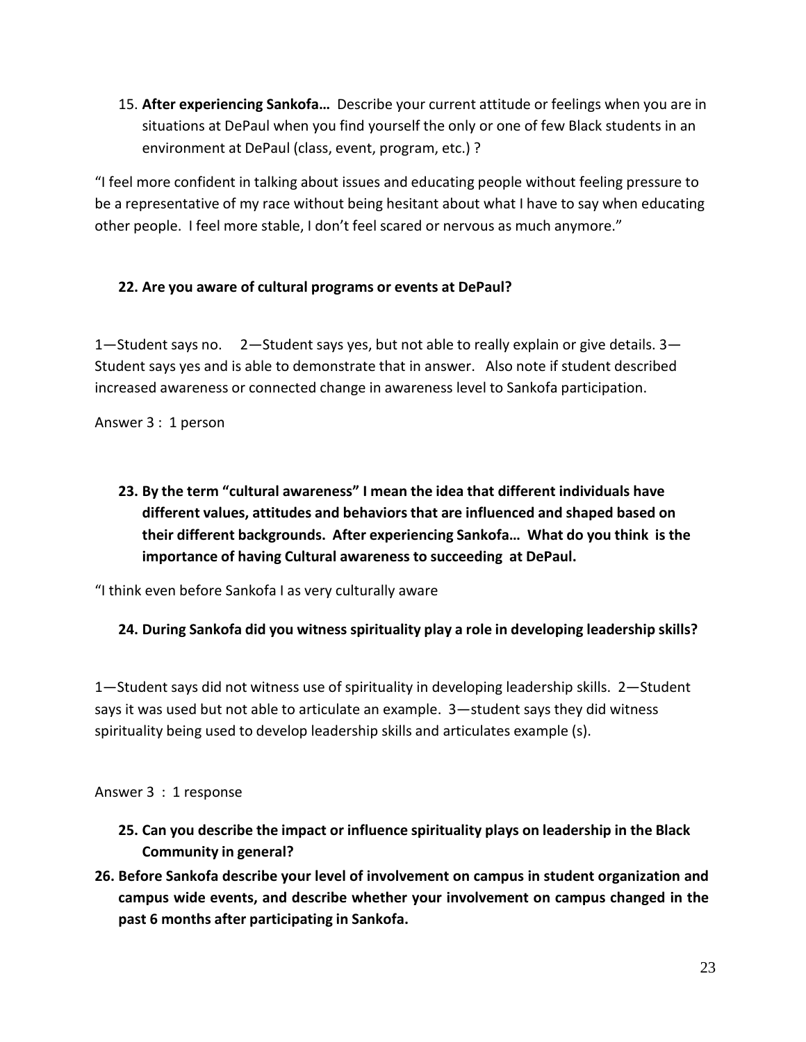15. **After experiencing Sankofa…** Describe your current attitude or feelings when you are in situations at DePaul when you find yourself the only or one of few Black students in an environment at DePaul (class, event, program, etc.) ?

"I feel more confident in talking about issues and educating people without feeling pressure to be a representative of my race without being hesitant about what I have to say when educating other people. I feel more stable, I don't feel scared or nervous as much anymore."

**22. Are you aware of cultural programs or events at DePaul?**

1—Student says no. 2—Student says yes, but not able to really explain or give details. 3—Student says yes and is able to demonstrate that in answer. Also note if student described increased awareness or connected change in awareness level to Sankofa participation.

Answer 3 : 1 person

**23. By the term "cultural awareness" I mean the idea that different individuals have different values, attitudes and behaviors that are influenced and shaped based on their different backgrounds. After experiencing Sankofa… What do you think is the importance of having Cultural awareness to succeeding at DePaul.**

"I think even before Sankofa I as very culturally aware

**24. During Sankofa did you witness spirituality play a role in developing leadership skills?**

1—Student says did not witness use of spirituality in developing leadership skills. 2—Student says it was used but not able to articulate an example. 3—student says they did witness spirituality being used to develop leadership skills and articulates example (s).

Answer 3 : 1 response

**25. Can you describe the impact or influence spirituality plays on leadership in the Black Community in general?**

**26. Before Sankofa describe your level of involvement on campus in student organization and campus wide events, and describe whether your involvement on campus changed in the past 6 months after participating in Sankofa.**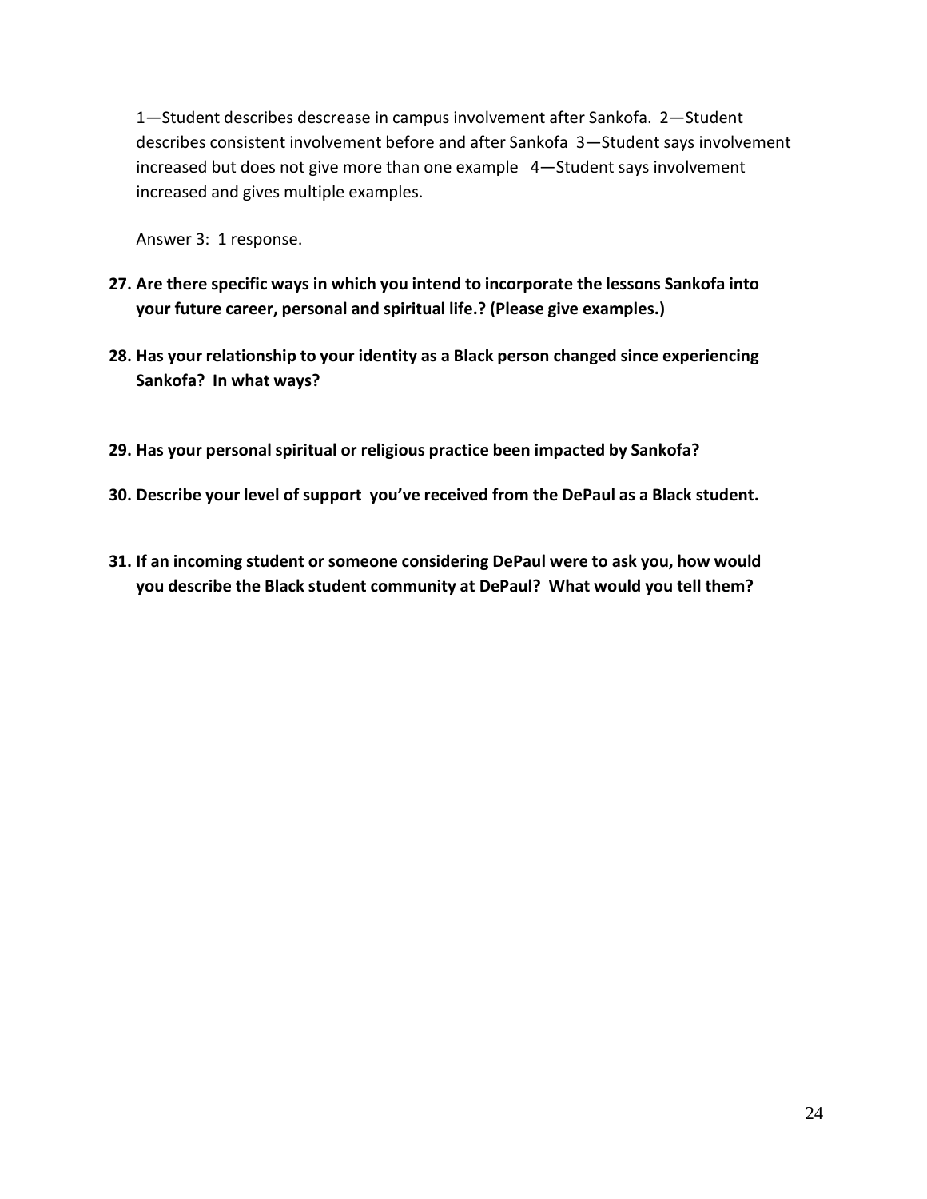1—Student describes descrease in campus involvement after Sankofa. 2—Student describes consistent involvement before and after Sankofa 3—Student says involvement increased but does not give more than one example 4—Student says involvement increased and gives multiple examples.

Answer 3: 1 response.

**27. Are there specific ways in which you intend to incorporate the lessons Sankofa into your future career, personal and spiritual life.? (Please give examples.)**

**28. Has your relationship to your identity as a Black person changed since experiencing Sankofa? In what ways?**

**29. Has your personal spiritual or religious practice been impacted by Sankofa?**

**30. Describe your level of support you've received from the DePaul as a Black student.**

**31. If an incoming student or someone considering DePaul were to ask you, how would you describe the Black student community at DePaul? What would you tell them?**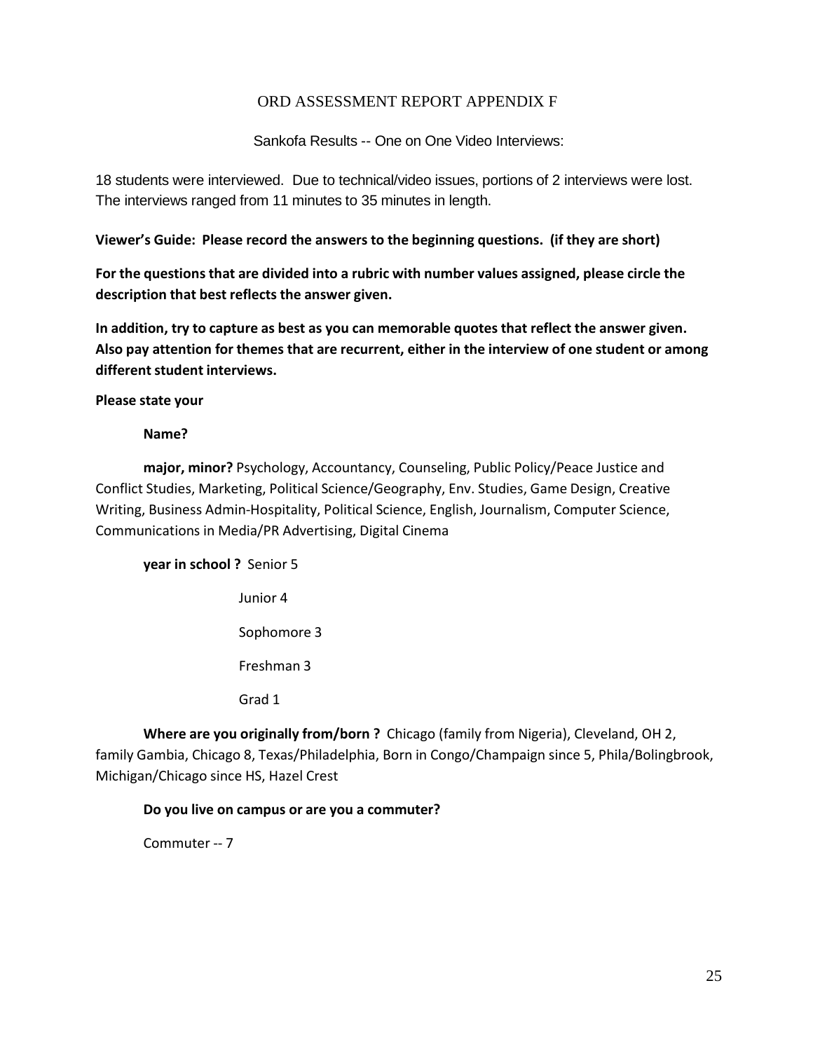# ORD ASSESSMENT REPORT APPENDIX F

Sankofa Results -- One on One Video Interviews:

18 students were interviewed. Due to technical/video issues, portions of 2 interviews were lost. The interviews ranged from 11 minutes to 35 minutes in length.

**Viewer's Guide: Please record the answers to the beginning questions. (if they are short)**

**For the questions that are divided into a rubric with number values assigned, please circle the description that best reflects the answer given.**

**In addition, try to capture as best as you can memorable quotes that reflect the answer given. Also pay attention for themes that are recurrent, either in the interview of one student or among different student interviews.**

**Please state your**

**Name?**

**major, minor?** Psychology, Accountancy, Counseling, Public Policy/Peace Justice and Conflict Studies, Marketing, Political Science/Geography, Env. Studies, Game Design, Creative Writing, Business Admin-Hospitality, Political Science, English, Journalism, Computer Science, Communications in Media/PR Advertising, Digital Cinema

**year in school ?** Senior 5

Junior 4

Sophomore 3

Freshman 3

Grad 1

**Where are you originally from/born ?** Chicago (family from Nigeria), Cleveland, OH 2, family Gambia, Chicago 8, Texas/Philadelphia, Born in Congo/Champaign since 5, Phila/Bolingbrook, Michigan/Chicago since HS, Hazel Crest

**Do you live on campus or are you a commuter?**

Commuter -- 7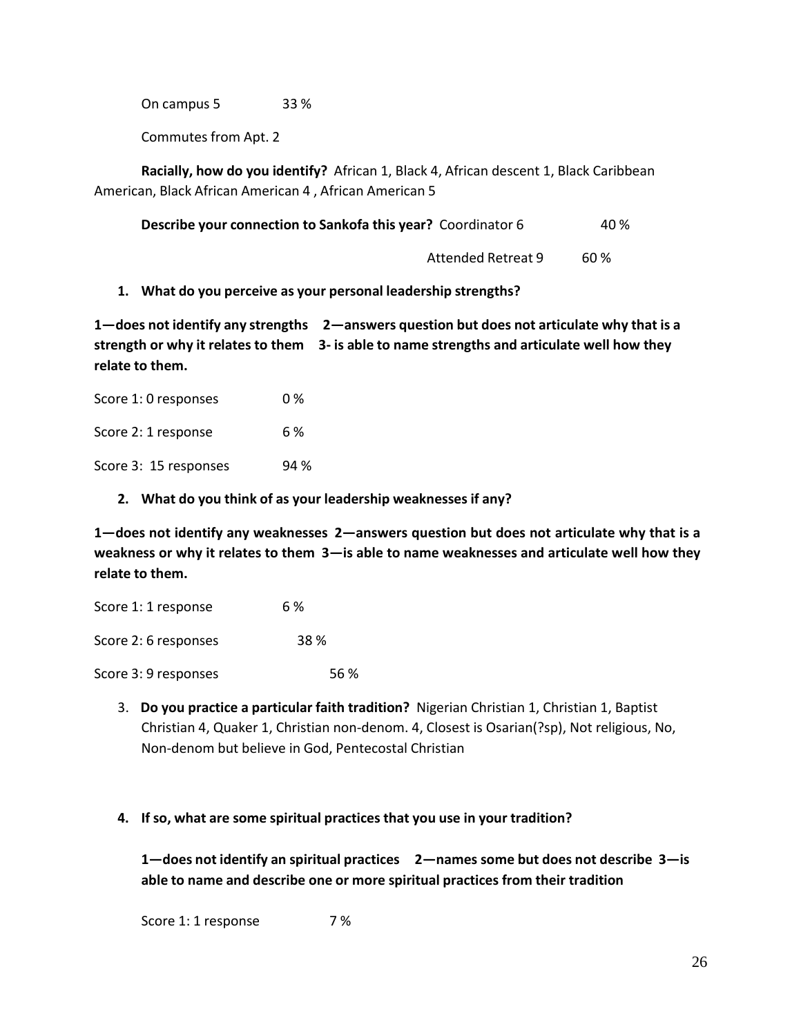On campus 5 33 %

Commutes from Apt. 2

**Racially, how do you identify?** African 1, Black 4, African descent 1, Black Caribbean American, Black African American 4 , African American 5

**Describe your connection to Sankofa this year?** Coordinator 6 40 %

Attended Retreat 9 60 %

1. **What do you perceive as your personal leadership strengths?**

**1—does not identify any strengths 2—answers question but does not articulate why that is a strength or why it relates to them 3- is able to name strengths and articulate well how they relate to them.**

Score 1: 0 responses 0 %

Score 2: 1 response 6 %

Score 3: 15 responses 94 %

2. **What do you think of as your leadership weaknesses if any?**

**1—does not identify any weaknesses 2—answers question but does not articulate why that is a weakness or why it relates to them 3—is able to name weaknesses and articulate well how they relate to them.**

Score 1: 1 response 6 %

Score 2: 6 responses 38 %

Score 3: 9 responses 56 %

3. **Do you practice a particular faith tradition?** Nigerian Christian 1, Christian 1, Baptist Christian 4, Quaker 1, Christian non-denom. 4, Closest is Osarian(?sp), Not religious, No, Non-denom but believe in God, Pentecostal Christian

4. **If so, what are some spiritual practices that you use in your tradition?**

   **1—does not identify an spiritual practices 2—names some but does not describe 3—is able to name and describe one or more spiritual practices from their tradition**

   Score 1: 1 response 7 %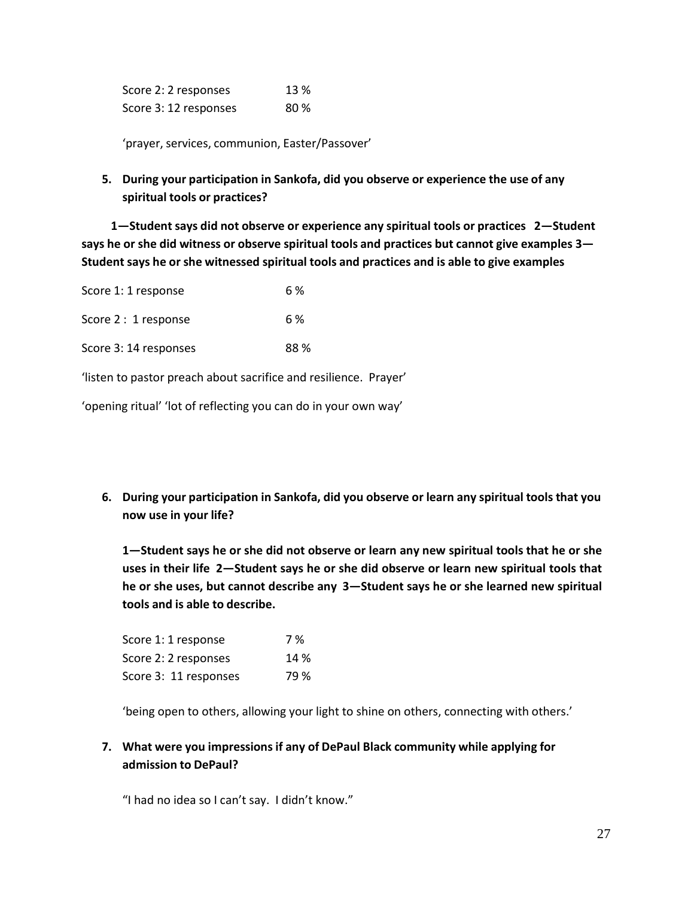Score 2: 2 responses 13 %
Score 3: 12 responses 80 %

'prayer, services, communion, Easter/Passover'

5. **During your participation in Sankofa, did you observe or experience the use of any spiritual tools or practices?**

**1—Student says did not observe or experience any spiritual tools or practices 2—Student says he or she did witness or observe spiritual tools and practices but cannot give examples 3—Student says he or she witnessed spiritual tools and practices and is able to give examples**

Score 1: 1 response 6 %

Score 2 : 1 response 6 %

Score 3: 14 responses 88 %

'listen to pastor preach about sacrifice and resilience. Prayer'

'opening ritual' 'lot of reflecting you can do in your own way'

6. **During your participation in Sankofa, did you observe or learn any spiritual tools that you now use in your life?**

**1—Student says he or she did not observe or learn any new spiritual tools that he or she uses in their life 2—Student says he or she did observe or learn new spiritual tools that he or she uses, but cannot describe any 3—Student says he or she learned new spiritual tools and is able to describe.**

Score 1: 1 response 7 %
Score 2: 2 responses 14 %
Score 3: 11 responses 79 %

'being open to others, allowing your light to shine on others, connecting with others.'

7. **What were you impressions if any of DePaul Black community while applying for admission to DePaul?**

"I had no idea so I can't say. I didn't know."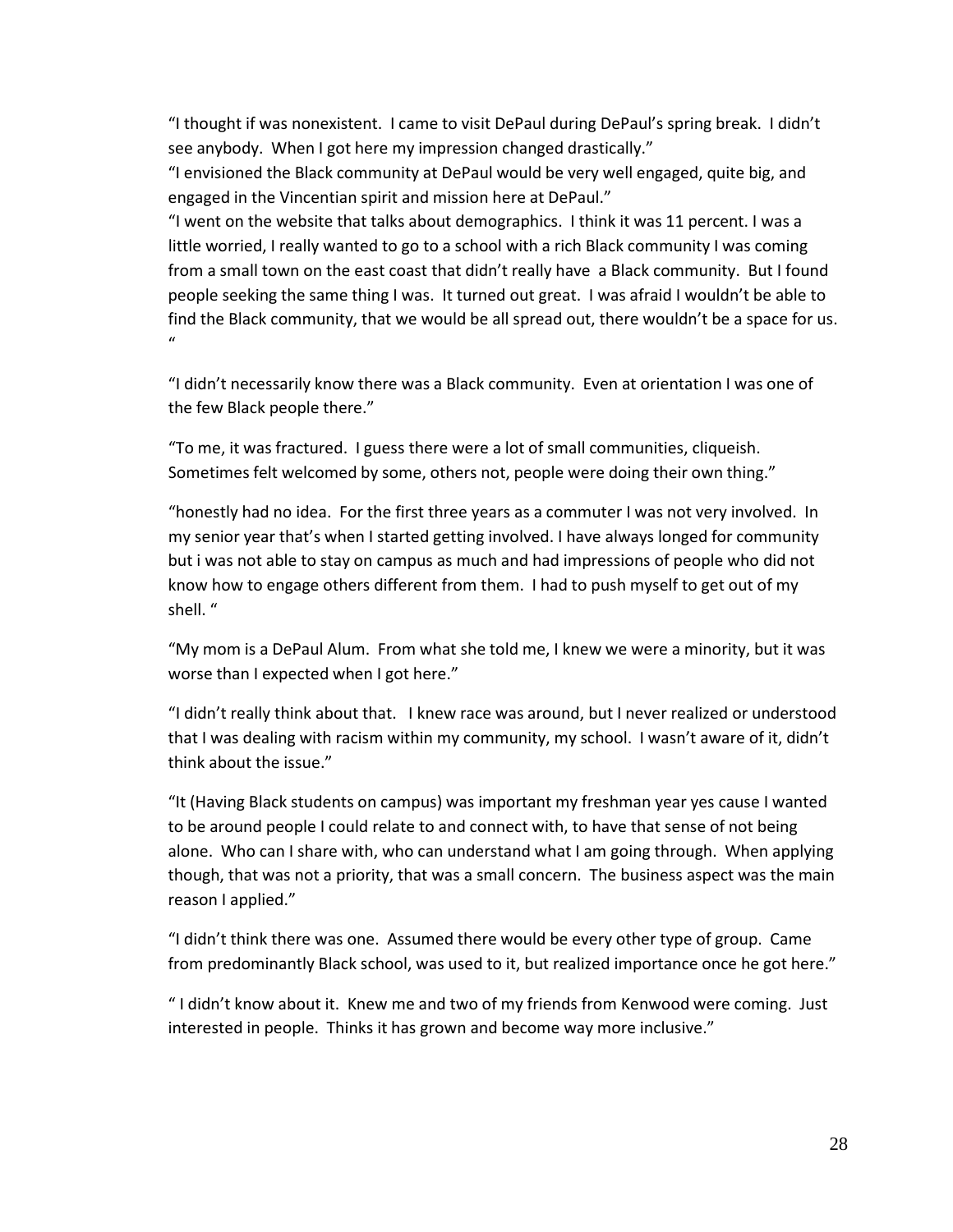"I thought if was nonexistent. I came to visit DePaul during DePaul's spring break. I didn't see anybody. When I got here my impression changed drastically."

"I envisioned the Black community at DePaul would be very well engaged, quite big, and engaged in the Vincentian spirit and mission here at DePaul."

"I went on the website that talks about demographics. I think it was 11 percent. I was a little worried, I really wanted to go to a school with a rich Black community I was coming from a small town on the east coast that didn't really have a Black community. But I found people seeking the same thing I was. It turned out great. I was afraid I wouldn't be able to find the Black community, that we would be all spread out, there wouldn't be a space for us. "

"I didn't necessarily know there was a Black community. Even at orientation I was one of the few Black people there."

"To me, it was fractured. I guess there were a lot of small communities, cliqueish. Sometimes felt welcomed by some, others not, people were doing their own thing."

"honestly had no idea. For the first three years as a commuter I was not very involved. In my senior year that's when I started getting involved. I have always longed for community but i was not able to stay on campus as much and had impressions of people who did not know how to engage others different from them. I had to push myself to get out of my shell. "

"My mom is a DePaul Alum. From what she told me, I knew we were a minority, but it was worse than I expected when I got here."

"I didn't really think about that. I knew race was around, but I never realized or understood that I was dealing with racism within my community, my school. I wasn't aware of it, didn't think about the issue."

"It (Having Black students on campus) was important my freshman year yes cause I wanted to be around people I could relate to and connect with, to have that sense of not being alone. Who can I share with, who can understand what I am going through. When applying though, that was not a priority, that was a small concern. The business aspect was the main reason I applied."

"I didn't think there was one. Assumed there would be every other type of group. Came from predominantly Black school, was used to it, but realized importance once he got here."

" I didn't know about it. Knew me and two of my friends from Kenwood were coming. Just interested in people. Thinks it has grown and become way more inclusive."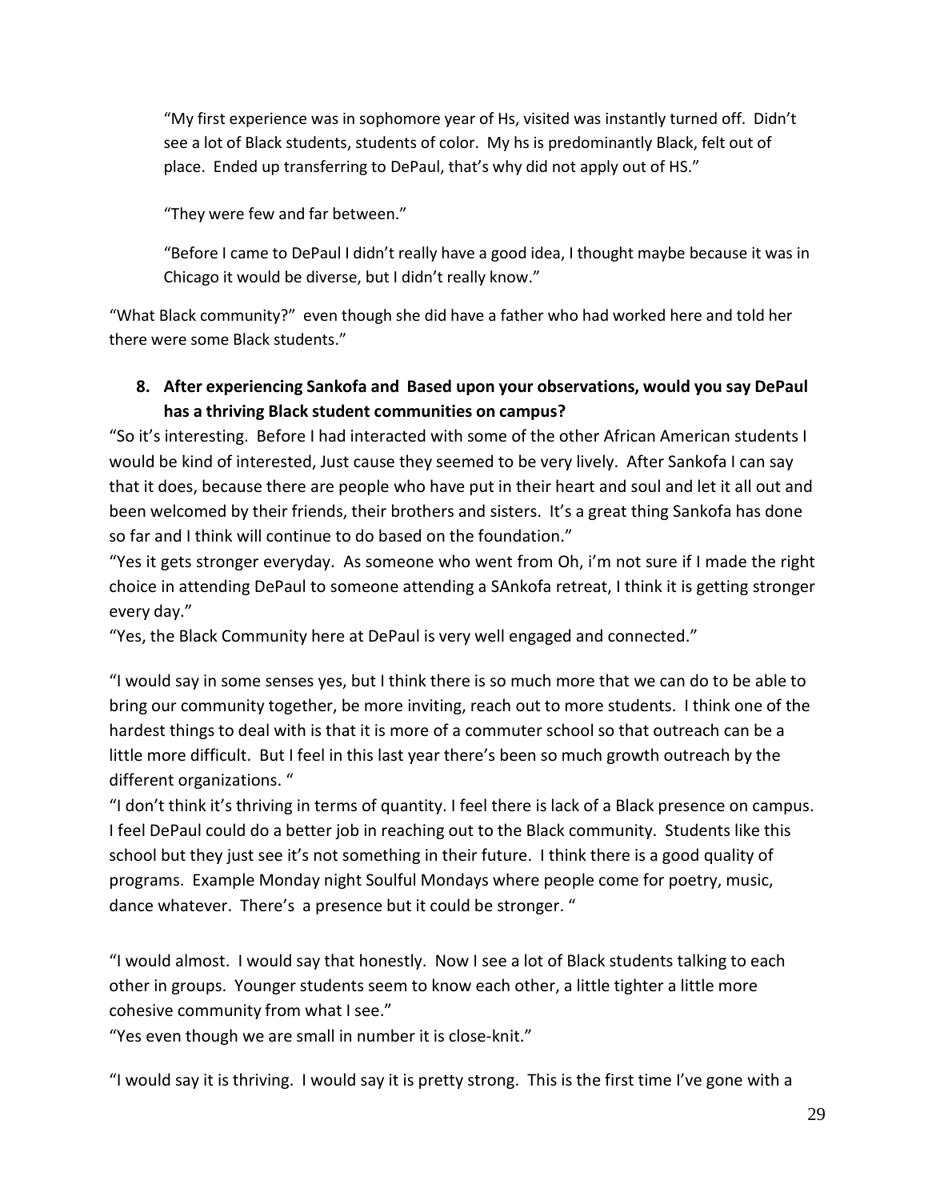"My first experience was in sophomore year of Hs, visited was instantly turned off.  Didn't see a lot of Black students, students of color.  My hs is predominantly Black, felt out of place.  Ended up transferring to DePaul, that's why did not apply out of HS."

"They were few and far between."

"Before I came to DePaul I didn't really have a good idea, I thought maybe because it was in Chicago it would be diverse, but I didn't really know."

"What Black community?"  even though she did have a father who had worked here and told her there were some Black students."

**8. After experiencing Sankofa and  Based upon your observations, would you say DePaul has a thriving Black student communities on campus?**

"So it's interesting.  Before I had interacted with some of the other African American students I would be kind of interested, Just cause they seemed to be very lively.  After Sankofa I can say that it does, because there are people who have put in their heart and soul and let it all out and been welcomed by their friends, their brothers and sisters.  It's a great thing Sankofa has done so far and I think will continue to do based on the foundation."

"Yes it gets stronger everyday.  As someone who went from Oh, i'm not sure if I made the right choice in attending DePaul to someone attending a SAnkofa retreat, I think it is getting stronger every day."

"Yes, the Black Community here at DePaul is very well engaged and connected."

"I would say in some senses yes, but I think there is so much more that we can do to be able to bring our community together, be more inviting, reach out to more students.  I think one of the hardest things to deal with is that it is more of a commuter school so that outreach can be a little more difficult.  But I feel in this last year there's been so much growth outreach by the different organizations. "

"I don't think it's thriving in terms of quantity. I feel there is lack of a Black presence on campus.  I feel DePaul could do a better job in reaching out to the Black community.  Students like this school but they just see it's not something in their future.  I think there is a good quality of programs.  Example Monday night Soulful Mondays where people come for poetry, music, dance whatever.  There's  a presence but it could be stronger. "

"I would almost.  I would say that honestly.  Now I see a lot of Black students talking to each other in groups.  Younger students seem to know each other, a little tighter a little more cohesive community from what I see."

"Yes even though we are small in number it is close-knit."

"I would say it is thriving.  I would say it is pretty strong.  This is the first time I've gone with a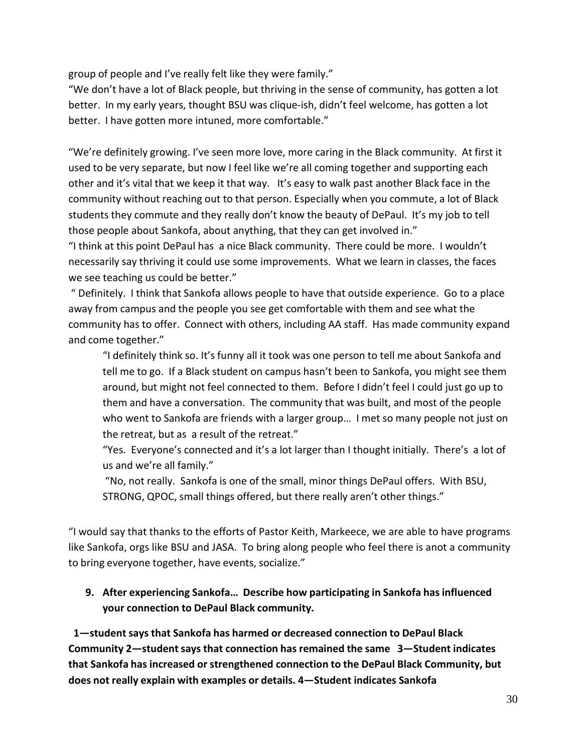group of people and I've really felt like they were family."

"We don't have a lot of Black people, but thriving in the sense of community, has gotten a lot better. In my early years, thought BSU was clique-ish, didn't feel welcome, has gotten a lot better. I have gotten more intuned, more comfortable."

"We're definitely growing. I've seen more love, more caring in the Black community. At first it used to be very separate, but now I feel like we're all coming together and supporting each other and it's vital that we keep it that way. It's easy to walk past another Black face in the community without reaching out to that person. Especially when you commute, a lot of Black students they commute and they really don't know the beauty of DePaul. It's my job to tell those people about Sankofa, about anything, that they can get involved in."

"I think at this point DePaul has a nice Black community. There could be more. I wouldn't necessarily say thriving it could use some improvements. What we learn in classes, the faces we see teaching us could be better."

" Definitely. I think that Sankofa allows people to have that outside experience. Go to a place away from campus and the people you see get comfortable with them and see what the community has to offer. Connect with others, including AA staff. Has made community expand and come together."

> "I definitely think so. It's funny all it took was one person to tell me about Sankofa and tell me to go. If a Black student on campus hasn't been to Sankofa, you might see them around, but might not feel connected to them. Before I didn't feel I could just go up to them and have a conversation. The community that was built, and most of the people who went to Sankofa are friends with a larger group… I met so many people not just on the retreat, but as a result of the retreat."
>
> "Yes. Everyone's connected and it's a lot larger than I thought initially. There's a lot of us and we're all family."
>
> "No, not really. Sankofa is one of the small, minor things DePaul offers. With BSU, STRONG, QPOC, small things offered, but there really aren't other things."

"I would say that thanks to the efforts of Pastor Keith, Markeece, we are able to have programs like Sankofa, orgs like BSU and JASA. To bring along people who feel there is anot a community to bring everyone together, have events, socialize."

**9. After experiencing Sankofa… Describe how participating in Sankofa has influenced your connection to DePaul Black community.**

**1—student says that Sankofa has harmed or decreased connection to DePaul Black Community 2—student says that connection has remained the same 3—Student indicates that Sankofa has increased or strengthened connection to the DePaul Black Community, but does not really explain with examples or details. 4—Student indicates Sankofa**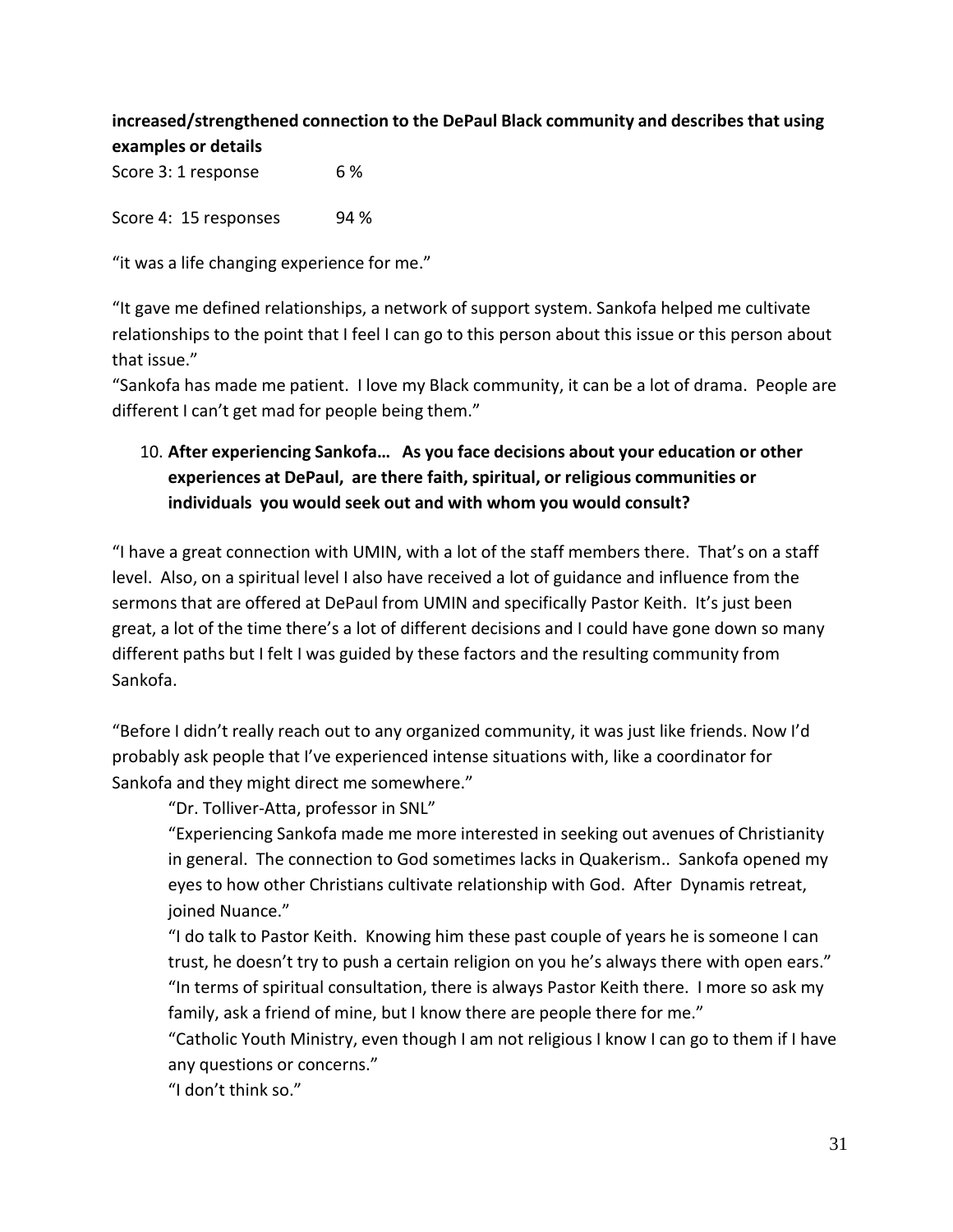**increased/strengthened connection to the DePaul Black community and describes that using examples or details**

Score 3: 1 response 6 %

Score 4: 15 responses 94 %

"it was a life changing experience for me."

"It gave me defined relationships, a network of support system. Sankofa helped me cultivate relationships to the point that I feel I can go to this person about this issue or this person about that issue."

"Sankofa has made me patient. I love my Black community, it can be a lot of drama. People are different I can't get mad for people being them."

10. **After experiencing Sankofa… As you face decisions about your education or other experiences at DePaul, are there faith, spiritual, or religious communities or individuals you would seek out and with whom you would consult?**

"I have a great connection with UMIN, with a lot of the staff members there. That's on a staff level. Also, on a spiritual level I also have received a lot of guidance and influence from the sermons that are offered at DePaul from UMIN and specifically Pastor Keith. It's just been great, a lot of the time there's a lot of different decisions and I could have gone down so many different paths but I felt I was guided by these factors and the resulting community from Sankofa.

"Before I didn't really reach out to any organized community, it was just like friends. Now I'd probably ask people that I've experienced intense situations with, like a coordinator for Sankofa and they might direct me somewhere."

"Dr. Tolliver-Atta, professor in SNL"

"Experiencing Sankofa made me more interested in seeking out avenues of Christianity in general. The connection to God sometimes lacks in Quakerism.. Sankofa opened my eyes to how other Christians cultivate relationship with God. After Dynamis retreat, joined Nuance."

"I do talk to Pastor Keith. Knowing him these past couple of years he is someone I can trust, he doesn't try to push a certain religion on you he's always there with open ears."

"In terms of spiritual consultation, there is always Pastor Keith there. I more so ask my family, ask a friend of mine, but I know there are people there for me."

"Catholic Youth Ministry, even though I am not religious I know I can go to them if I have any questions or concerns."

"I don't think so."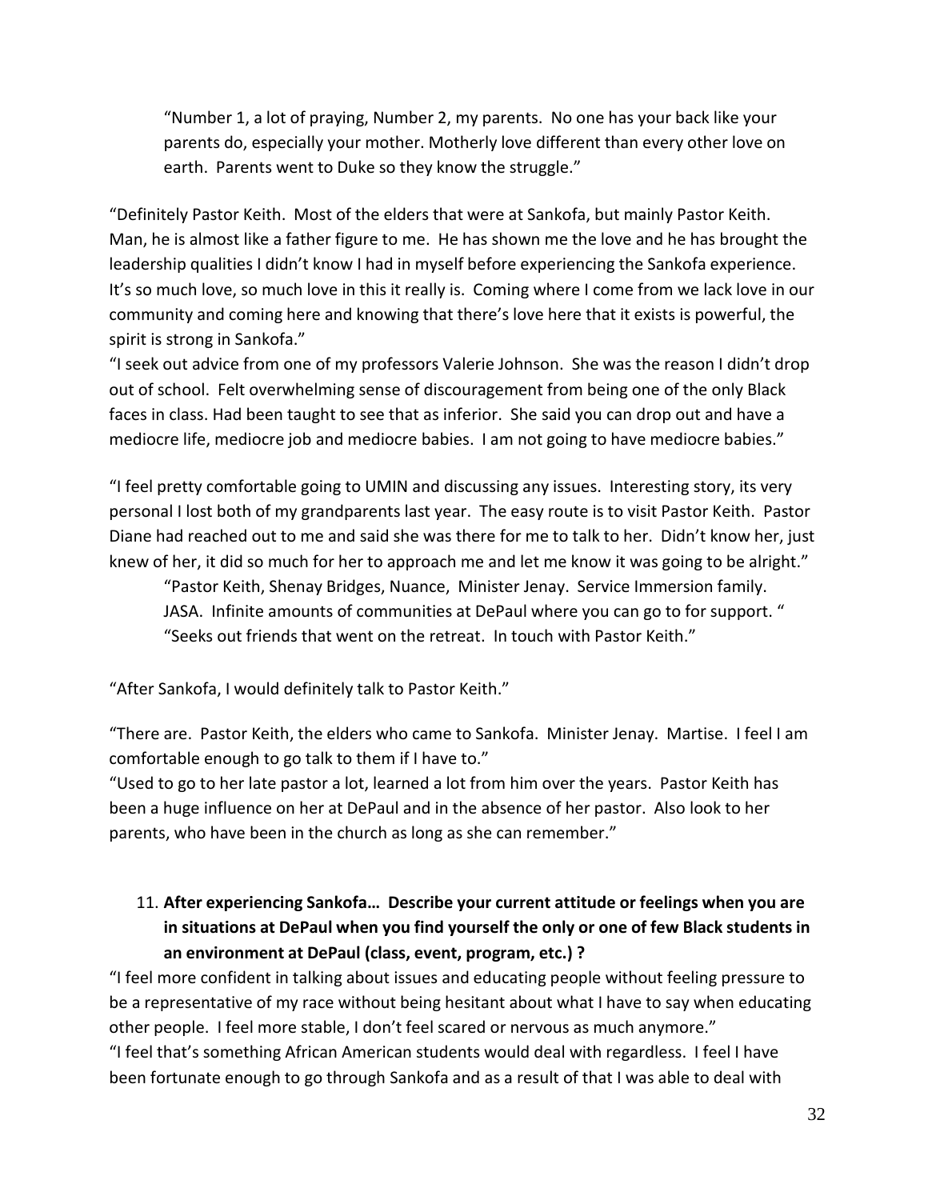> "Number 1, a lot of praying, Number 2, my parents. No one has your back like your parents do, especially your mother. Motherly love different than every other love on earth. Parents went to Duke so they know the struggle."

"Definitely Pastor Keith. Most of the elders that were at Sankofa, but mainly Pastor Keith. Man, he is almost like a father figure to me. He has shown me the love and he has brought the leadership qualities I didn't know I had in myself before experiencing the Sankofa experience. It's so much love, so much love in this it really is. Coming where I come from we lack love in our community and coming here and knowing that there's love here that it exists is powerful, the spirit is strong in Sankofa."

"I seek out advice from one of my professors Valerie Johnson. She was the reason I didn't drop out of school. Felt overwhelming sense of discouragement from being one of the only Black faces in class. Had been taught to see that as inferior. She said you can drop out and have a mediocre life, mediocre job and mediocre babies. I am not going to have mediocre babies."

"I feel pretty comfortable going to UMIN and discussing any issues. Interesting story, its very personal I lost both of my grandparents last year. The easy route is to visit Pastor Keith. Pastor Diane had reached out to me and said she was there for me to talk to her. Didn't know her, just knew of her, it did so much for her to approach me and let me know it was going to be alright."

> "Pastor Keith, Shenay Bridges, Nuance, Minister Jenay. Service Immersion family. JASA. Infinite amounts of communities at DePaul where you can go to for support. "
> "Seeks out friends that went on the retreat. In touch with Pastor Keith."

"After Sankofa, I would definitely talk to Pastor Keith."

"There are. Pastor Keith, the elders who came to Sankofa. Minister Jenay. Martise. I feel I am comfortable enough to go talk to them if I have to."

"Used to go to her late pastor a lot, learned a lot from him over the years. Pastor Keith has been a huge influence on her at DePaul and in the absence of her pastor. Also look to her parents, who have been in the church as long as she can remember."

11. **After experiencing Sankofa… Describe your current attitude or feelings when you are in situations at DePaul when you find yourself the only or one of few Black students in an environment at DePaul (class, event, program, etc.) ?**

"I feel more confident in talking about issues and educating people without feeling pressure to be a representative of my race without being hesitant about what I have to say when educating other people. I feel more stable, I don't feel scared or nervous as much anymore."

"I feel that's something African American students would deal with regardless. I feel I have been fortunate enough to go through Sankofa and as a result of that I was able to deal with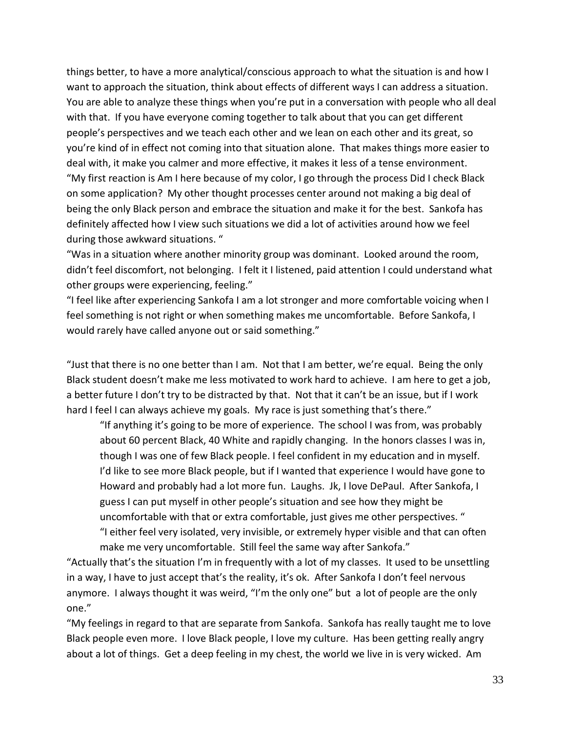things better, to have a more analytical/conscious approach to what the situation is and how I want to approach the situation, think about effects of different ways I can address a situation. You are able to analyze these things when you're put in a conversation with people who all deal with that. If you have everyone coming together to talk about that you can get different people's perspectives and we teach each other and we lean on each other and its great, so you're kind of in effect not coming into that situation alone. That makes things more easier to deal with, it make you calmer and more effective, it makes it less of a tense environment.
"My first reaction is Am I here because of my color, I go through the process Did I check Black on some application? My other thought processes center around not making a big deal of being the only Black person and embrace the situation and make it for the best. Sankofa has definitely affected how I view such situations we did a lot of activities around how we feel during those awkward situations. "
"Was in a situation where another minority group was dominant. Looked around the room, didn't feel discomfort, not belonging. I felt it I listened, paid attention I could understand what other groups were experiencing, feeling."
"I feel like after experiencing Sankofa I am a lot stronger and more comfortable voicing when I feel something is not right or when something makes me uncomfortable. Before Sankofa, I would rarely have called anyone out or said something."

"Just that there is no one better than I am. Not that I am better, we're equal. Being the only Black student doesn't make me less motivated to work hard to achieve. I am here to get a job, a better future I don't try to be distracted by that. Not that it can't be an issue, but if I work hard I feel I can always achieve my goals. My race is just something that's there."

> "If anything it's going to be more of experience. The school I was from, was probably about 60 percent Black, 40 White and rapidly changing. In the honors classes I was in, though I was one of few Black people. I feel confident in my education and in myself. I'd like to see more Black people, but if I wanted that experience I would have gone to Howard and probably had a lot more fun. Laughs. Jk, I love DePaul. After Sankofa, I guess I can put myself in other people's situation and see how they might be uncomfortable with that or extra comfortable, just gives me other perspectives. "
> "I either feel very isolated, very invisible, or extremely hyper visible and that can often make me very uncomfortable. Still feel the same way after Sankofa."

"Actually that's the situation I'm in frequently with a lot of my classes. It used to be unsettling in a way, I have to just accept that's the reality, it's ok. After Sankofa I don't feel nervous anymore. I always thought it was weird, "I'm the only one" but a lot of people are the only one."
"My feelings in regard to that are separate from Sankofa. Sankofa has really taught me to love Black people even more. I love Black people, I love my culture. Has been getting really angry about a lot of things. Get a deep feeling in my chest, the world we live in is very wicked. Am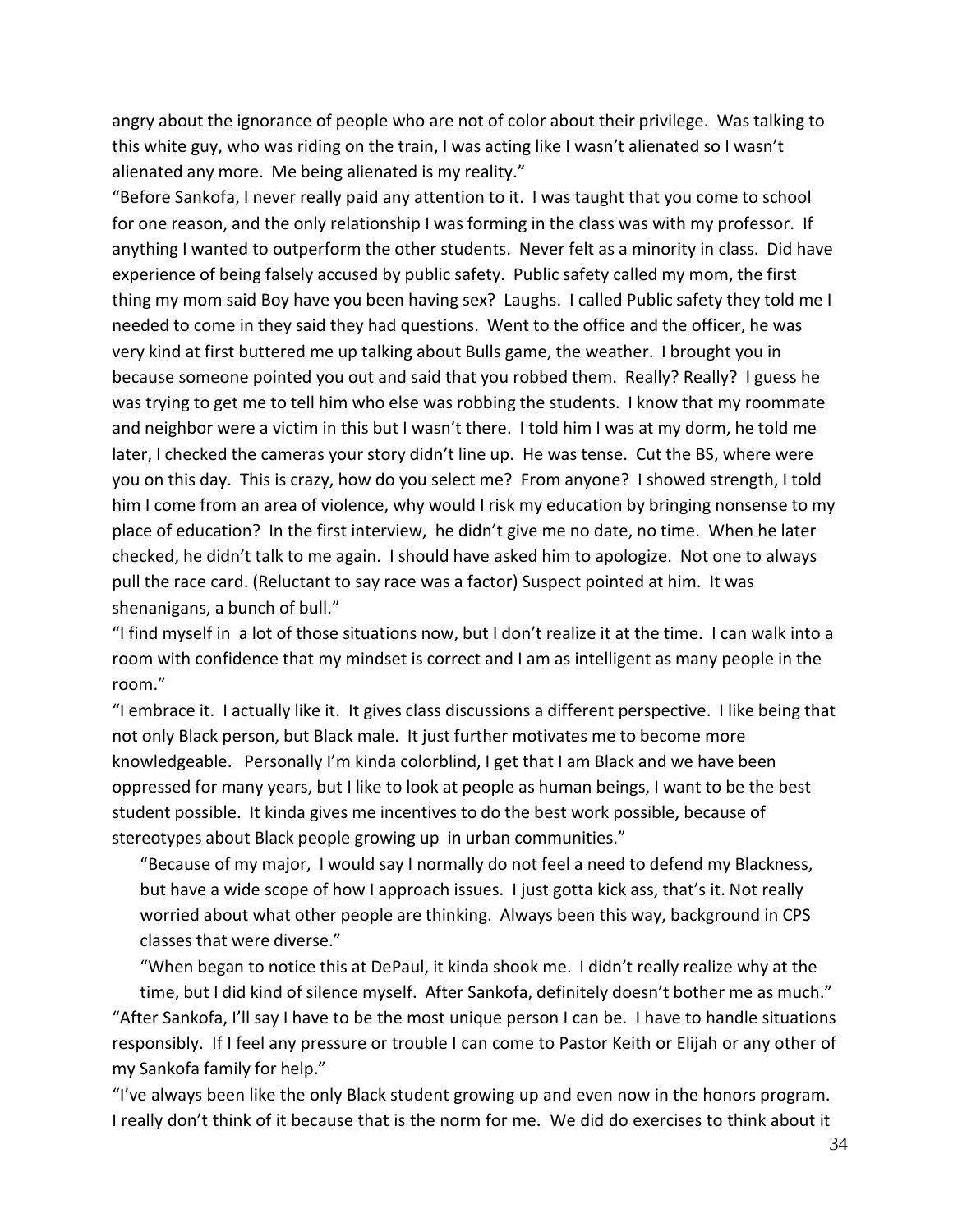angry about the ignorance of people who are not of color about their privilege. Was talking to this white guy, who was riding on the train, I was acting like I wasn't alienated so I wasn't alienated any more. Me being alienated is my reality."

"Before Sankofa, I never really paid any attention to it. I was taught that you come to school for one reason, and the only relationship I was forming in the class was with my professor. If anything I wanted to outperform the other students. Never felt as a minority in class. Did have experience of being falsely accused by public safety. Public safety called my mom, the first thing my mom said Boy have you been having sex? Laughs. I called Public safety they told me I needed to come in they said they had questions. Went to the office and the officer, he was very kind at first buttered me up talking about Bulls game, the weather. I brought you in because someone pointed you out and said that you robbed them. Really? Really? I guess he was trying to get me to tell him who else was robbing the students. I know that my roommate and neighbor were a victim in this but I wasn't there. I told him I was at my dorm, he told me later, I checked the cameras your story didn't line up. He was tense. Cut the BS, where were you on this day. This is crazy, how do you select me? From anyone? I showed strength, I told him I come from an area of violence, why would I risk my education by bringing nonsense to my place of education? In the first interview, he didn't give me no date, no time. When he later checked, he didn't talk to me again. I should have asked him to apologize. Not one to always pull the race card. (Reluctant to say race was a factor) Suspect pointed at him. It was shenanigans, a bunch of bull."

"I find myself in a lot of those situations now, but I don't realize it at the time. I can walk into a room with confidence that my mindset is correct and I am as intelligent as many people in the room."

"I embrace it. I actually like it. It gives class discussions a different perspective. I like being that not only Black person, but Black male. It just further motivates me to become more knowledgeable. Personally I'm kinda colorblind, I get that I am Black and we have been oppressed for many years, but I like to look at people as human beings, I want to be the best student possible. It kinda gives me incentives to do the best work possible, because of stereotypes about Black people growing up in urban communities."

> "Because of my major, I would say I normally do not feel a need to defend my Blackness, but have a wide scope of how I approach issues. I just gotta kick ass, that's it. Not really worried about what other people are thinking. Always been this way, background in CPS classes that were diverse."
>
> "When began to notice this at DePaul, it kinda shook me. I didn't really realize why at the time, but I did kind of silence myself. After Sankofa, definitely doesn't bother me as much."

"After Sankofa, I'll say I have to be the most unique person I can be. I have to handle situations responsibly. If I feel any pressure or trouble I can come to Pastor Keith or Elijah or any other of my Sankofa family for help."

"I've always been like the only Black student growing up and even now in the honors program. I really don't think of it because that is the norm for me. We did do exercises to think about it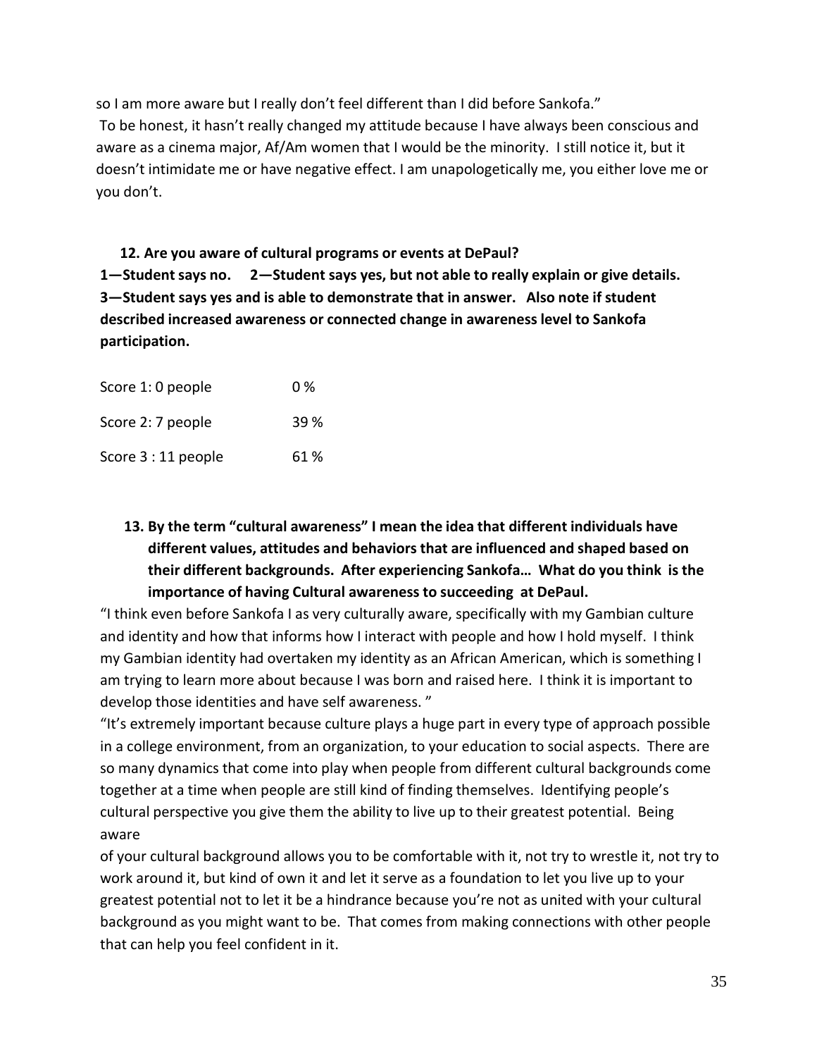so I am more aware but I really don't feel different than I did before Sankofa."

To be honest, it hasn't really changed my attitude because I have always been conscious and aware as a cinema major, Af/Am women that I would be the minority. I still notice it, but it doesn't intimidate me or have negative effect. I am unapologetically me, you either love me or you don't.

**12. Are you aware of cultural programs or events at DePaul?**

**1—Student says no. 2—Student says yes, but not able to really explain or give details. 3—Student says yes and is able to demonstrate that in answer. Also note if student described increased awareness or connected change in awareness level to Sankofa participation.**

| | |
|---|---|
| Score 1: 0 people | 0 % |
| Score 2: 7 people | 39 % |
| Score 3 : 11 people | 61 % |

**13. By the term "cultural awareness" I mean the idea that different individuals have different values, attitudes and behaviors that are influenced and shaped based on their different backgrounds. After experiencing Sankofa… What do you think is the importance of having Cultural awareness to succeeding at DePaul.**

"I think even before Sankofa I as very culturally aware, specifically with my Gambian culture and identity and how that informs how I interact with people and how I hold myself. I think my Gambian identity had overtaken my identity as an African American, which is something I am trying to learn more about because I was born and raised here. I think it is important to develop those identities and have self awareness. "

"It's extremely important because culture plays a huge part in every type of approach possible in a college environment, from an organization, to your education to social aspects. There are so many dynamics that come into play when people from different cultural backgrounds come together at a time when people are still kind of finding themselves. Identifying people's cultural perspective you give them the ability to live up to their greatest potential. Being aware of your cultural background allows you to be comfortable with it, not try to wrestle it, not try to work around it, but kind of own it and let it serve as a foundation to let you live up to your greatest potential not to let it be a hindrance because you're not as united with your cultural background as you might want to be. That comes from making connections with other people that can help you feel confident in it.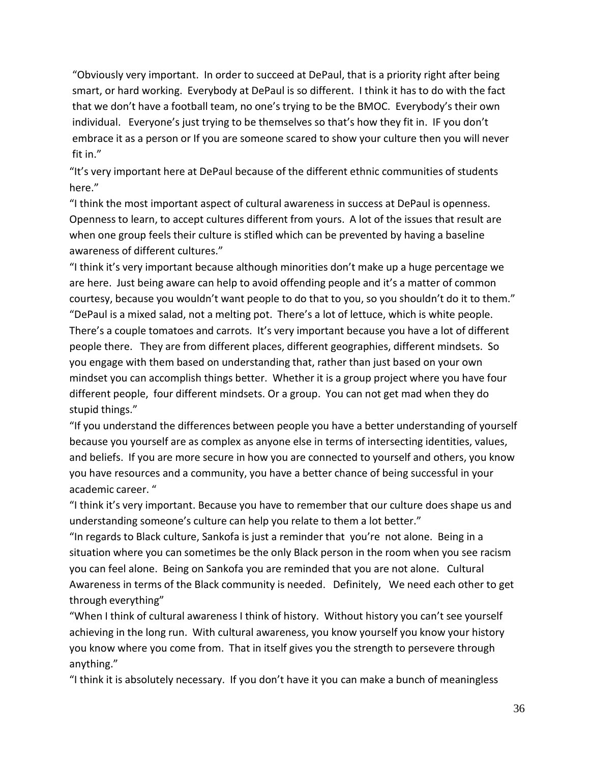"Obviously very important. In order to succeed at DePaul, that is a priority right after being smart, or hard working. Everybody at DePaul is so different. I think it has to do with the fact that we don't have a football team, no one's trying to be the BMOC. Everybody's their own individual. Everyone's just trying to be themselves so that's how they fit in. IF you don't embrace it as a person or If you are someone scared to show your culture then you will never fit in."

"It's very important here at DePaul because of the different ethnic communities of students here."

"I think the most important aspect of cultural awareness in success at DePaul is openness. Openness to learn, to accept cultures different from yours. A lot of the issues that result are when one group feels their culture is stifled which can be prevented by having a baseline awareness of different cultures."

"I think it's very important because although minorities don't make up a huge percentage we are here. Just being aware can help to avoid offending people and it's a matter of common courtesy, because you wouldn't want people to do that to you, so you shouldn't do it to them."

"DePaul is a mixed salad, not a melting pot. There's a lot of lettuce, which is white people. There's a couple tomatoes and carrots. It's very important because you have a lot of different people there. They are from different places, different geographies, different mindsets. So you engage with them based on understanding that, rather than just based on your own mindset you can accomplish things better. Whether it is a group project where you have four different people, four different mindsets. Or a group. You can not get mad when they do stupid things."

"If you understand the differences between people you have a better understanding of yourself because you yourself are as complex as anyone else in terms of intersecting identities, values, and beliefs. If you are more secure in how you are connected to yourself and others, you know you have resources and a community, you have a better chance of being successful in your academic career. "

"I think it's very important. Because you have to remember that our culture does shape us and understanding someone's culture can help you relate to them a lot better."

"In regards to Black culture, Sankofa is just a reminder that you're not alone. Being in a situation where you can sometimes be the only Black person in the room when you see racism you can feel alone. Being on Sankofa you are reminded that you are not alone. Cultural Awareness in terms of the Black community is needed. Definitely, We need each other to get through everything"

"When I think of cultural awareness I think of history. Without history you can't see yourself achieving in the long run. With cultural awareness, you know yourself you know your history you know where you come from. That in itself gives you the strength to persevere through anything."

"I think it is absolutely necessary. If you don't have it you can make a bunch of meaningless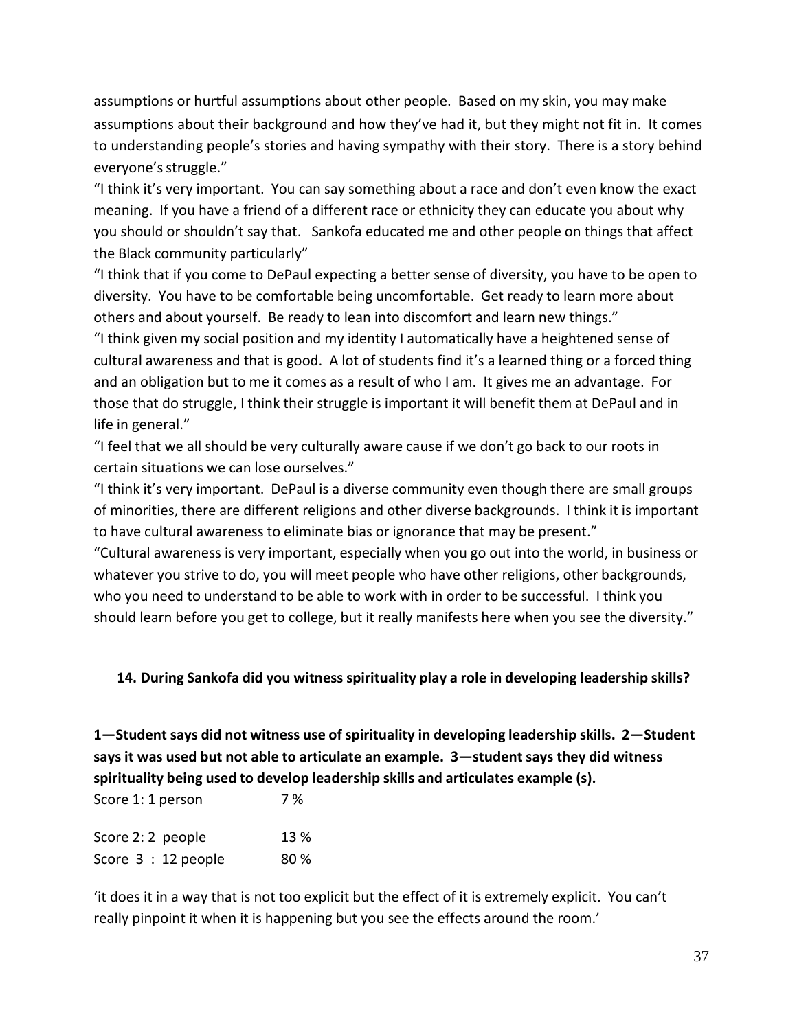assumptions or hurtful assumptions about other people. Based on my skin, you may make assumptions about their background and how they've had it, but they might not fit in. It comes to understanding people's stories and having sympathy with their story. There is a story behind everyone's struggle."

"I think it's very important. You can say something about a race and don't even know the exact meaning. If you have a friend of a different race or ethnicity they can educate you about why you should or shouldn't say that. Sankofa educated me and other people on things that affect the Black community particularly"

"I think that if you come to DePaul expecting a better sense of diversity, you have to be open to diversity. You have to be comfortable being uncomfortable. Get ready to learn more about others and about yourself. Be ready to lean into discomfort and learn new things."

"I think given my social position and my identity I automatically have a heightened sense of cultural awareness and that is good. A lot of students find it's a learned thing or a forced thing and an obligation but to me it comes as a result of who I am. It gives me an advantage. For those that do struggle, I think their struggle is important it will benefit them at DePaul and in life in general."

"I feel that we all should be very culturally aware cause if we don't go back to our roots in certain situations we can lose ourselves."

"I think it's very important. DePaul is a diverse community even though there are small groups of minorities, there are different religions and other diverse backgrounds. I think it is important to have cultural awareness to eliminate bias or ignorance that may be present."

"Cultural awareness is very important, especially when you go out into the world, in business or whatever you strive to do, you will meet people who have other religions, other backgrounds, who you need to understand to be able to work with in order to be successful. I think you should learn before you get to college, but it really manifests here when you see the diversity."

**14. During Sankofa did you witness spirituality play a role in developing leadership skills?**

**1—Student says did not witness use of spirituality in developing leadership skills. 2—Student says it was used but not able to articulate an example. 3—student says they did witness spirituality being used to develop leadership skills and articulates example (s).**

| | |
|---|---|
| Score 1: 1 person | 7 % |
| Score 2: 2 people | 13 % |
| Score 3 : 12 people | 80 % |

'it does it in a way that is not too explicit but the effect of it is extremely explicit. You can't really pinpoint it when it is happening but you see the effects around the room.'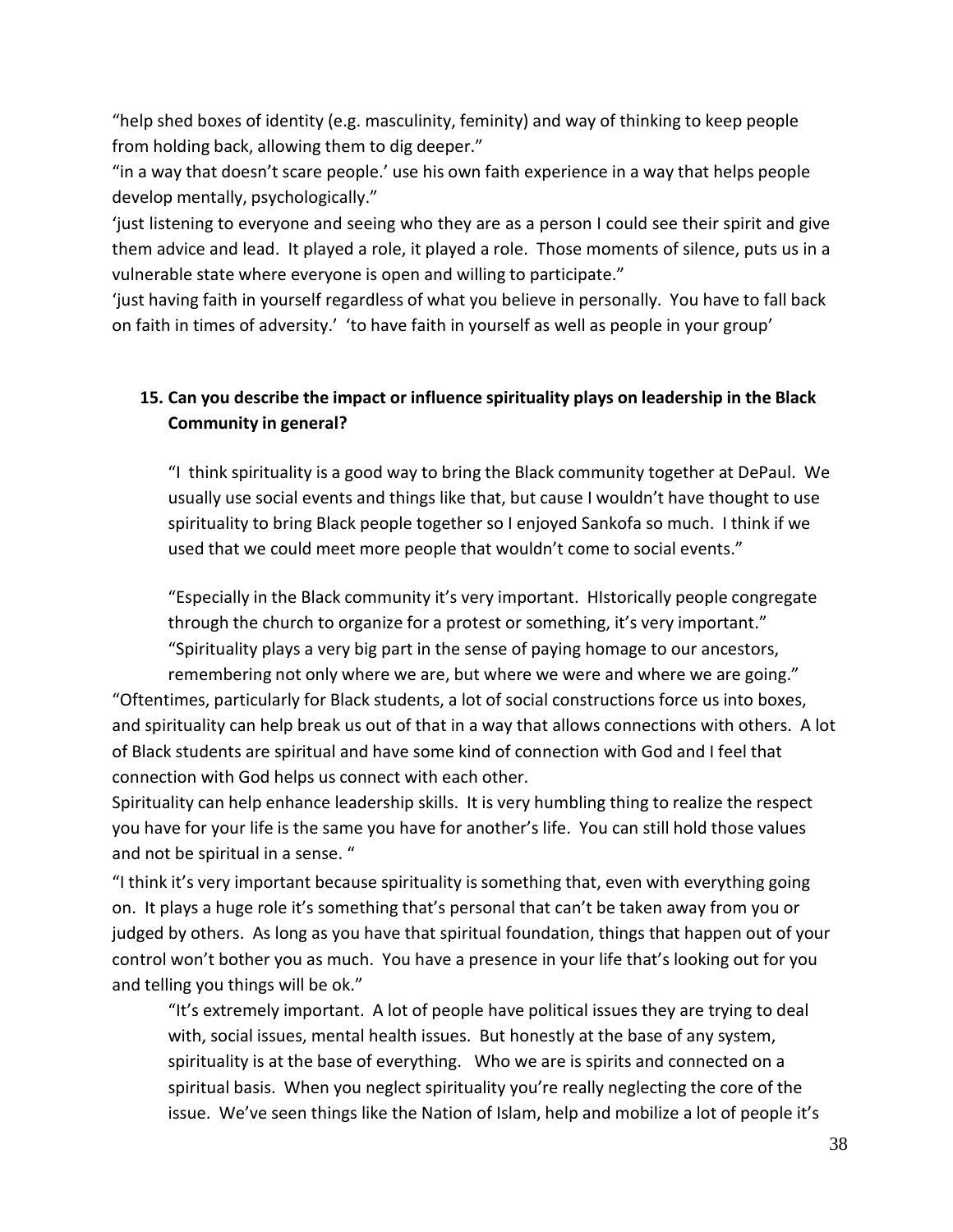"help shed boxes of identity (e.g. masculinity, feminity) and way of thinking to keep people from holding back, allowing them to dig deeper."

"in a way that doesn't scare people.' use his own faith experience in a way that helps people develop mentally, psychologically."

'just listening to everyone and seeing who they are as a person I could see their spirit and give them advice and lead. It played a role, it played a role. Those moments of silence, puts us in a vulnerable state where everyone is open and willing to participate."

'just having faith in yourself regardless of what you believe in personally. You have to fall back on faith in times of adversity.' 'to have faith in yourself as well as people in your group'

**15. Can you describe the impact or influence spirituality plays on leadership in the Black Community in general?**

> "I think spirituality is a good way to bring the Black community together at DePaul. We usually use social events and things like that, but cause I wouldn't have thought to use spirituality to bring Black people together so I enjoyed Sankofa so much. I think if we used that we could meet more people that wouldn't come to social events."
>
> "Especially in the Black community it's very important. HIstorically people congregate through the church to organize for a protest or something, it's very important."
>
> "Spirituality plays a very big part in the sense of paying homage to our ancestors, remembering not only where we are, but where we were and where we are going."

"Oftentimes, particularly for Black students, a lot of social constructions force us into boxes, and spirituality can help break us out of that in a way that allows connections with others. A lot of Black students are spiritual and have some kind of connection with God and I feel that connection with God helps us connect with each other.

Spirituality can help enhance leadership skills. It is very humbling thing to realize the respect you have for your life is the same you have for another's life. You can still hold those values and not be spiritual in a sense. "

"I think it's very important because spirituality is something that, even with everything going on. It plays a huge role it's something that's personal that can't be taken away from you or judged by others. As long as you have that spiritual foundation, things that happen out of your control won't bother you as much. You have a presence in your life that's looking out for you and telling you things will be ok."

> "It's extremely important. A lot of people have political issues they are trying to deal with, social issues, mental health issues. But honestly at the base of any system, spirituality is at the base of everything. Who we are is spirits and connected on a spiritual basis. When you neglect spirituality you're really neglecting the core of the issue. We've seen things like the Nation of Islam, help and mobilize a lot of people it's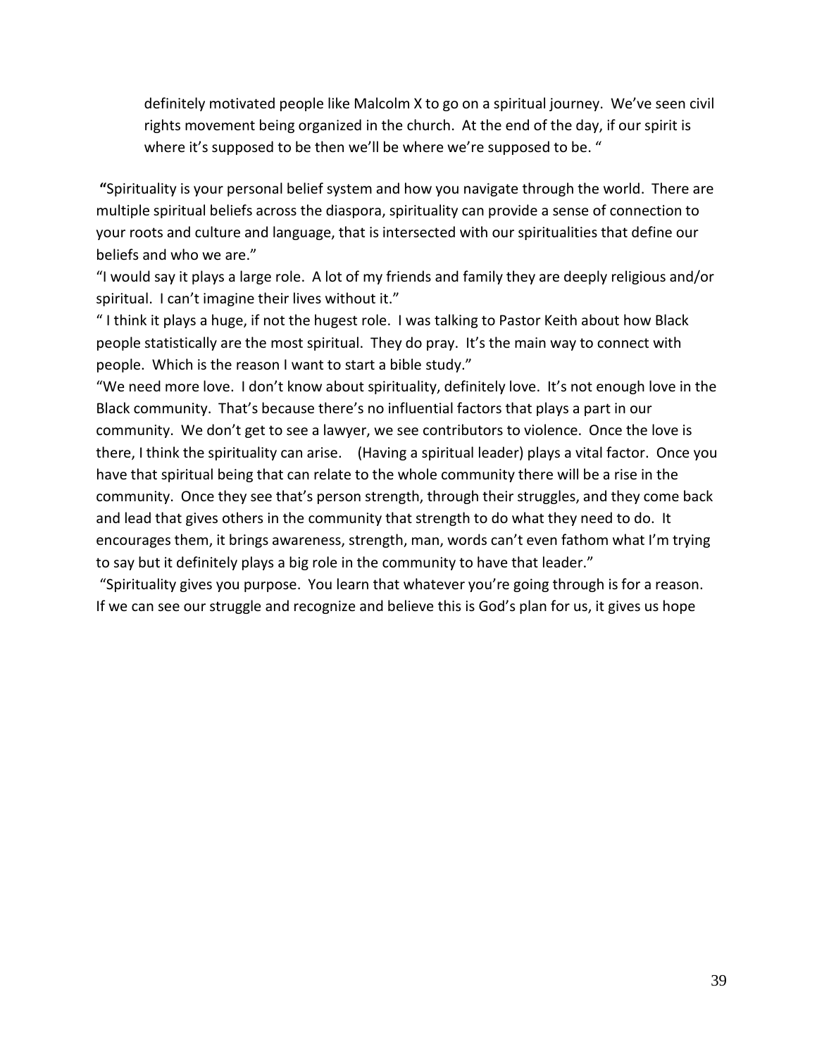> definitely motivated people like Malcolm X to go on a spiritual journey. We've seen civil rights movement being organized in the church. At the end of the day, if our spirit is where it's supposed to be then we'll be where we're supposed to be. "

"Spirituality is your personal belief system and how you navigate through the world. There are multiple spiritual beliefs across the diaspora, spirituality can provide a sense of connection to your roots and culture and language, that is intersected with our spiritualities that define our beliefs and who we are."

"I would say it plays a large role. A lot of my friends and family they are deeply religious and/or spiritual. I can't imagine their lives without it."

" I think it plays a huge, if not the hugest role. I was talking to Pastor Keith about how Black people statistically are the most spiritual. They do pray. It's the main way to connect with people. Which is the reason I want to start a bible study."

"We need more love. I don't know about spirituality, definitely love. It's not enough love in the Black community. That's because there's no influential factors that plays a part in our community. We don't get to see a lawyer, we see contributors to violence. Once the love is there, I think the spirituality can arise. (Having a spiritual leader) plays a vital factor. Once you have that spiritual being that can relate to the whole community there will be a rise in the community. Once they see that's person strength, through their struggles, and they come back and lead that gives others in the community that strength to do what they need to do. It encourages them, it brings awareness, strength, man, words can't even fathom what I'm trying to say but it definitely plays a big role in the community to have that leader."

"Spirituality gives you purpose. You learn that whatever you're going through is for a reason. If we can see our struggle and recognize and believe this is God's plan for us, it gives us hope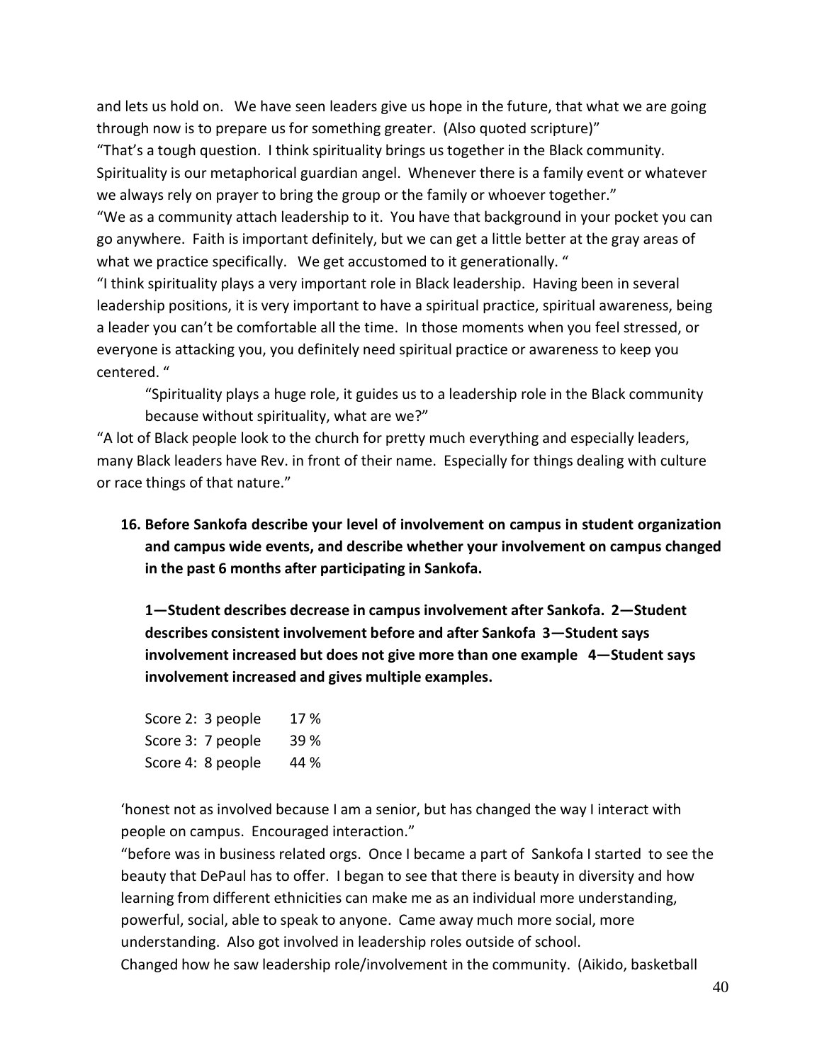and lets us hold on. We have seen leaders give us hope in the future, that what we are going through now is to prepare us for something greater. (Also quoted scripture)"

"That's a tough question. I think spirituality brings us together in the Black community. Spirituality is our metaphorical guardian angel. Whenever there is a family event or whatever we always rely on prayer to bring the group or the family or whoever together."

"We as a community attach leadership to it. You have that background in your pocket you can go anywhere. Faith is important definitely, but we can get a little better at the gray areas of what we practice specifically. We get accustomed to it generationally. "

"I think spirituality plays a very important role in Black leadership. Having been in several leadership positions, it is very important to have a spiritual practice, spiritual awareness, being a leader you can't be comfortable all the time. In those moments when you feel stressed, or everyone is attacking you, you definitely need spiritual practice or awareness to keep you centered. "

> "Spirituality plays a huge role, it guides us to a leadership role in the Black community because without spirituality, what are we?"

"A lot of Black people look to the church for pretty much everything and especially leaders, many Black leaders have Rev. in front of their name. Especially for things dealing with culture or race things of that nature."

**16. Before Sankofa describe your level of involvement on campus in student organization and campus wide events, and describe whether your involvement on campus changed in the past 6 months after participating in Sankofa.**

**1—Student describes decrease in campus involvement after Sankofa. 2—Student describes consistent involvement before and after Sankofa 3—Student says involvement increased but does not give more than one example 4—Student says involvement increased and gives multiple examples.**

Score 2: 3 people 17 %
Score 3: 7 people 39 %
Score 4: 8 people 44 %

'honest not as involved because I am a senior, but has changed the way I interact with people on campus. Encouraged interaction."

"before was in business related orgs. Once I became a part of Sankofa I started to see the beauty that DePaul has to offer. I began to see that there is beauty in diversity and how learning from different ethnicities can make me as an individual more understanding, powerful, social, able to speak to anyone. Came away much more social, more understanding. Also got involved in leadership roles outside of school.

Changed how he saw leadership role/involvement in the community. (Aikido, basketball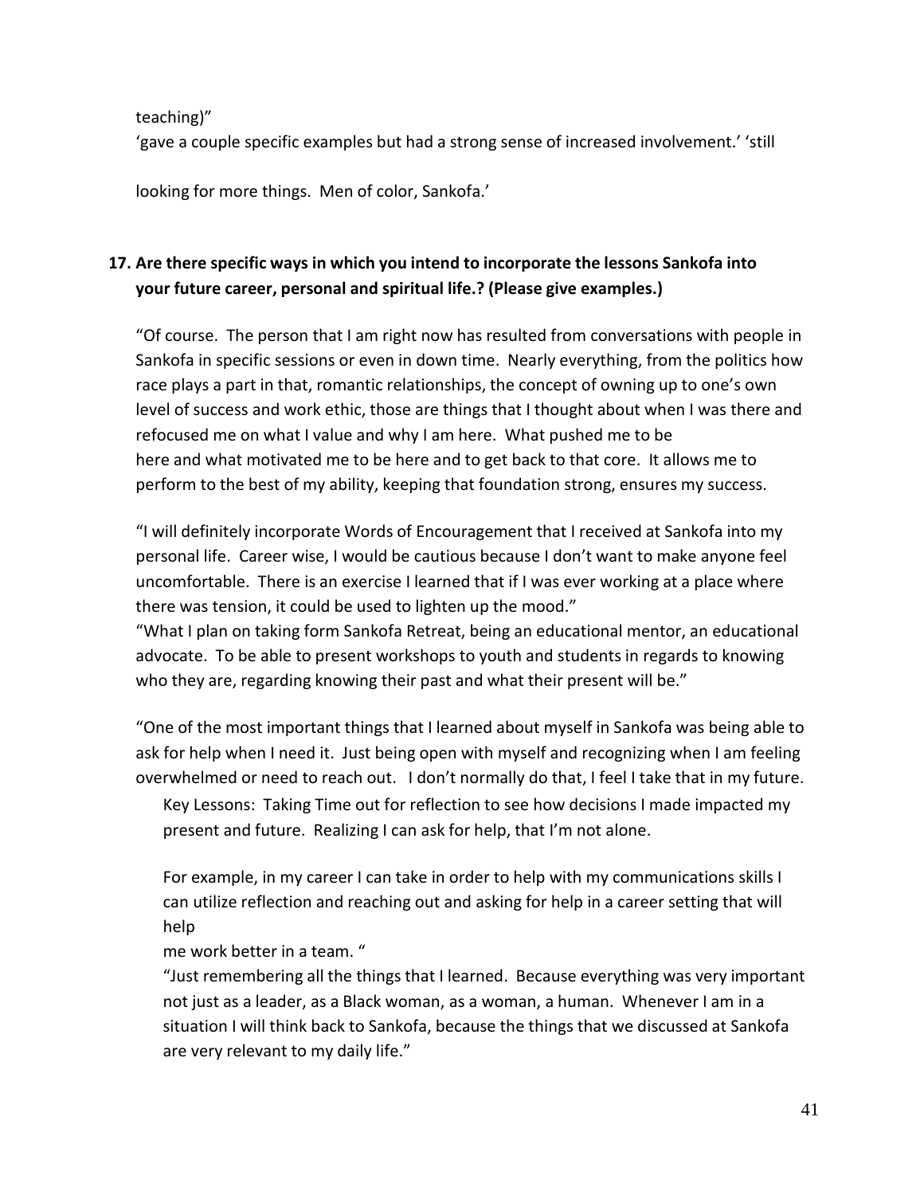teaching)"

'gave a couple specific examples but had a strong sense of increased involvement.' 'still looking for more things. Men of color, Sankofa.'

**17. Are there specific ways in which you intend to incorporate the lessons Sankofa into your future career, personal and spiritual life.? (Please give examples.)**

"Of course. The person that I am right now has resulted from conversations with people in Sankofa in specific sessions or even in down time. Nearly everything, from the politics how race plays a part in that, romantic relationships, the concept of owning up to one's own level of success and work ethic, those are things that I thought about when I was there and refocused me on what I value and why I am here. What pushed me to be here and what motivated me to be here and to get back to that core. It allows me to perform to the best of my ability, keeping that foundation strong, ensures my success.

"I will definitely incorporate Words of Encouragement that I received at Sankofa into my personal life. Career wise, I would be cautious because I don't want to make anyone feel uncomfortable. There is an exercise I learned that if I was ever working at a place where there was tension, it could be used to lighten up the mood."

"What I plan on taking form Sankofa Retreat, being an educational mentor, an educational advocate. To be able to present workshops to youth and students in regards to knowing who they are, regarding knowing their past and what their present will be."

"One of the most important things that I learned about myself in Sankofa was being able to ask for help when I need it. Just being open with myself and recognizing when I am feeling overwhelmed or need to reach out. I don't normally do that, I feel I take that in my future.

Key Lessons: Taking Time out for reflection to see how decisions I made impacted my present and future. Realizing I can ask for help, that I'm not alone.

For example, in my career I can take in order to help with my communications skills I can utilize reflection and reaching out and asking for help in a career setting that will help me work better in a team. "

"Just remembering all the things that I learned. Because everything was very important not just as a leader, as a Black woman, as a woman, a human. Whenever I am in a situation I will think back to Sankofa, because the things that we discussed at Sankofa are very relevant to my daily life."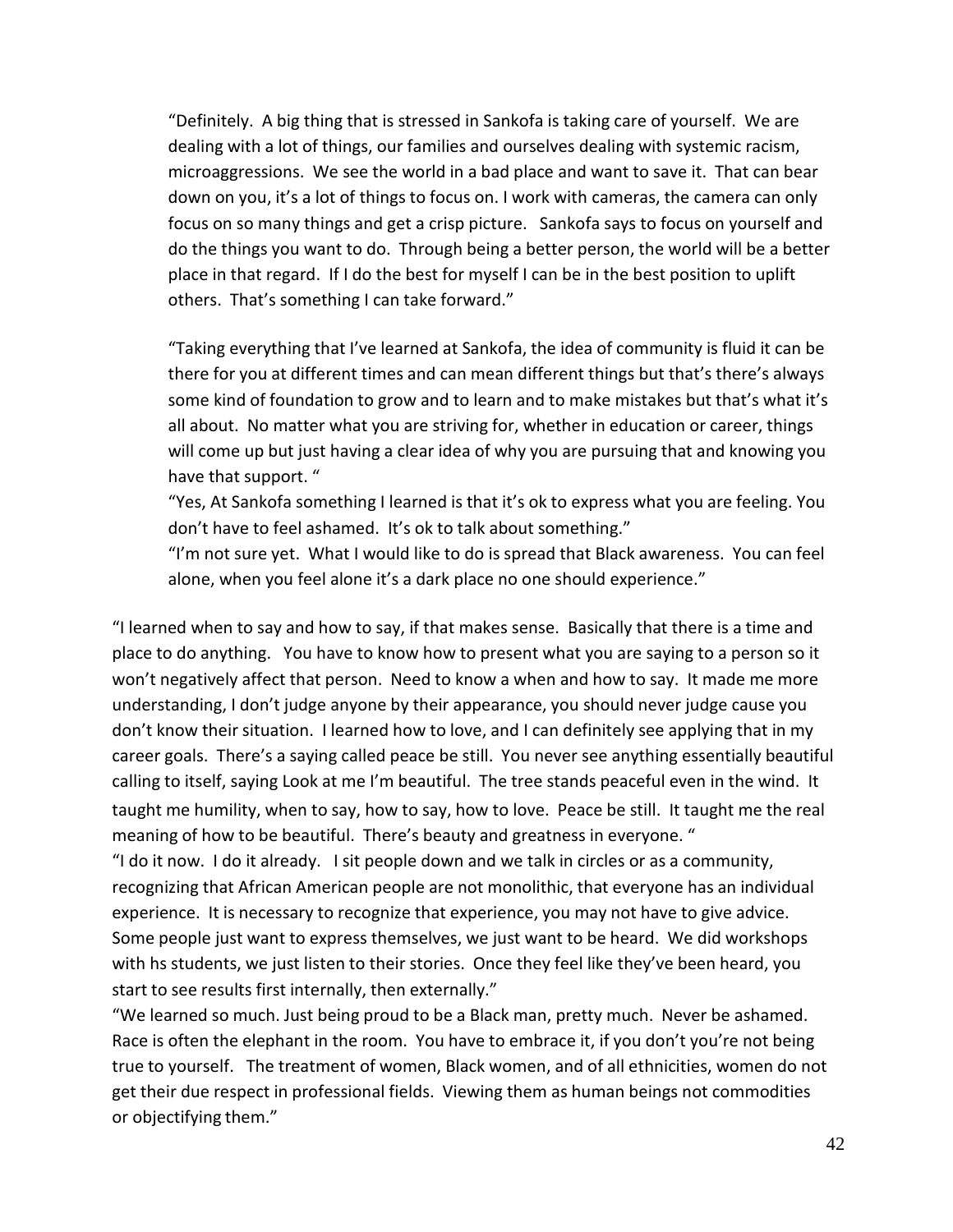> "Definitely. A big thing that is stressed in Sankofa is taking care of yourself. We are dealing with a lot of things, our families and ourselves dealing with systemic racism, microaggressions. We see the world in a bad place and want to save it. That can bear down on you, it's a lot of things to focus on. I work with cameras, the camera can only focus on so many things and get a crisp picture. Sankofa says to focus on yourself and do the things you want to do. Through being a better person, the world will be a better place in that regard. If I do the best for myself I can be in the best position to uplift others. That's something I can take forward."
>
> "Taking everything that I've learned at Sankofa, the idea of community is fluid it can be there for you at different times and can mean different things but that's there's always some kind of foundation to grow and to learn and to make mistakes but that's what it's all about. No matter what you are striving for, whether in education or career, things will come up but just having a clear idea of why you are pursuing that and knowing you have that support. "
>
> "Yes, At Sankofa something I learned is that it's ok to express what you are feeling. You don't have to feel ashamed. It's ok to talk about something."
>
> "I'm not sure yet. What I would like to do is spread that Black awareness. You can feel alone, when you feel alone it's a dark place no one should experience."

"I learned when to say and how to say, if that makes sense. Basically that there is a time and place to do anything. You have to know how to present what you are saying to a person so it won't negatively affect that person. Need to know a when and how to say. It made me more understanding, I don't judge anyone by their appearance, you should never judge cause you don't know their situation. I learned how to love, and I can definitely see applying that in my career goals. There's a saying called peace be still. You never see anything essentially beautiful calling to itself, saying Look at me I'm beautiful. The tree stands peaceful even in the wind. It taught me humility, when to say, how to say, how to love. Peace be still. It taught me the real meaning of how to be beautiful. There's beauty and greatness in everyone. "

"I do it now. I do it already. I sit people down and we talk in circles or as a community, recognizing that African American people are not monolithic, that everyone has an individual experience. It is necessary to recognize that experience, you may not have to give advice. Some people just want to express themselves, we just want to be heard. We did workshops with hs students, we just listen to their stories. Once they feel like they've been heard, you start to see results first internally, then externally."

"We learned so much. Just being proud to be a Black man, pretty much. Never be ashamed. Race is often the elephant in the room. You have to embrace it, if you don't you're not being true to yourself. The treatment of women, Black women, and of all ethnicities, women do not get their due respect in professional fields. Viewing them as human beings not commodities or objectifying them."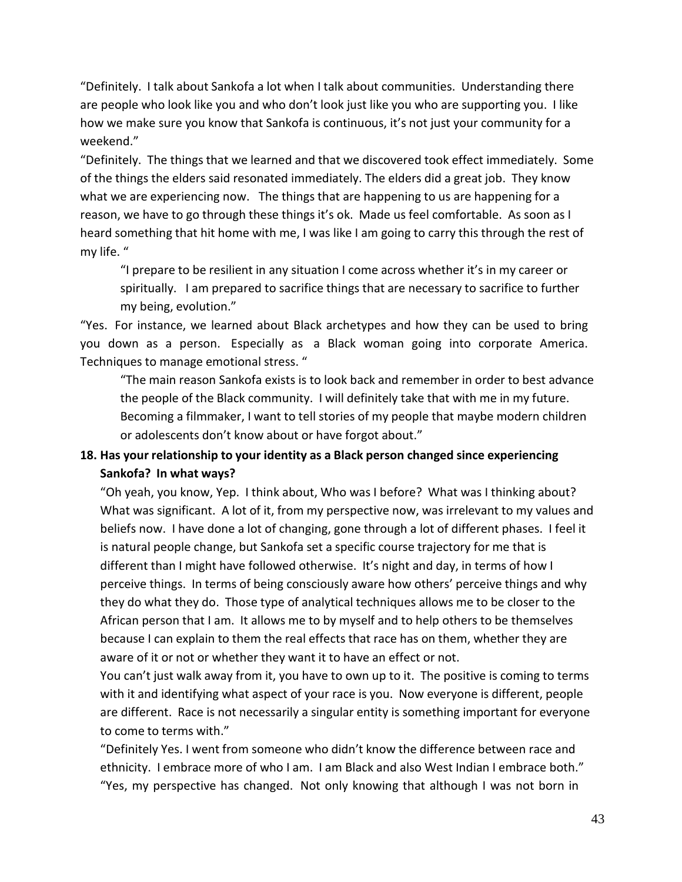"Definitely. I talk about Sankofa a lot when I talk about communities. Understanding there are people who look like you and who don't look just like you who are supporting you. I like how we make sure you know that Sankofa is continuous, it's not just your community for a weekend."

"Definitely. The things that we learned and that we discovered took effect immediately. Some of the things the elders said resonated immediately. The elders did a great job. They know what we are experiencing now. The things that are happening to us are happening for a reason, we have to go through these things it's ok. Made us feel comfortable. As soon as I heard something that hit home with me, I was like I am going to carry this through the rest of my life. "

> "I prepare to be resilient in any situation I come across whether it's in my career or spiritually. I am prepared to sacrifice things that are necessary to sacrifice to further my being, evolution."

"Yes. For instance, we learned about Black archetypes and how they can be used to bring you down as a person. Especially as a Black woman going into corporate America. Techniques to manage emotional stress. "

> "The main reason Sankofa exists is to look back and remember in order to best advance the people of the Black community. I will definitely take that with me in my future. Becoming a filmmaker, I want to tell stories of my people that maybe modern children or adolescents don't know about or have forgot about."

**18. Has your relationship to your identity as a Black person changed since experiencing Sankofa? In what ways?**

"Oh yeah, you know, Yep. I think about, Who was I before? What was I thinking about? What was significant. A lot of it, from my perspective now, was irrelevant to my values and beliefs now. I have done a lot of changing, gone through a lot of different phases. I feel it is natural people change, but Sankofa set a specific course trajectory for me that is different than I might have followed otherwise. It's night and day, in terms of how I perceive things. In terms of being consciously aware how others' perceive things and why they do what they do. Those type of analytical techniques allows me to be closer to the African person that I am. It allows me to by myself and to help others to be themselves because I can explain to them the real effects that race has on them, whether they are aware of it or not or whether they want it to have an effect or not.

You can't just walk away from it, you have to own up to it. The positive is coming to terms with it and identifying what aspect of your race is you. Now everyone is different, people are different. Race is not necessarily a singular entity is something important for everyone to come to terms with."

"Definitely Yes. I went from someone who didn't know the difference between race and ethnicity. I embrace more of who I am. I am Black and also West Indian I embrace both."

"Yes, my perspective has changed. Not only knowing that although I was not born in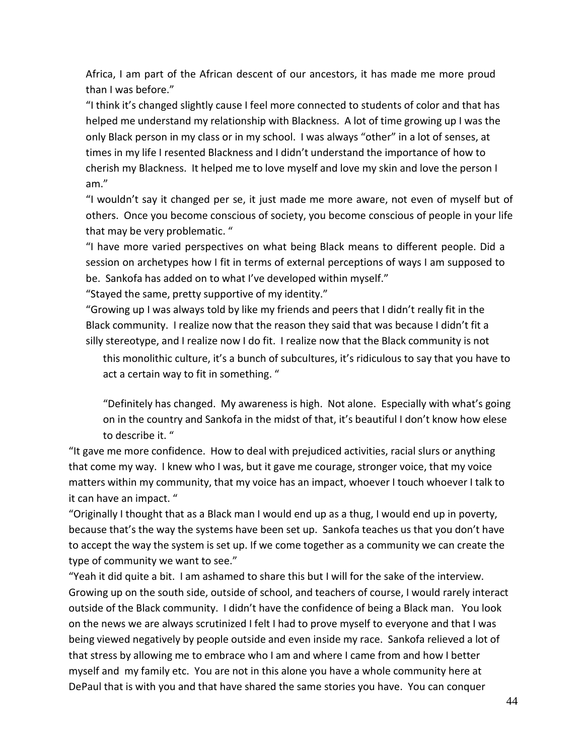Africa, I am part of the African descent of our ancestors, it has made me more proud than I was before."

"I think it's changed slightly cause I feel more connected to students of color and that has helped me understand my relationship with Blackness. A lot of time growing up I was the only Black person in my class or in my school. I was always "other" in a lot of senses, at times in my life I resented Blackness and I didn't understand the importance of how to cherish my Blackness. It helped me to love myself and love my skin and love the person I am."

"I wouldn't say it changed per se, it just made me more aware, not even of myself but of others. Once you become conscious of society, you become conscious of people in your life that may be very problematic. "

"I have more varied perspectives on what being Black means to different people. Did a session on archetypes how I fit in terms of external perceptions of ways I am supposed to be. Sankofa has added on to what I've developed within myself."

"Stayed the same, pretty supportive of my identity."

"Growing up I was always told by like my friends and peers that I didn't really fit in the Black community. I realize now that the reason they said that was because I didn't fit a silly stereotype, and I realize now I do fit. I realize now that the Black community is not this monolithic culture, it's a bunch of subcultures, it's ridiculous to say that you have to act a certain way to fit in something. "

"Definitely has changed. My awareness is high. Not alone. Especially with what's going on in the country and Sankofa in the midst of that, it's beautiful I don't know how elese to describe it. "

"It gave me more confidence. How to deal with prejudiced activities, racial slurs or anything that come my way. I knew who I was, but it gave me courage, stronger voice, that my voice matters within my community, that my voice has an impact, whoever I touch whoever I talk to it can have an impact. "

"Originally I thought that as a Black man I would end up as a thug, I would end up in poverty, because that's the way the systems have been set up. Sankofa teaches us that you don't have to accept the way the system is set up. If we come together as a community we can create the type of community we want to see."

"Yeah it did quite a bit. I am ashamed to share this but I will for the sake of the interview. Growing up on the south side, outside of school, and teachers of course, I would rarely interact outside of the Black community. I didn't have the confidence of being a Black man. You look on the news we are always scrutinized I felt I had to prove myself to everyone and that I was being viewed negatively by people outside and even inside my race. Sankofa relieved a lot of that stress by allowing me to embrace who I am and where I came from and how I better myself and my family etc. You are not in this alone you have a whole community here at DePaul that is with you and that have shared the same stories you have. You can conquer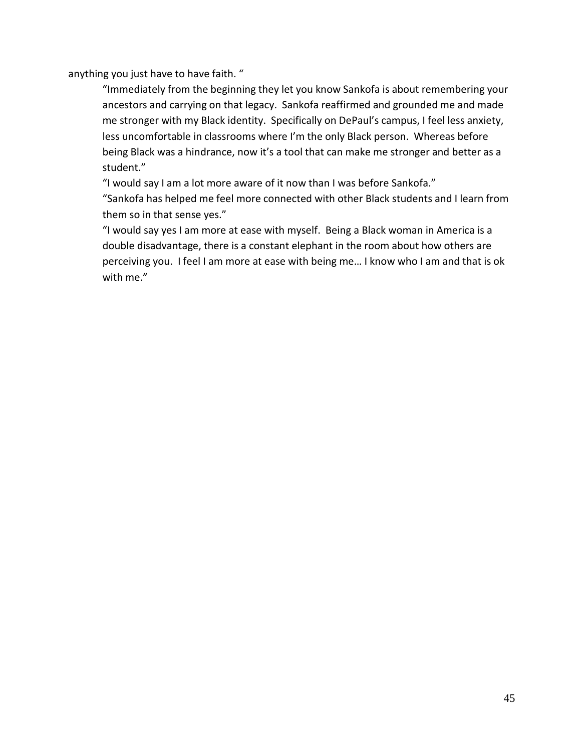anything you just have to have faith. "

> "Immediately from the beginning they let you know Sankofa is about remembering your ancestors and carrying on that legacy. Sankofa reaffirmed and grounded me and made me stronger with my Black identity. Specifically on DePaul's campus, I feel less anxiety, less uncomfortable in classrooms where I'm the only Black person. Whereas before being Black was a hindrance, now it's a tool that can make me stronger and better as a student."
>
> "I would say I am a lot more aware of it now than I was before Sankofa."
>
> "Sankofa has helped me feel more connected with other Black students and I learn from them so in that sense yes."
>
> "I would say yes I am more at ease with myself. Being a Black woman in America is a double disadvantage, there is a constant elephant in the room about how others are perceiving you. I feel I am more at ease with being me… I know who I am and that is ok with me."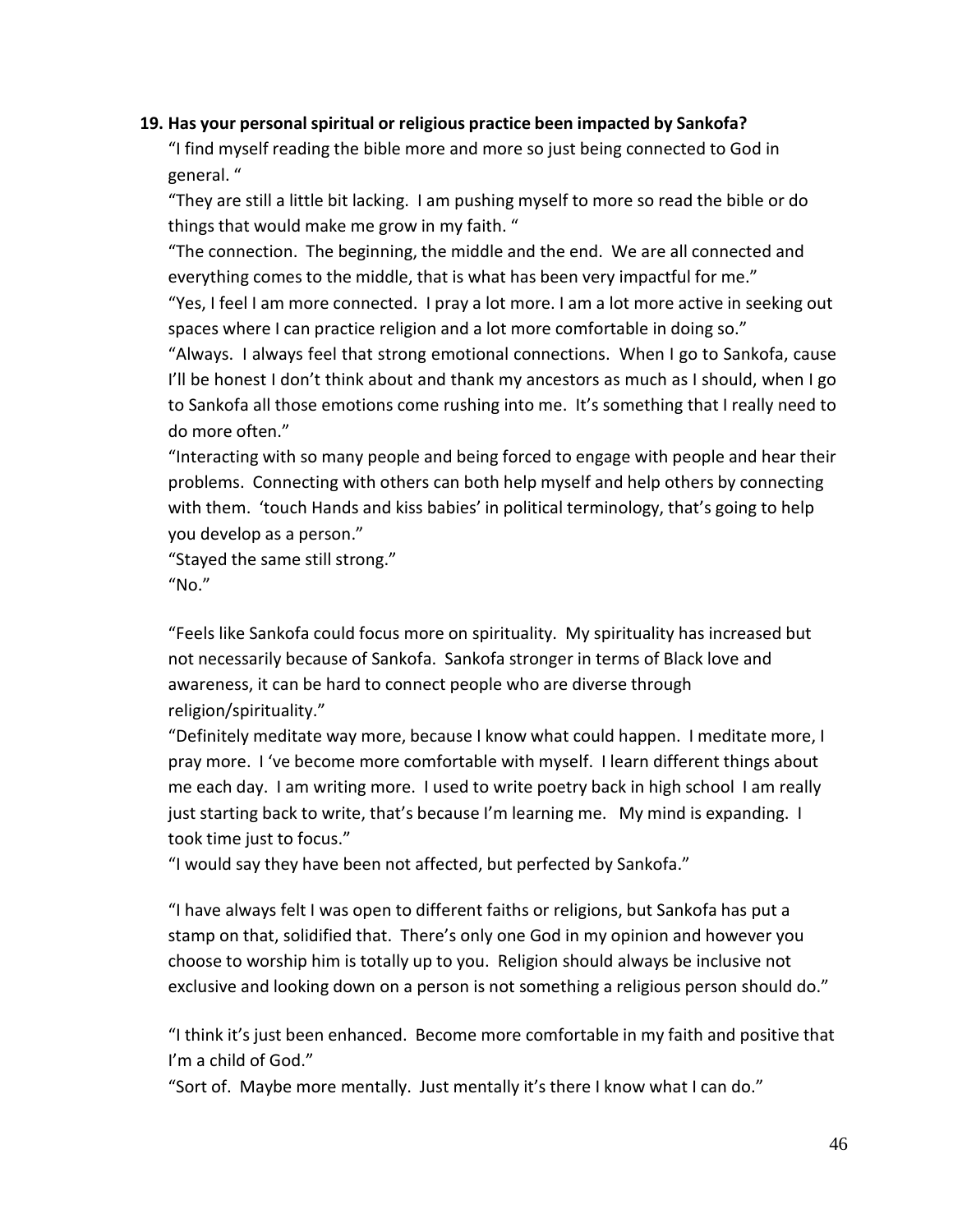**19. Has your personal spiritual or religious practice been impacted by Sankofa?**

"I find myself reading the bible more and more so just being connected to God in general. "

"They are still a little bit lacking. I am pushing myself to more so read the bible or do things that would make me grow in my faith. "

"The connection. The beginning, the middle and the end. We are all connected and everything comes to the middle, that is what has been very impactful for me."

"Yes, I feel I am more connected. I pray a lot more. I am a lot more active in seeking out spaces where I can practice religion and a lot more comfortable in doing so."

"Always. I always feel that strong emotional connections. When I go to Sankofa, cause I'll be honest I don't think about and thank my ancestors as much as I should, when I go to Sankofa all those emotions come rushing into me. It's something that I really need to do more often."

"Interacting with so many people and being forced to engage with people and hear their problems. Connecting with others can both help myself and help others by connecting with them. 'touch Hands and kiss babies' in political terminology, that's going to help you develop as a person."

"Stayed the same still strong."

"No."

"Feels like Sankofa could focus more on spirituality. My spirituality has increased but not necessarily because of Sankofa. Sankofa stronger in terms of Black love and awareness, it can be hard to connect people who are diverse through religion/spirituality."

"Definitely meditate way more, because I know what could happen. I meditate more, I pray more. I 've become more comfortable with myself. I learn different things about me each day. I am writing more. I used to write poetry back in high school I am really just starting back to write, that's because I'm learning me. My mind is expanding. I took time just to focus."

"I would say they have been not affected, but perfected by Sankofa."

"I have always felt I was open to different faiths or religions, but Sankofa has put a stamp on that, solidified that. There's only one God in my opinion and however you choose to worship him is totally up to you. Religion should always be inclusive not exclusive and looking down on a person is not something a religious person should do."

"I think it's just been enhanced. Become more comfortable in my faith and positive that I'm a child of God."

"Sort of. Maybe more mentally. Just mentally it's there I know what I can do."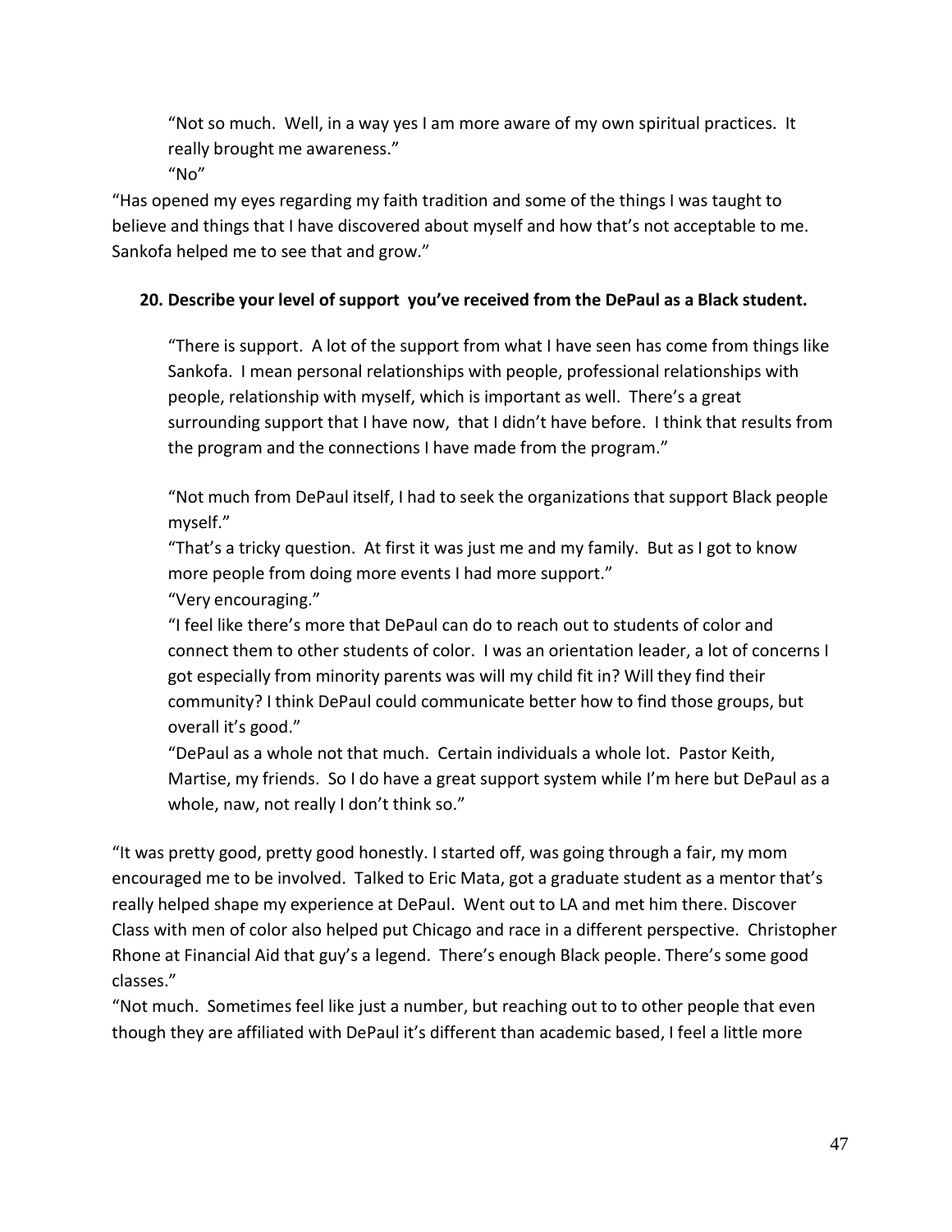"Not so much. Well, in a way yes I am more aware of my own spiritual practices. It really brought me awareness."

"No"

"Has opened my eyes regarding my faith tradition and some of the things I was taught to believe and things that I have discovered about myself and how that's not acceptable to me. Sankofa helped me to see that and grow."

**20. Describe your level of support you've received from the DePaul as a Black student.**

"There is support. A lot of the support from what I have seen has come from things like Sankofa. I mean personal relationships with people, professional relationships with people, relationship with myself, which is important as well. There's a great surrounding support that I have now, that I didn't have before. I think that results from the program and the connections I have made from the program."

"Not much from DePaul itself, I had to seek the organizations that support Black people myself."

"That's a tricky question. At first it was just me and my family. But as I got to know more people from doing more events I had more support."

"Very encouraging."

"I feel like there's more that DePaul can do to reach out to students of color and connect them to other students of color. I was an orientation leader, a lot of concerns I got especially from minority parents was will my child fit in? Will they find their community? I think DePaul could communicate better how to find those groups, but overall it's good."

"DePaul as a whole not that much. Certain individuals a whole lot. Pastor Keith, Martise, my friends. So I do have a great support system while I'm here but DePaul as a whole, naw, not really I don't think so."

"It was pretty good, pretty good honestly. I started off, was going through a fair, my mom encouraged me to be involved. Talked to Eric Mata, got a graduate student as a mentor that's really helped shape my experience at DePaul. Went out to LA and met him there. Discover Class with men of color also helped put Chicago and race in a different perspective. Christopher Rhone at Financial Aid that guy's a legend. There's enough Black people. There's some good classes."

"Not much. Sometimes feel like just a number, but reaching out to to other people that even though they are affiliated with DePaul it's different than academic based, I feel a little more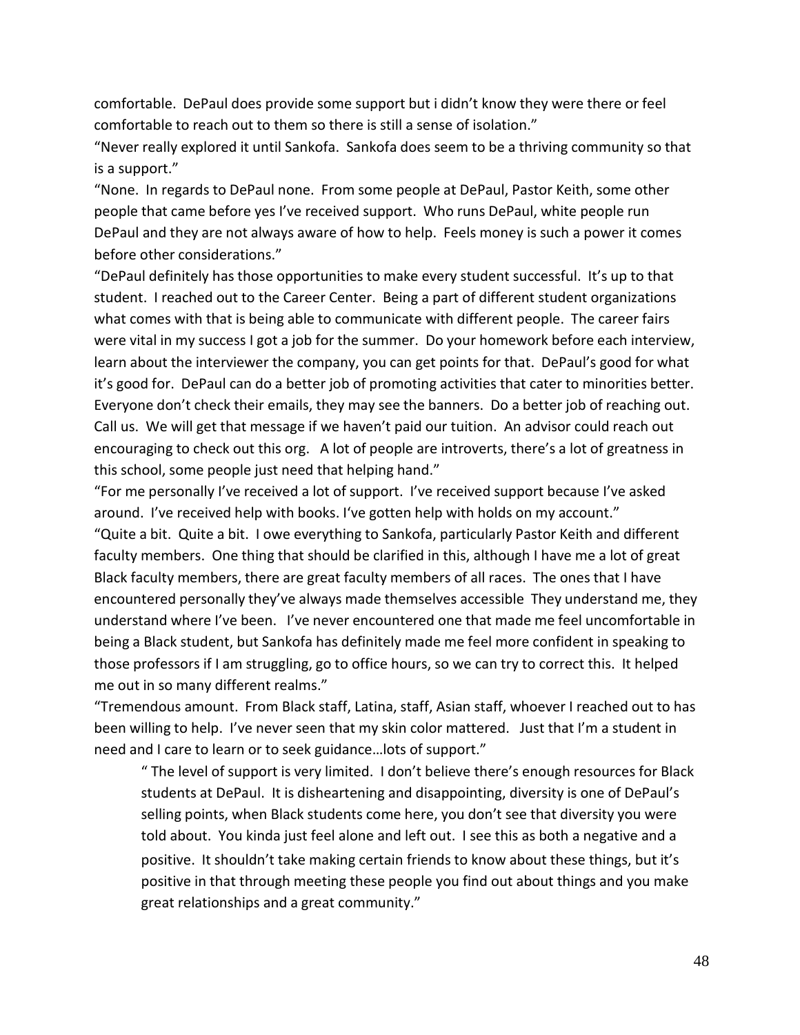comfortable. DePaul does provide some support but i didn't know they were there or feel comfortable to reach out to them so there is still a sense of isolation."

"Never really explored it until Sankofa. Sankofa does seem to be a thriving community so that is a support."

"None. In regards to DePaul none. From some people at DePaul, Pastor Keith, some other people that came before yes I've received support. Who runs DePaul, white people run DePaul and they are not always aware of how to help. Feels money is such a power it comes before other considerations."

"DePaul definitely has those opportunities to make every student successful. It's up to that student. I reached out to the Career Center. Being a part of different student organizations what comes with that is being able to communicate with different people. The career fairs were vital in my success I got a job for the summer. Do your homework before each interview, learn about the interviewer the company, you can get points for that. DePaul's good for what it's good for. DePaul can do a better job of promoting activities that cater to minorities better. Everyone don't check their emails, they may see the banners. Do a better job of reaching out. Call us. We will get that message if we haven't paid our tuition. An advisor could reach out encouraging to check out this org. A lot of people are introverts, there's a lot of greatness in this school, some people just need that helping hand."

"For me personally I've received a lot of support. I've received support because I've asked around. I've received help with books. I've gotten help with holds on my account."

"Quite a bit. Quite a bit. I owe everything to Sankofa, particularly Pastor Keith and different faculty members. One thing that should be clarified in this, although I have me a lot of great Black faculty members, there are great faculty members of all races. The ones that I have encountered personally they've always made themselves accessible They understand me, they understand where I've been. I've never encountered one that made me feel uncomfortable in being a Black student, but Sankofa has definitely made me feel more confident in speaking to those professors if I am struggling, go to office hours, so we can try to correct this. It helped me out in so many different realms."

"Tremendous amount. From Black staff, Latina, staff, Asian staff, whoever I reached out to has been willing to help. I've never seen that my skin color mattered. Just that I'm a student in need and I care to learn or to seek guidance…lots of support."

> " The level of support is very limited. I don't believe there's enough resources for Black students at DePaul. It is disheartening and disappointing, diversity is one of DePaul's selling points, when Black students come here, you don't see that diversity you were told about. You kinda just feel alone and left out. I see this as both a negative and a positive. It shouldn't take making certain friends to know about these things, but it's positive in that through meeting these people you find out about things and you make great relationships and a great community."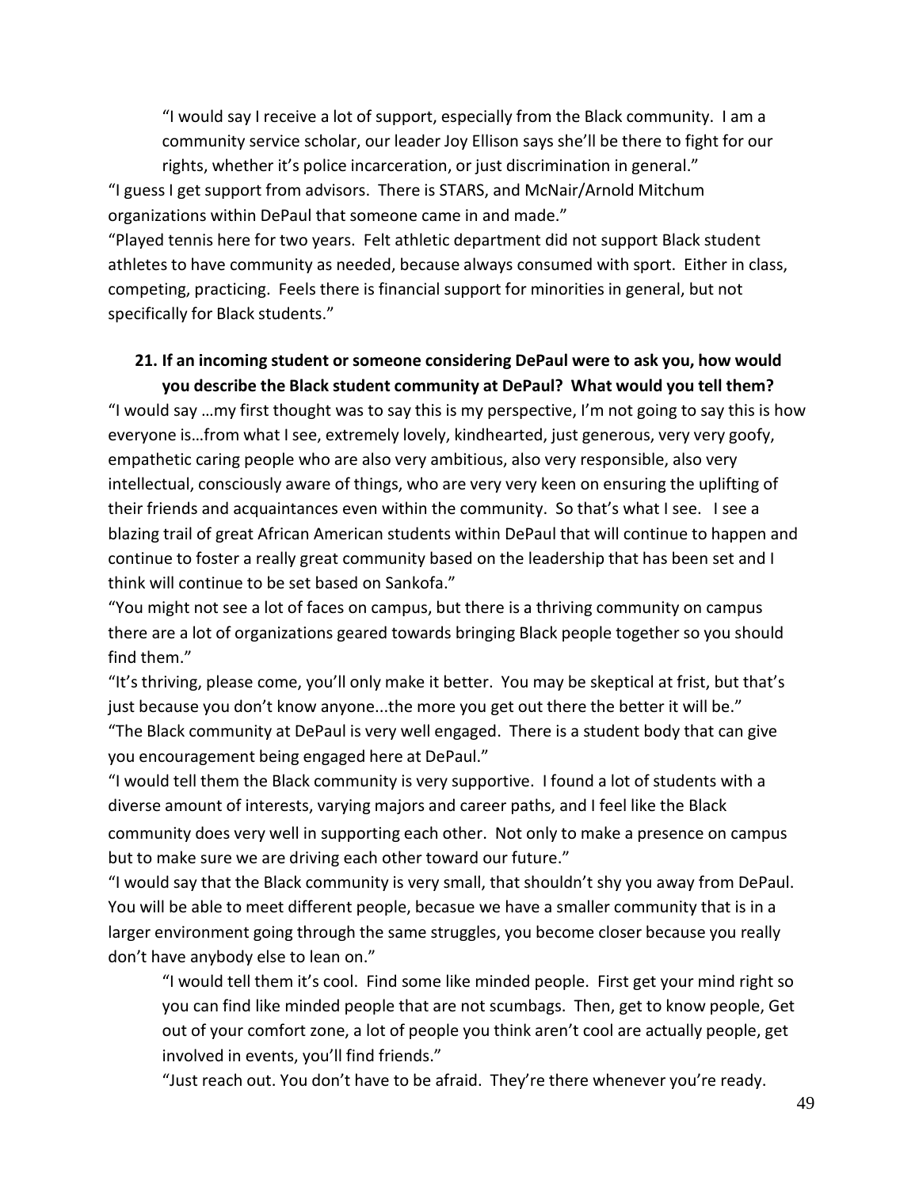"I would say I receive a lot of support, especially from the Black community. I am a community service scholar, our leader Joy Ellison says she'll be there to fight for our rights, whether it's police incarceration, or just discrimination in general."

"I guess I get support from advisors. There is STARS, and McNair/Arnold Mitchum organizations within DePaul that someone came in and made."

"Played tennis here for two years. Felt athletic department did not support Black student athletes to have community as needed, because always consumed with sport. Either in class, competing, practicing. Feels there is financial support for minorities in general, but not specifically for Black students."

**21. If an incoming student or someone considering DePaul were to ask you, how would you describe the Black student community at DePaul? What would you tell them?**

"I would say …my first thought was to say this is my perspective, I'm not going to say this is how everyone is…from what I see, extremely lovely, kindhearted, just generous, very very goofy, empathetic caring people who are also very ambitious, also very responsible, also very intellectual, consciously aware of things, who are very very keen on ensuring the uplifting of their friends and acquaintances even within the community. So that's what I see. I see a blazing trail of great African American students within DePaul that will continue to happen and continue to foster a really great community based on the leadership that has been set and I think will continue to be set based on Sankofa."

"You might not see a lot of faces on campus, but there is a thriving community on campus there are a lot of organizations geared towards bringing Black people together so you should find them."

"It's thriving, please come, you'll only make it better. You may be skeptical at frist, but that's just because you don't know anyone...the more you get out there the better it will be."

"The Black community at DePaul is very well engaged. There is a student body that can give you encouragement being engaged here at DePaul."

"I would tell them the Black community is very supportive. I found a lot of students with a diverse amount of interests, varying majors and career paths, and I feel like the Black community does very well in supporting each other. Not only to make a presence on campus but to make sure we are driving each other toward our future."

"I would say that the Black community is very small, that shouldn't shy you away from DePaul. You will be able to meet different people, becasue we have a smaller community that is in a larger environment going through the same struggles, you become closer because you really don't have anybody else to lean on."

"I would tell them it's cool. Find some like minded people. First get your mind right so you can find like minded people that are not scumbags. Then, get to know people, Get out of your comfort zone, a lot of people you think aren't cool are actually people, get involved in events, you'll find friends."

"Just reach out. You don't have to be afraid. They're there whenever you're ready.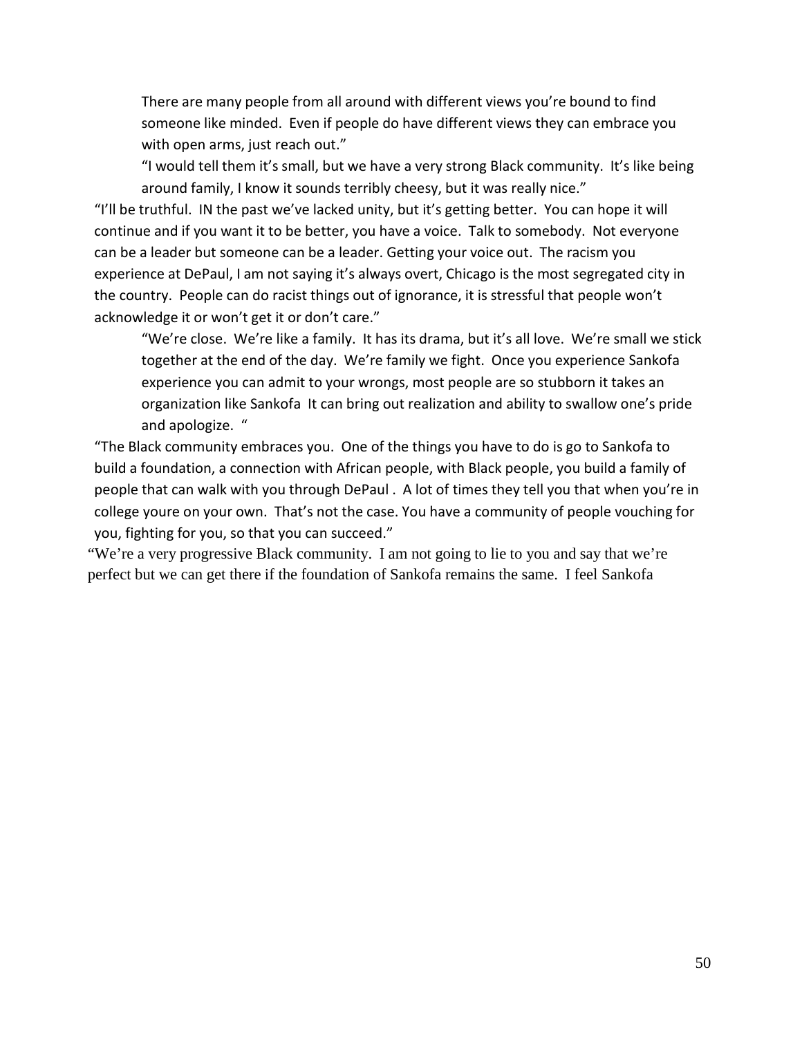There are many people from all around with different views you're bound to find someone like minded. Even if people do have different views they can embrace you with open arms, just reach out."

"I would tell them it's small, but we have a very strong Black community. It's like being around family, I know it sounds terribly cheesy, but it was really nice."

"I'll be truthful. IN the past we've lacked unity, but it's getting better. You can hope it will continue and if you want it to be better, you have a voice. Talk to somebody. Not everyone can be a leader but someone can be a leader. Getting your voice out. The racism you experience at DePaul, I am not saying it's always overt, Chicago is the most segregated city in the country. People can do racist things out of ignorance, it is stressful that people won't acknowledge it or won't get it or don't care."

"We're close. We're like a family. It has its drama, but it's all love. We're small we stick together at the end of the day. We're family we fight. Once you experience Sankofa experience you can admit to your wrongs, most people are so stubborn it takes an organization like Sankofa It can bring out realization and ability to swallow one's pride and apologize. "

"The Black community embraces you. One of the things you have to do is go to Sankofa to build a foundation, a connection with African people, with Black people, you build a family of people that can walk with you through DePaul . A lot of times they tell you that when you're in college youre on your own. That's not the case. You have a community of people vouching for you, fighting for you, so that you can succeed."

"We're a very progressive Black community. I am not going to lie to you and say that we're perfect but we can get there if the foundation of Sankofa remains the same. I feel Sankofa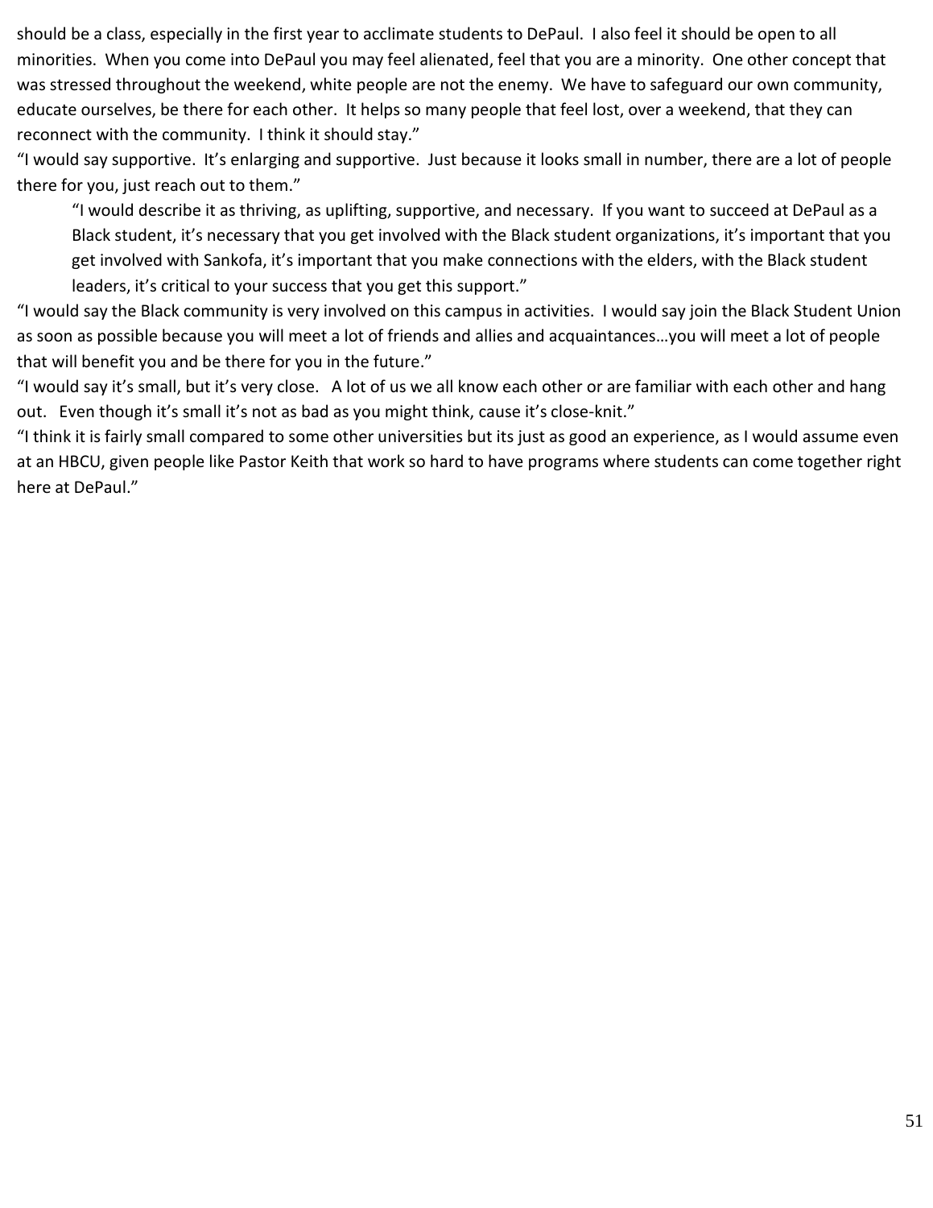should be a class, especially in the first year to acclimate students to DePaul. I also feel it should be open to all minorities. When you come into DePaul you may feel alienated, feel that you are a minority. One other concept that was stressed throughout the weekend, white people are not the enemy. We have to safeguard our own community, educate ourselves, be there for each other. It helps so many people that feel lost, over a weekend, that they can reconnect with the community. I think it should stay."

"I would say supportive. It's enlarging and supportive. Just because it looks small in number, there are a lot of people there for you, just reach out to them."

> "I would describe it as thriving, as uplifting, supportive, and necessary. If you want to succeed at DePaul as a Black student, it's necessary that you get involved with the Black student organizations, it's important that you get involved with Sankofa, it's important that you make connections with the elders, with the Black student leaders, it's critical to your success that you get this support."

"I would say the Black community is very involved on this campus in activities. I would say join the Black Student Union as soon as possible because you will meet a lot of friends and allies and acquaintances…you will meet a lot of people that will benefit you and be there for you in the future."

"I would say it's small, but it's very close. A lot of us we all know each other or are familiar with each other and hang out. Even though it's small it's not as bad as you might think, cause it's close-knit."

"I think it is fairly small compared to some other universities but its just as good an experience, as I would assume even at an HBCU, given people like Pastor Keith that work so hard to have programs where students can come together right here at DePaul."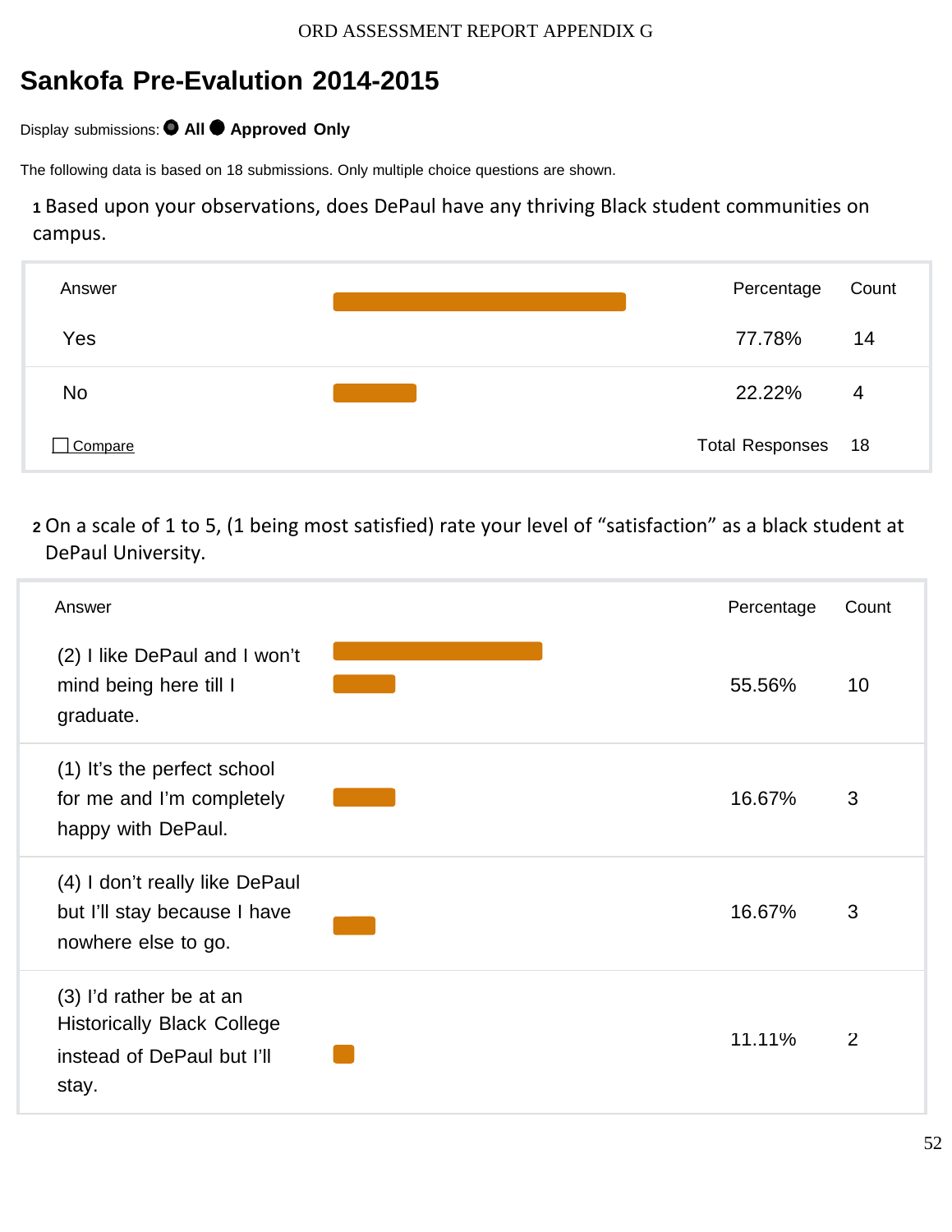# Sankofa Pre-Evalution 2014-2015

Display submissions: All Approved Only

The following data is based on 18 submissions. Only multiple choice questions are shown.

**1** Based upon your observations, does DePaul have any thriving Black student communities on campus.

| Answer | Percentage | Count |
|---|---|---|
| Yes | 77.78% | 14 |
| No | 22.22% | 4 |
| Compare | Total Responses | 18 |

**2** On a scale of 1 to 5, (1 being most satisfied) rate your level of "satisfaction" as a black student at DePaul University.

| Answer | Percentage | Count |
|---|---|---|
| (2) I like DePaul and I won't mind being here till I graduate. | 55.56% | 10 |
| (1) It's the perfect school for me and I'm completely happy with DePaul. | 16.67% | 3 |
| (4) I don't really like DePaul but I'll stay because I have nowhere else to go. | 16.67% | 3 |
| (3) I'd rather be at an Historically Black College instead of DePaul but I'll stay. | 11.11% | 2 |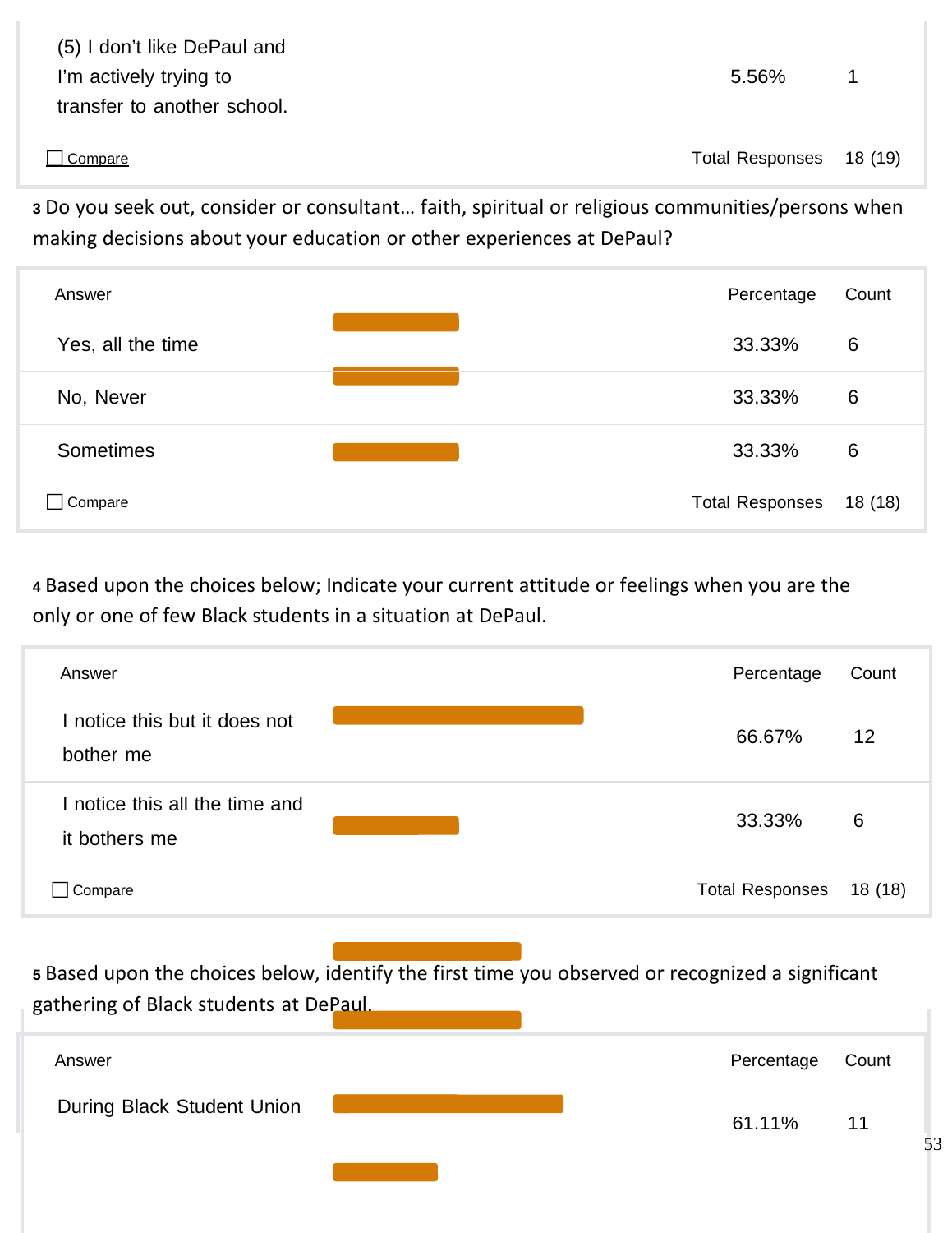| | Percentage | Count |
|---|---|---|
| (5) I don't like DePaul and I'm actively trying to transfer to another school. | 5.56% | 1 |
| Compare | Total Responses | 18 (19) |

**3** Do you seek out, consider or consultant… faith, spiritual or religious communities/persons when making decisions about your education or other experiences at DePaul?

| Answer | Percentage | Count |
|---|---|---|
| Yes, all the time | 33.33% | 6 |
| No, Never | 33.33% | 6 |
| Sometimes | 33.33% | 6 |
| Compare | Total Responses | 18 (18) |

**4** Based upon the choices below; Indicate your current attitude or feelings when you are the only or one of few Black students in a situation at DePaul.

| Answer | Percentage | Count |
|---|---|---|
| I notice this but it does not bother me | 66.67% | 12 |
| I notice this all the time and it bothers me | 33.33% | 6 |
| Compare | Total Responses | 18 (18) |

**5** Based upon the choices below, identify the first time you observed or recognized a significant gathering of Black students at DePaul.

| Answer | Percentage | Count |
|---|---|---|
| During Black Student Union | 61.11% | 11 |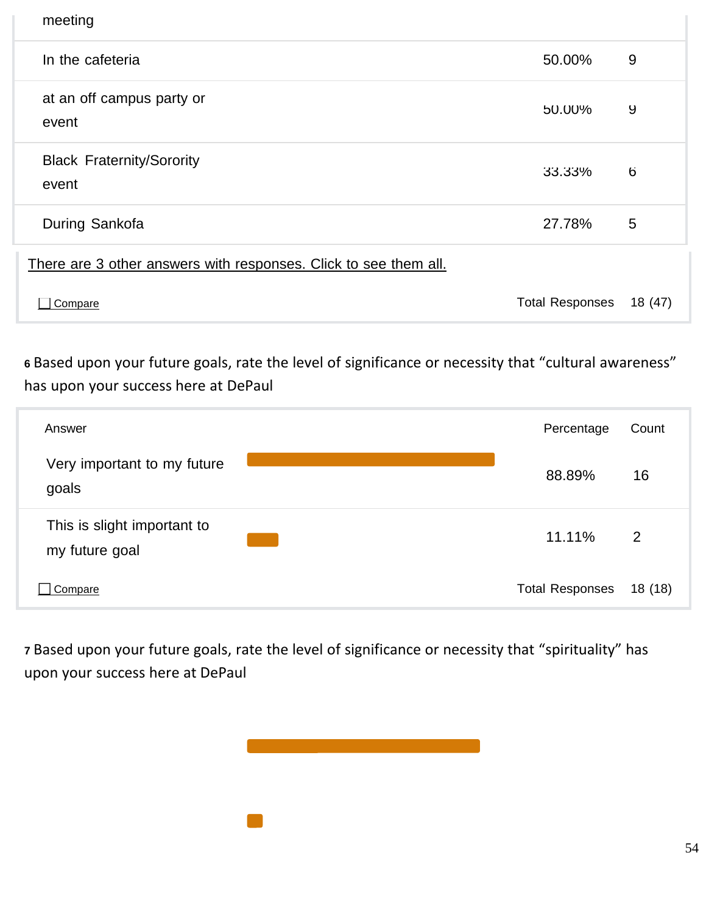| | | |
|---|---|---|
| meeting | | |
| In the cafeteria | 50.00% | 9 |
| at an off campus party or event | 50.00% | 9 |
| Black Fraternity/Sorority event | 33.33% | 6 |
| During Sankofa | 27.78% | 5 |

There are 3 other answers with responses. Click to see them all.

Compare — Total Responses 18 (47)

**6** Based upon your future goals, rate the level of significance or necessity that “cultural awareness” has upon your success here at DePaul

| Answer | Percentage | Count |
|---|---|---|
| Very important to my future goals | 88.89% | 16 |
| This is slight important to my future goal | 11.11% | 2 |

Compare — Total Responses 18 (18)

**7** Based upon your future goals, rate the level of significance or necessity that “spirituality” has upon your success here at DePaul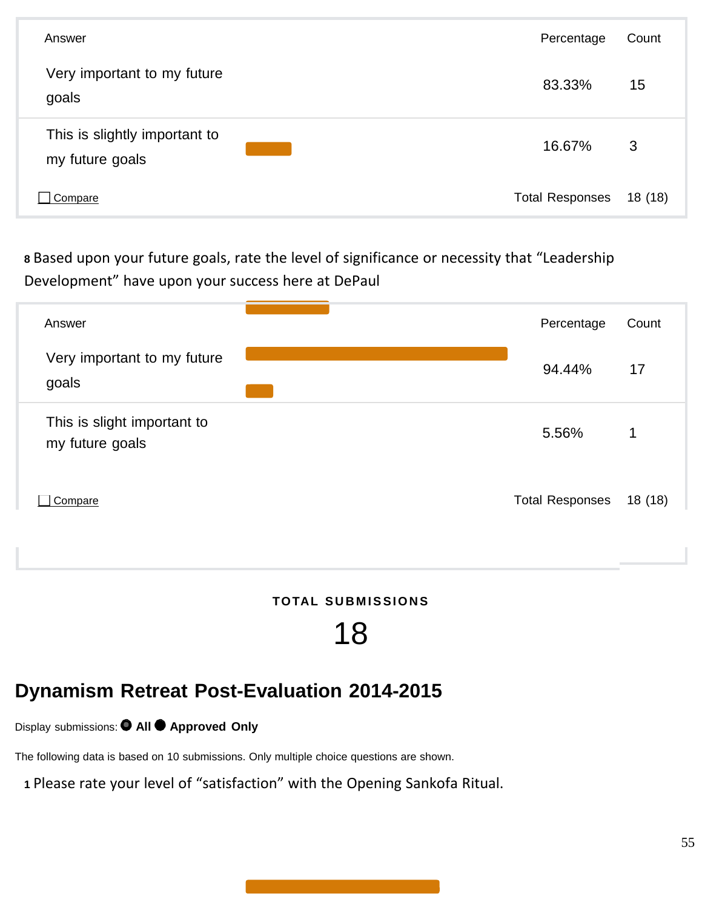| Answer | Percentage | Count |
|---|---|---|
| Very important to my future goals | 83.33% | 15 |
| This is slightly important to my future goals | 16.67% | 3 |
| Compare | Total Responses | 18 (18) |

**8** Based upon your future goals, rate the level of significance or necessity that “Leadership Development” have upon your success here at DePaul

| Answer | Percentage | Count |
|---|---|---|
| Very important to my future goals | 94.44% | 17 |
| This is slight important to my future goals | 5.56% | 1 |
| Compare | Total Responses | 18 (18) |

**TOTAL SUBMISSIONS**

18

## Dynamism Retreat Post-Evaluation 2014-2015

Display submissions: **All** **Approved Only**

The following data is based on 10 submissions. Only multiple choice questions are shown.

**1** Please rate your level of “satisfaction” with the Opening Sankofa Ritual.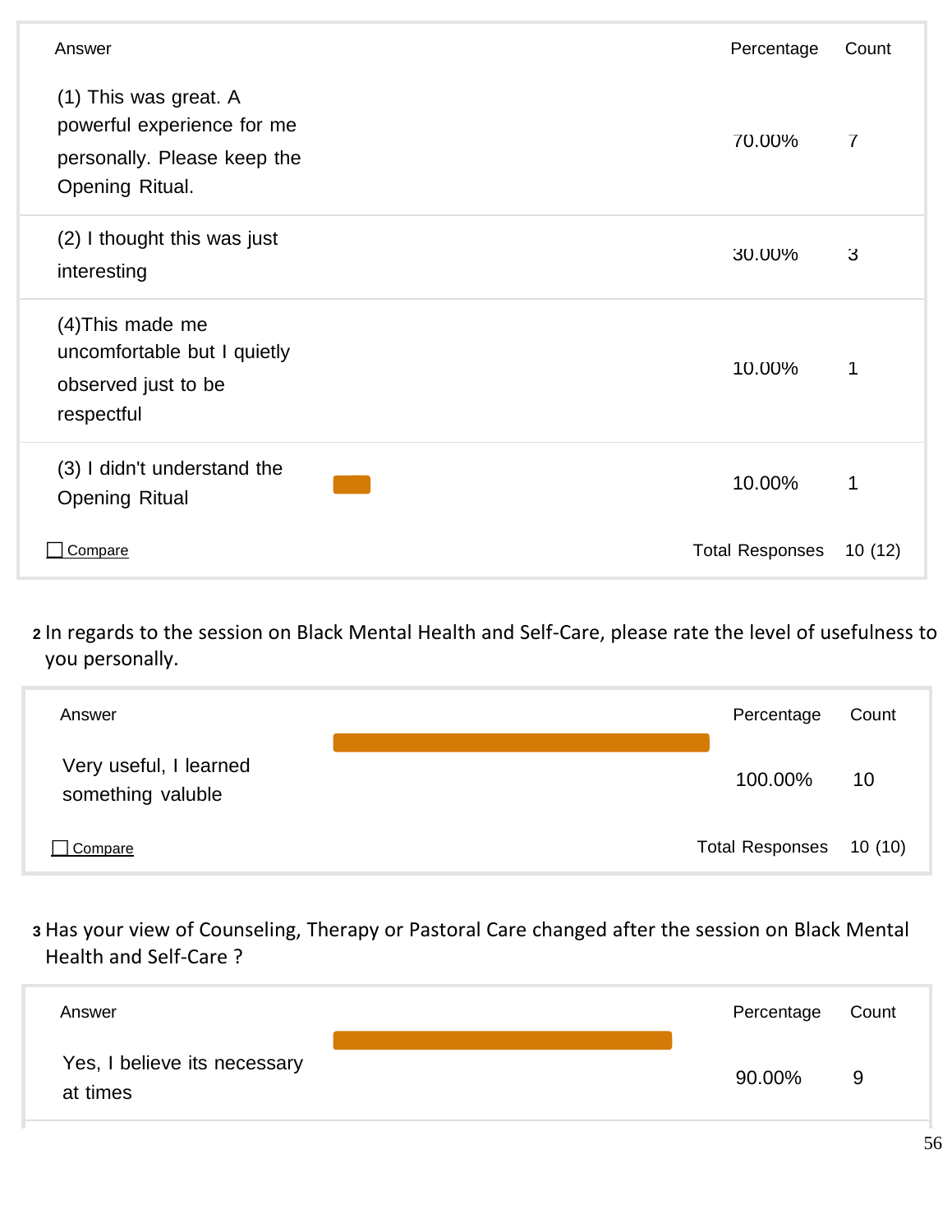| Answer | Percentage | Count |
|---|---|---|
| (1) This was great. A powerful experience for me personally. Please keep the Opening Ritual. | 70.00% | 7 |
| (2) I thought this was just interesting | 30.00% | 3 |
| (4)This made me uncomfortable but I quietly observed just to be respectful | 10.00% | 1 |
| (3) I didn't understand the Opening Ritual | 10.00% | 1 |
| Compare | Total Responses | 10 (12) |

2 In regards to the session on Black Mental Health and Self-Care, please rate the level of usefulness to you personally.

| Answer | Percentage | Count |
|---|---|---|
| Very useful, I learned something valuble | 100.00% | 10 |
| Compare | Total Responses | 10 (10) |

3 Has your view of Counseling, Therapy or Pastoral Care changed after the session on Black Mental Health and Self-Care ?

| Answer | Percentage | Count |
|---|---|---|
| Yes, I believe its necessary at times | 90.00% | 9 |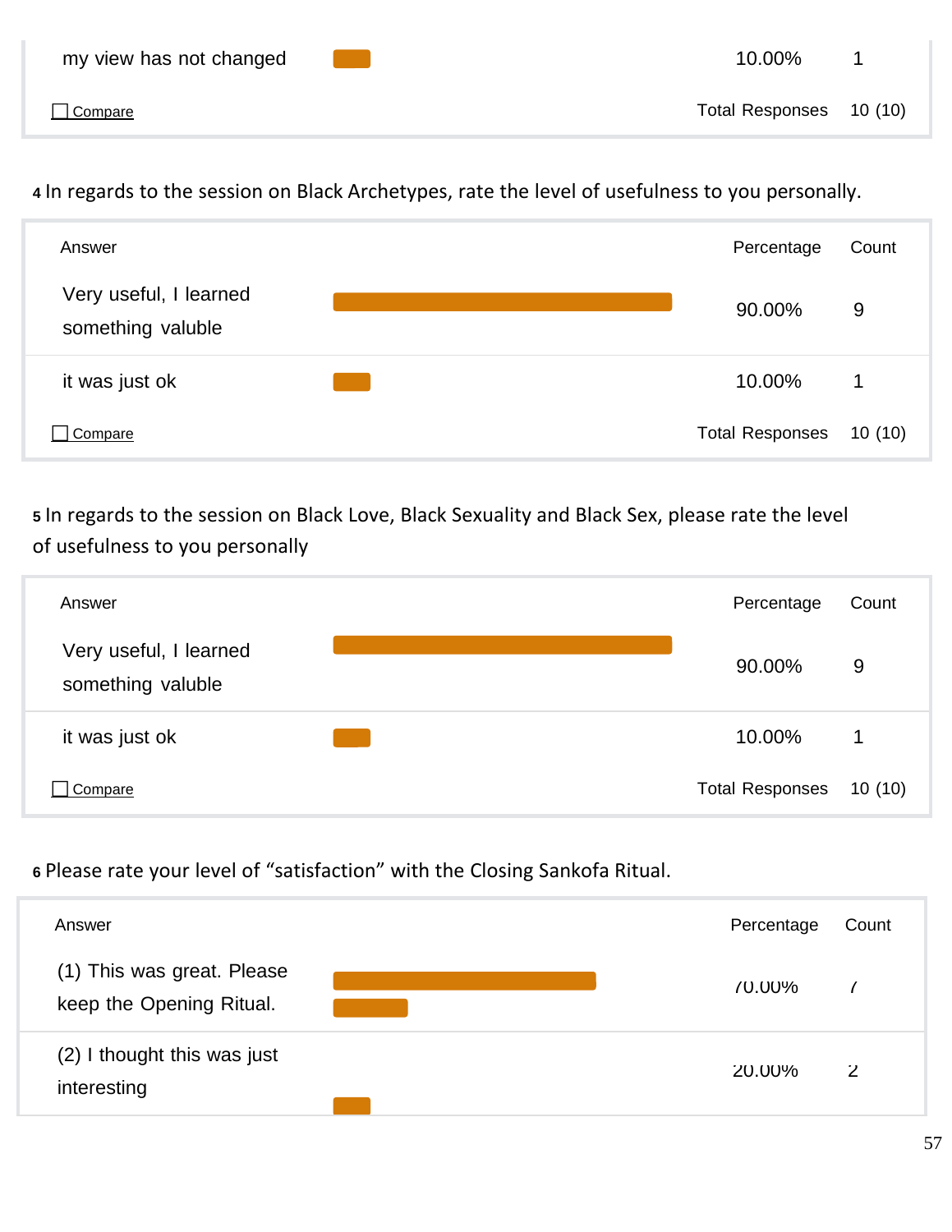| Answer | Percentage | Count |
|---|---|---|
| my view has not changed | 10.00% | 1 |
| Total Responses | | 10 (10) |

**4** In regards to the session on Black Archetypes, rate the level of usefulness to you personally.

| Answer | Percentage | Count |
|---|---|---|
| Very useful, I learned something valuble | 90.00% | 9 |
| it was just ok | 10.00% | 1 |
| Total Responses | | 10 (10) |

**5** In regards to the session on Black Love, Black Sexuality and Black Sex, please rate the level of usefulness to you personally

| Answer | Percentage | Count |
|---|---|---|
| Very useful, I learned something valuble | 90.00% | 9 |
| it was just ok | 10.00% | 1 |
| Total Responses | | 10 (10) |

**6** Please rate your level of "satisfaction" with the Closing Sankofa Ritual.

| Answer | Percentage | Count |
|---|---|---|
| (1) This was great. Please keep the Opening Ritual. | 70.00% | 7 |
| (2) I thought this was just interesting | 20.00% | 2 |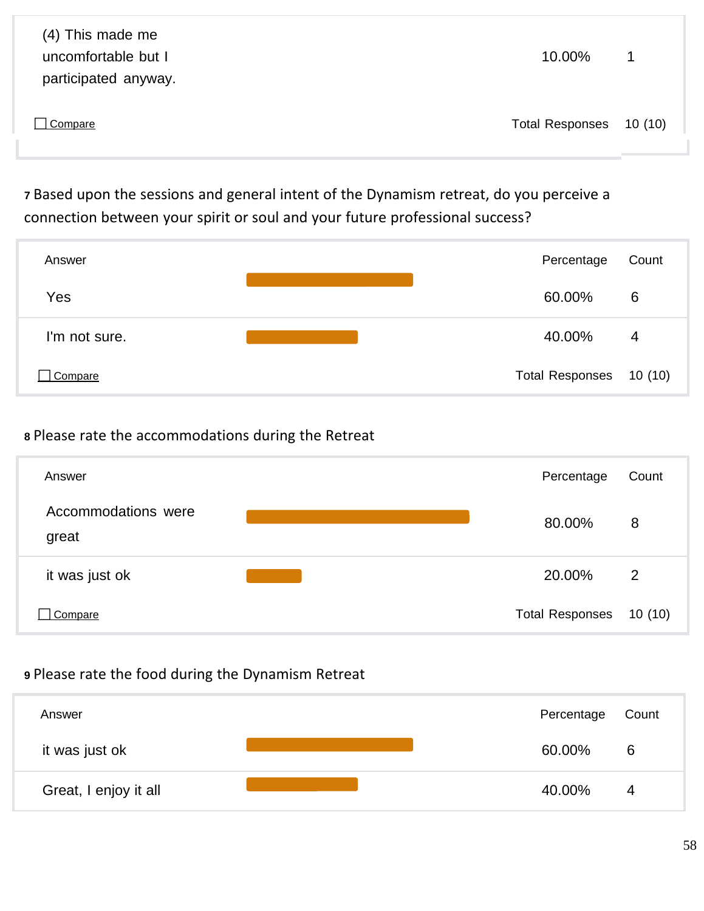| (4) This made me uncomfortable but I participated anyway. | 10.00% | 1 |
|---|---|---|
| Compare | Total Responses | 10 (10) |

7 Based upon the sessions and general intent of the Dynamism retreat, do you perceive a connection between your spirit or soul and your future professional success?

| Answer | Percentage | Count |
|---|---|---|
| Yes | 60.00% | 6 |
| I'm not sure. | 40.00% | 4 |
| Compare | Total Responses | 10 (10) |

8 Please rate the accommodations during the Retreat

| Answer | Percentage | Count |
|---|---|---|
| Accommodations were great | 80.00% | 8 |
| it was just ok | 20.00% | 2 |
| Compare | Total Responses | 10 (10) |

9 Please rate the food during the Dynamism Retreat

| Answer | Percentage | Count |
|---|---|---|
| it was just ok | 60.00% | 6 |
| Great, I enjoy it all | 40.00% | 4 |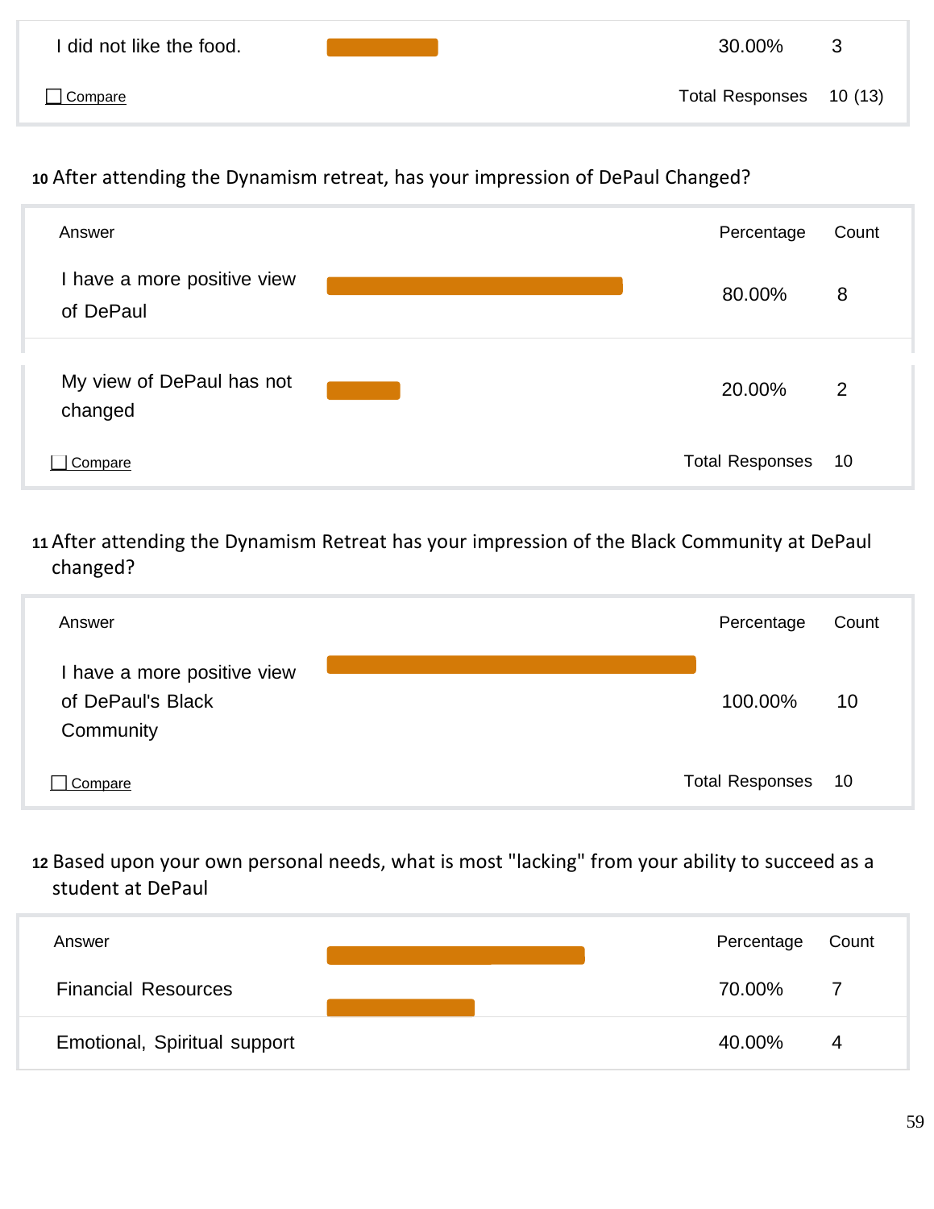| Answer | Percentage | Count |
|---|---|---|
| I did not like the food. | 30.00% | 3 |
| Total Responses | | 10 (13) |

**10** After attending the Dynamism retreat, has your impression of DePaul Changed?

| Answer | Percentage | Count |
|---|---|---|
| I have a more positive view of DePaul | 80.00% | 8 |
| My view of DePaul has not changed | 20.00% | 2 |
| Total Responses | | 10 |

**11** After attending the Dynamism Retreat has your impression of the Black Community at DePaul changed?

| Answer | Percentage | Count |
|---|---|---|
| I have a more positive view of DePaul's Black Community | 100.00% | 10 |
| Total Responses | | 10 |

**12** Based upon your own personal needs, what is most "lacking" from your ability to succeed as a student at DePaul

| Answer | Percentage | Count |
|---|---|---|
| Financial Resources | 70.00% | 7 |
| Emotional, Spiritual support | 40.00% | 4 |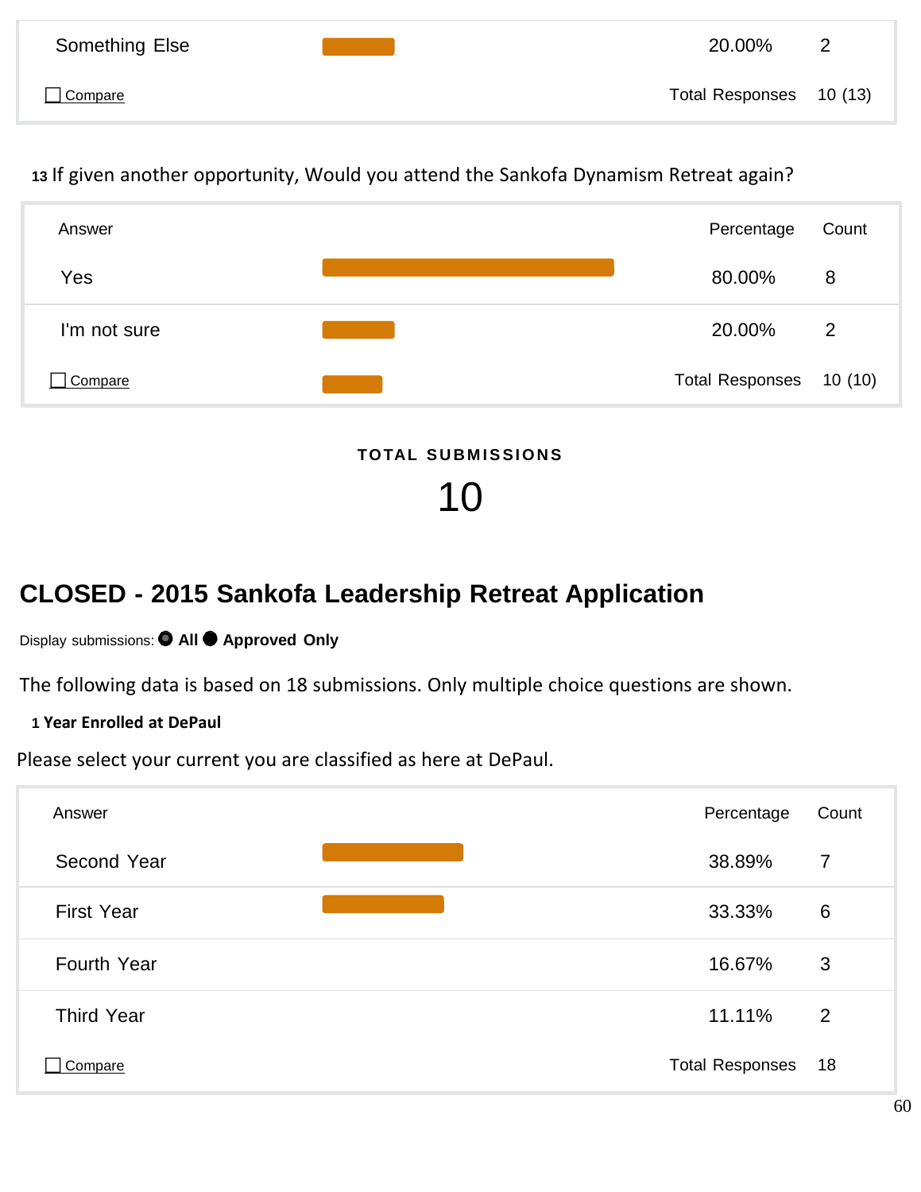| Answer | Percentage | Count |
|---|---|---|
| Something Else | 20.00% | 2 |
| Compare | Total Responses | 10 (13) |

**13** If given another opportunity, Would you attend the Sankofa Dynamism Retreat again?

| Answer | Percentage | Count |
|---|---|---|
| Yes | 80.00% | 8 |
| I'm not sure | 20.00% | 2 |
| Compare | Total Responses | 10 (10) |

**TOTAL SUBMISSIONS**

10

## CLOSED - 2015 Sankofa Leadership Retreat Application

Display submissions: **All** **Approved Only**

The following data is based on 18 submissions. Only multiple choice questions are shown.

**1 Year Enrolled at DePaul**

Please select your current you are classified as here at DePaul.

| Answer | Percentage | Count |
|---|---|---|
| Second Year | 38.89% | 7 |
| First Year | 33.33% | 6 |
| Fourth Year | 16.67% | 3 |
| Third Year | 11.11% | 2 |
| Compare | Total Responses | 18 |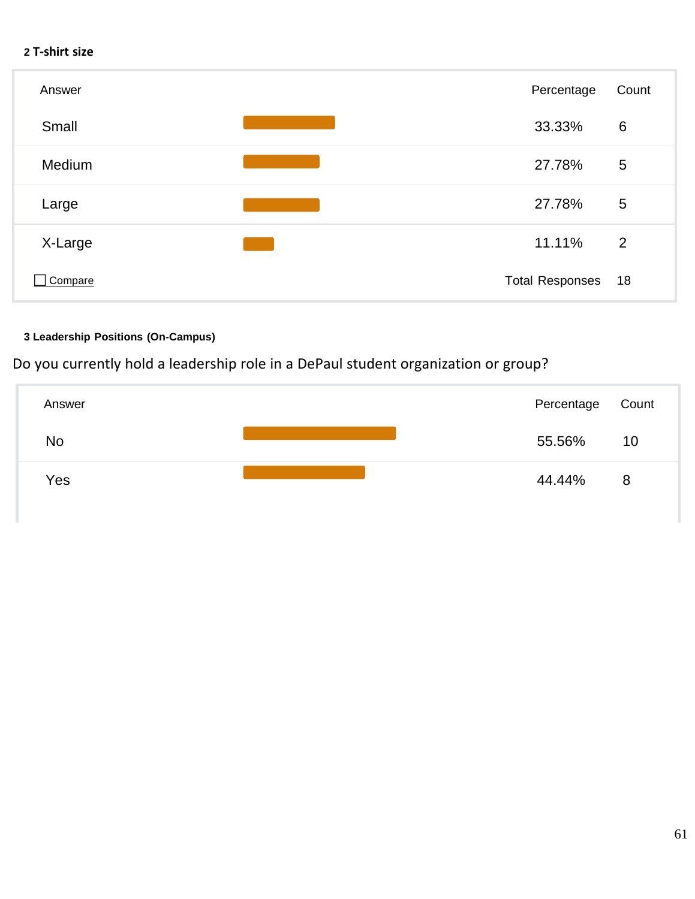**2 T-shirt size**

| Answer | Percentage | Count |
|---|---|---|
| Small | 33.33% | 6 |
| Medium | 27.78% | 5 |
| Large | 27.78% | 5 |
| X-Large | 11.11% | 2 |
| Compare | Total Responses | 18 |

**3 Leadership Positions (On-Campus)**

Do you currently hold a leadership role in a DePaul student organization or group?

| Answer | Percentage | Count |
|---|---|---|
| No | 55.56% | 10 |
| Yes | 44.44% | 8 |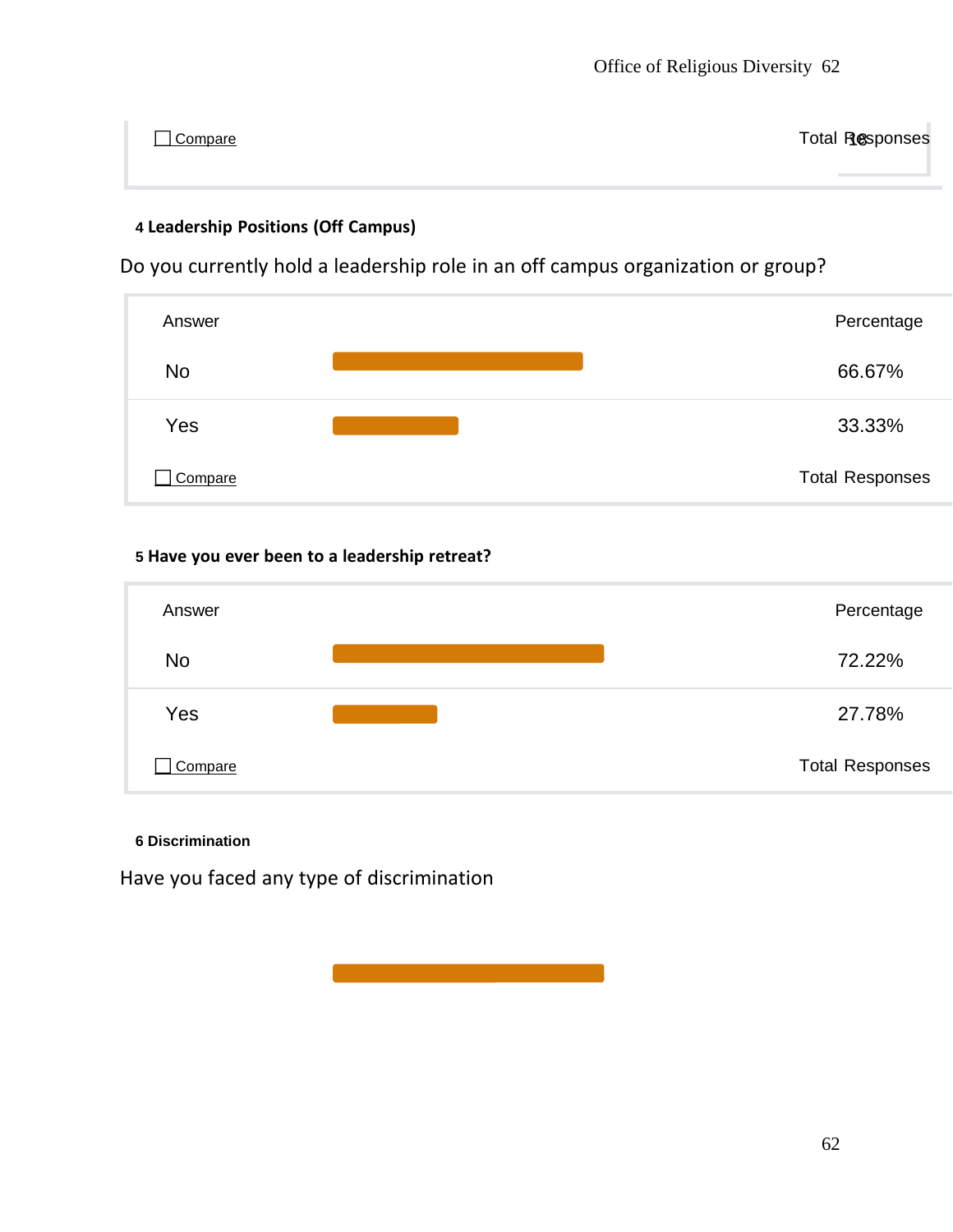| Compare | Total Responses 18 |
|---|---|

**4 Leadership Positions (Off Campus)**

Do you currently hold a leadership role in an off campus organization or group?

| Answer | Percentage |
|---|---|
| No | 66.67% |
| Yes | 33.33% |
| Compare | Total Responses |

**5 Have you ever been to a leadership retreat?**

| Answer | Percentage |
|---|---|
| No | 72.22% |
| Yes | 27.78% |
| Compare | Total Responses |

**6 Discrimination**

Have you faced any type of discrimination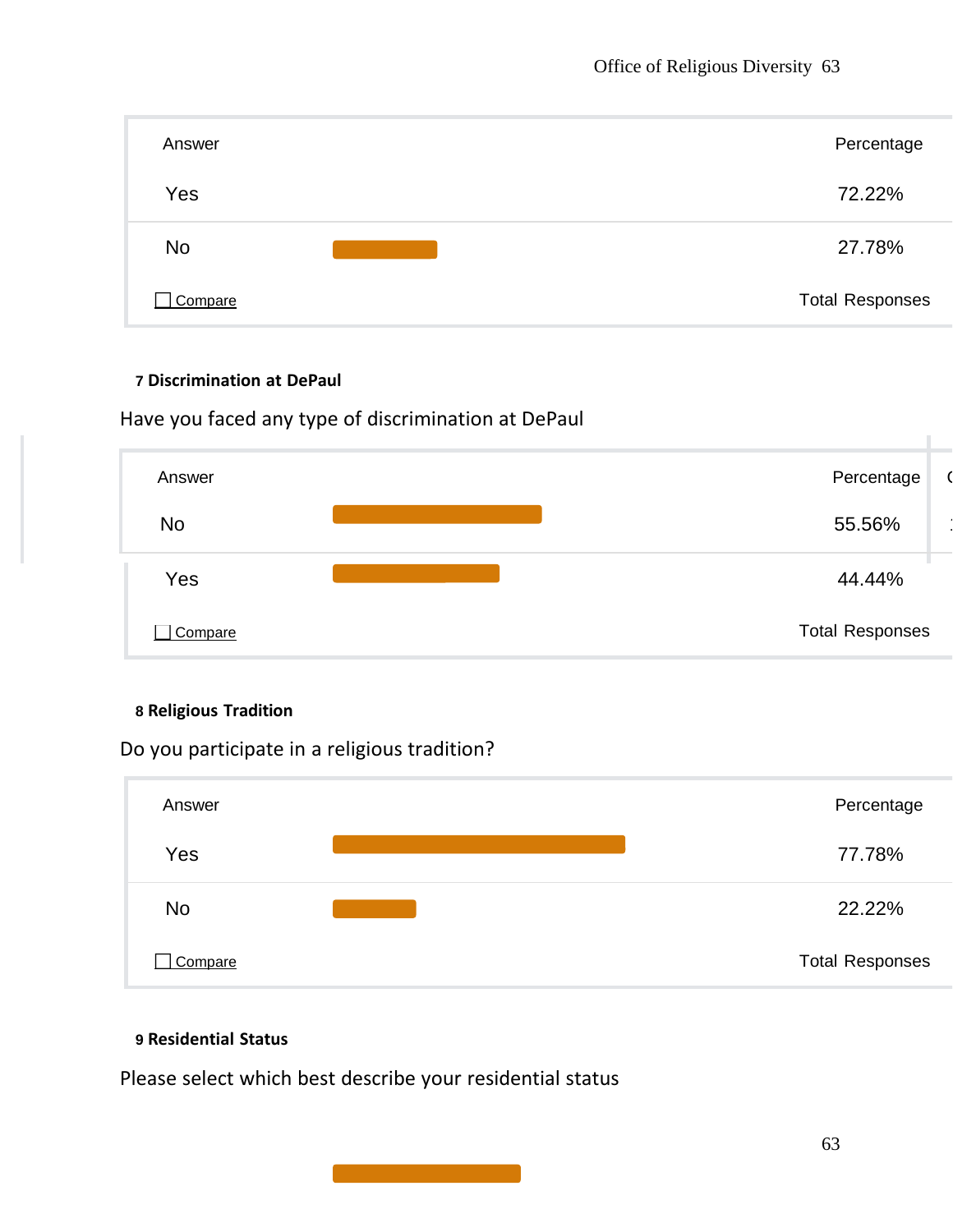| Answer | Percentage |
|---|---|
| Yes | 72.22% |
| No | 27.78% |
| Compare | Total Responses |

**7 Discrimination at DePaul**

Have you faced any type of discrimination at DePaul

| Answer | Percentage |
|---|---|
| No | 55.56% |
| Yes | 44.44% |
| Compare | Total Responses |

**8 Religious Tradition**

Do you participate in a religious tradition?

| Answer | Percentage |
|---|---|
| Yes | 77.78% |
| No | 22.22% |
| Compare | Total Responses |

**9 Residential Status**

Please select which best describe your residential status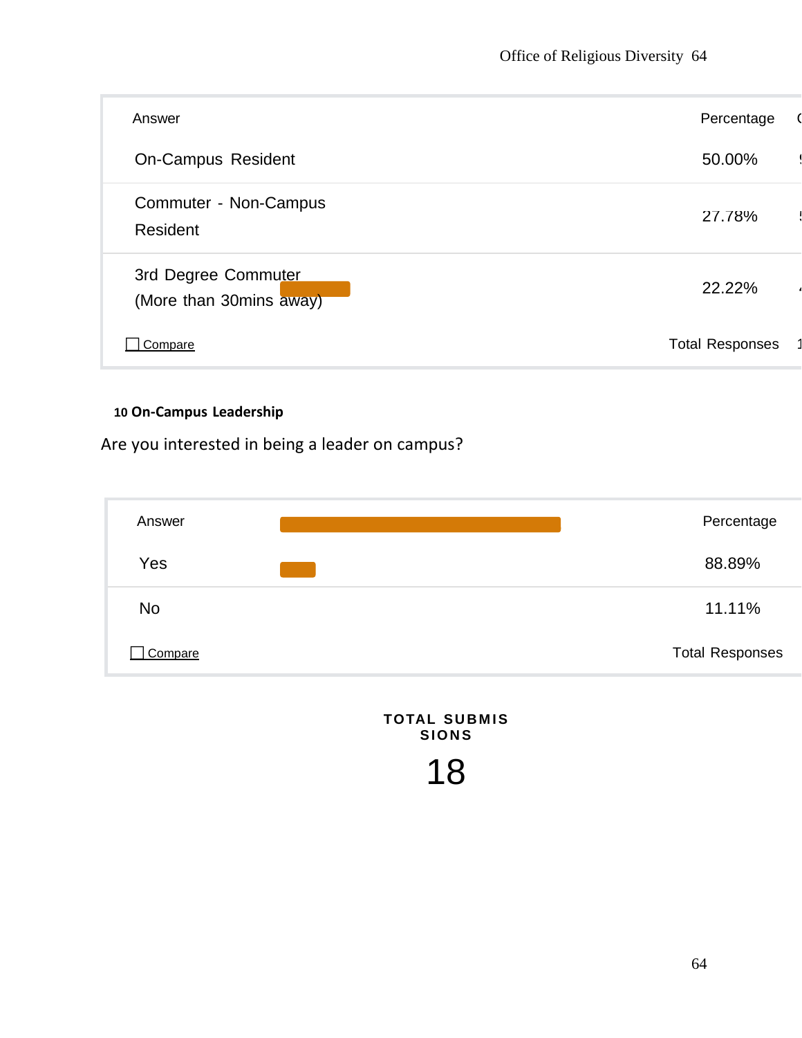| Answer | Percentage |
| --- | --- |
| On-Campus Resident | 50.00% |
| Commuter - Non-Campus Resident | 27.78% |
| 3rd Degree Commuter (More than 30mins away) | 22.22% |
| Compare | Total Responses |

**10 On-Campus Leadership**

Are you interested in being a leader on campus?

| Answer | Percentage |
| --- | --- |
| Yes | 88.89% |
| No | 11.11% |
| Compare | Total Responses |

**TOTAL SUBMISSIONS**

18